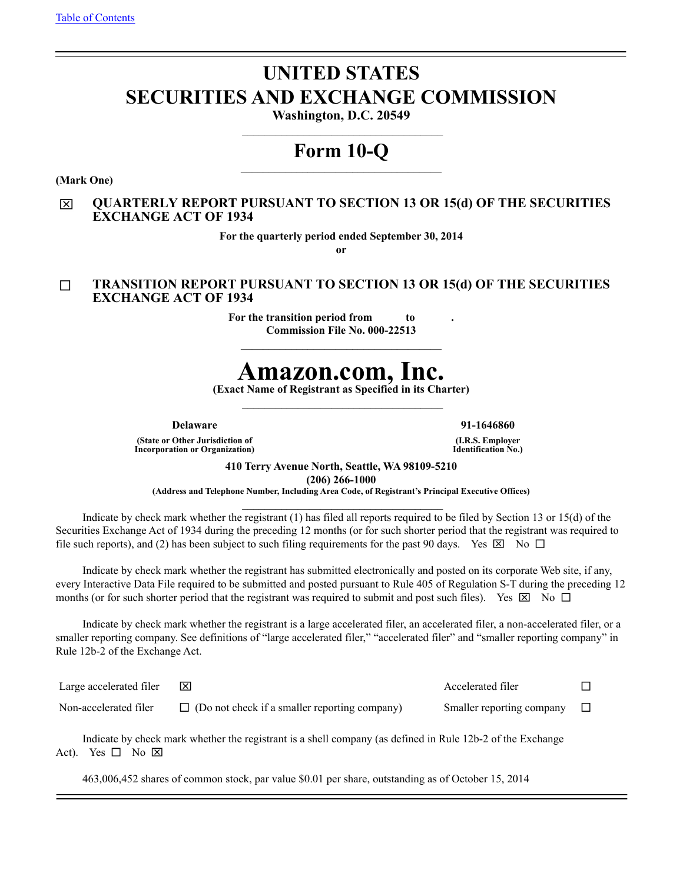[Table of Contents]

# UNITED STATES
# SECURITIES AND EXCHANGE COMMISSION

**Washington, D.C. 20549**

## Form 10-Q

**(Mark One)**

☒ **QUARTERLY REPORT PURSUANT TO SECTION 13 OR 15(d) OF THE SECURITIES EXCHANGE ACT OF 1934**

**For the quarterly period ended September 30, 2014**

**or**

☐ **TRANSITION REPORT PURSUANT TO SECTION 13 OR 15(d) OF THE SECURITIES EXCHANGE ACT OF 1934**

**For the transition period from to .**

**Commission File No. 000-22513**

# Amazon.com, Inc.

**(Exact Name of Registrant as Specified in its Charter)**

| **Delaware** | **91-1646860** |
| --- | --- |
| **(State or Other Jurisdiction of Incorporation or Organization)** | **(I.R.S. Employer Identification No.)** |

**410 Terry Avenue North, Seattle, WA 98109-5210**

**(206) 266-1000**

**(Address and Telephone Number, Including Area Code, of Registrant's Principal Executive Offices)**

Indicate by check mark whether the registrant (1) has filed all reports required to be filed by Section 13 or 15(d) of the Securities Exchange Act of 1934 during the preceding 12 months (or for such shorter period that the registrant was required to file such reports), and (2) has been subject to such filing requirements for the past 90 days. Yes ☒ No ☐

Indicate by check mark whether the registrant has submitted electronically and posted on its corporate Web site, if any, every Interactive Data File required to be submitted and posted pursuant to Rule 405 of Regulation S-T during the preceding 12 months (or for such shorter period that the registrant was required to submit and post such files). Yes ☒ No ☐

Indicate by check mark whether the registrant is a large accelerated filer, an accelerated filer, a non-accelerated filer, or a smaller reporting company. See definitions of "large accelerated filer," "accelerated filer" and "smaller reporting company" in Rule 12b-2 of the Exchange Act.

| | | | |
| --- | --- | --- | --- |
| Large accelerated filer | ☒ | Accelerated filer | ☐ |
| Non-accelerated filer | ☐ (Do not check if a smaller reporting company) | Smaller reporting company | ☐ |

Indicate by check mark whether the registrant is a shell company (as defined in Rule 12b-2 of the Exchange Act). Yes ☐ No ☒

463,006,452 shares of common stock, par value $0.01 per share, outstanding as of October 15, 2014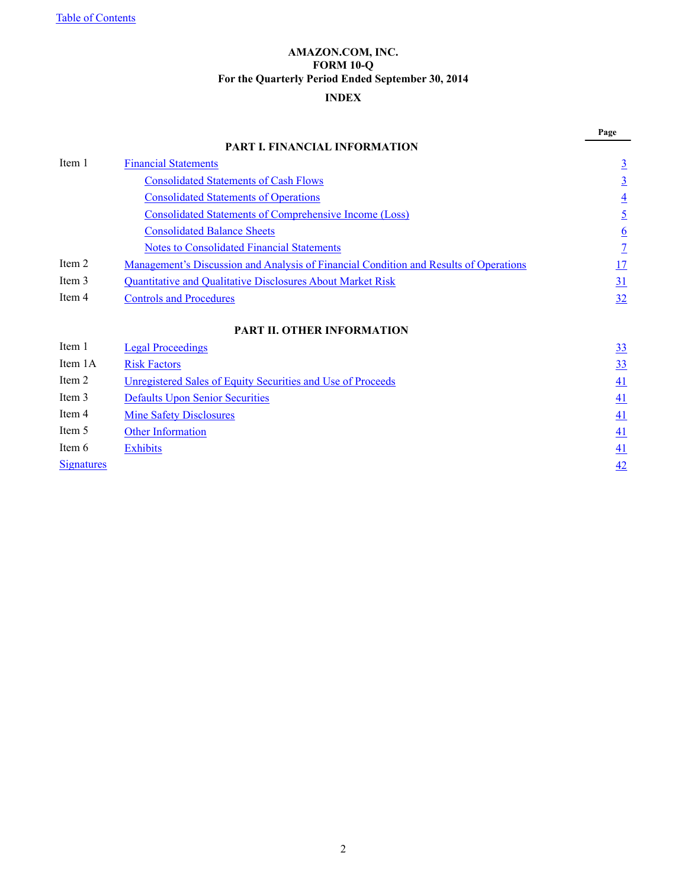Table of Contents

**AMAZON.COM, INC.**
**FORM 10-Q**
**For the Quarterly Period Ended September 30, 2014**

**INDEX**

| | | Page |
|---|---|---|
| | **PART I. FINANCIAL INFORMATION** | |
| Item 1 | Financial Statements | 3 |
| | Consolidated Statements of Cash Flows | 3 |
| | Consolidated Statements of Operations | 4 |
| | Consolidated Statements of Comprehensive Income (Loss) | 5 |
| | Consolidated Balance Sheets | 6 |
| | Notes to Consolidated Financial Statements | 7 |
| Item 2 | Management's Discussion and Analysis of Financial Condition and Results of Operations | 17 |
| Item 3 | Quantitative and Qualitative Disclosures About Market Risk | 31 |
| Item 4 | Controls and Procedures | 32 |
| | **PART II. OTHER INFORMATION** | |
| Item 1 | Legal Proceedings | 33 |
| Item 1A | Risk Factors | 33 |
| Item 2 | Unregistered Sales of Equity Securities and Use of Proceeds | 41 |
| Item 3 | Defaults Upon Senior Securities | 41 |
| Item 4 | Mine Safety Disclosures | 41 |
| Item 5 | Other Information | 41 |
| Item 6 | Exhibits | 41 |
| Signatures | | 42 |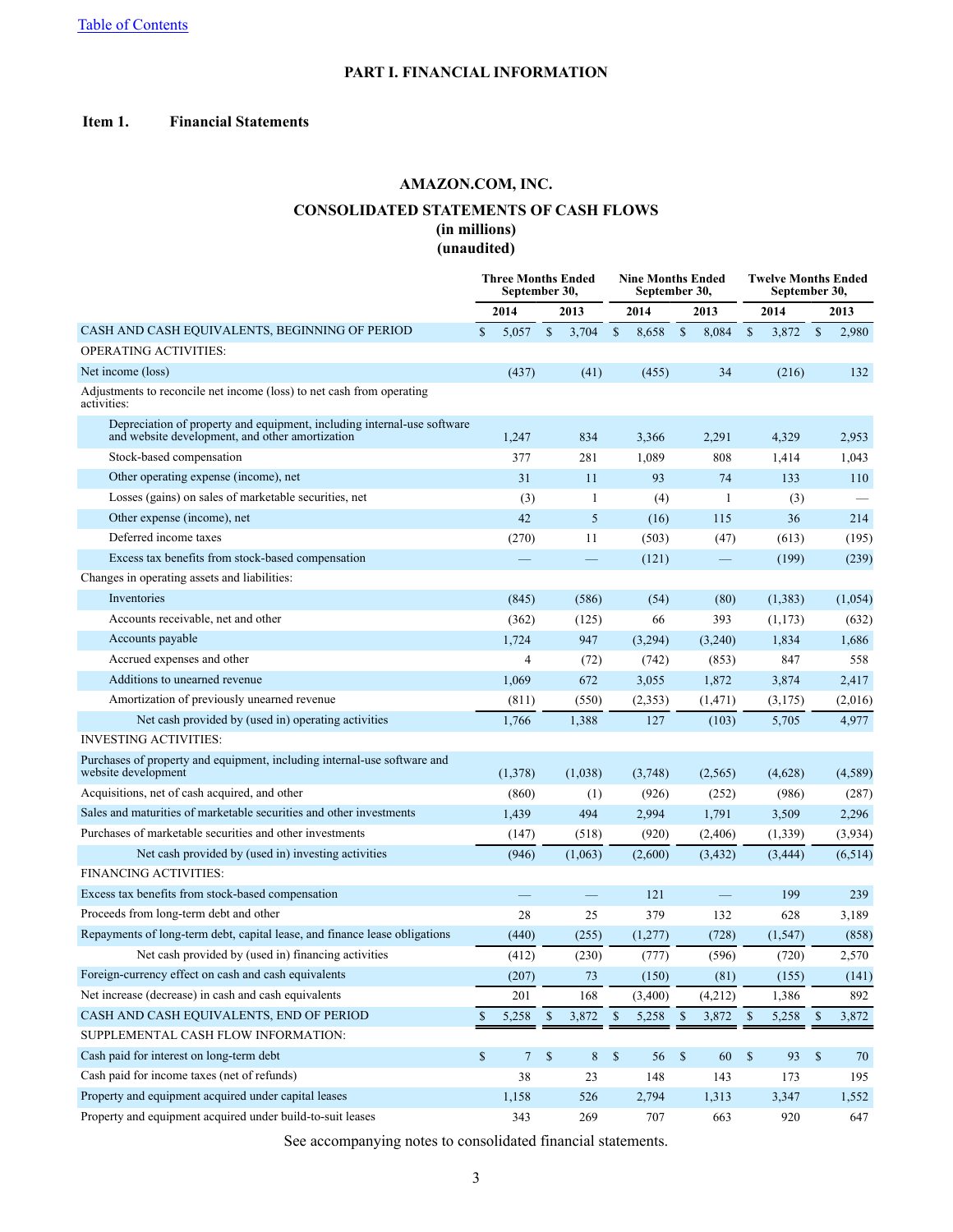Table of Contents

# PART I. FINANCIAL INFORMATION

## Item 1. Financial Statements

### AMAZON.COM, INC.

### CONSOLIDATED STATEMENTS OF CASH FLOWS
**(in millions)**
**(unaudited)**

| | Three Months Ended September 30, | | Nine Months Ended September 30, | | Twelve Months Ended September 30, | |
|---|---|---|---|---|---|---|
| | 2014 | 2013 | 2014 | 2013 | 2014 | 2013 |
| CASH AND CASH EQUIVALENTS, BEGINNING OF PERIOD | $ 5,057 | $ 3,704 | $ 8,658 | $ 8,084 | $ 3,872 | $ 2,980 |
| OPERATING ACTIVITIES: | | | | | | |
| Net income (loss) | (437) | (41) | (455) | 34 | (216) | 132 |
| Adjustments to reconcile net income (loss) to net cash from operating activities: | | | | | | |
| Depreciation of property and equipment, including internal-use software and website development, and other amortization | 1,247 | 834 | 3,366 | 2,291 | 4,329 | 2,953 |
| Stock-based compensation | 377 | 281 | 1,089 | 808 | 1,414 | 1,043 |
| Other operating expense (income), net | 31 | 11 | 93 | 74 | 133 | 110 |
| Losses (gains) on sales of marketable securities, net | (3) | 1 | (4) | 1 | (3) | — |
| Other expense (income), net | 42 | 5 | (16) | 115 | 36 | 214 |
| Deferred income taxes | (270) | 11 | (503) | (47) | (613) | (195) |
| Excess tax benefits from stock-based compensation | — | — | (121) | — | (199) | (239) |
| Changes in operating assets and liabilities: | | | | | | |
| Inventories | (845) | (586) | (54) | (80) | (1,383) | (1,054) |
| Accounts receivable, net and other | (362) | (125) | 66 | 393 | (1,173) | (632) |
| Accounts payable | 1,724 | 947 | (3,294) | (3,240) | 1,834 | 1,686 |
| Accrued expenses and other | 4 | (72) | (742) | (853) | 847 | 558 |
| Additions to unearned revenue | 1,069 | 672 | 3,055 | 1,872 | 3,874 | 2,417 |
| Amortization of previously unearned revenue | (811) | (550) | (2,353) | (1,471) | (3,175) | (2,016) |
| Net cash provided by (used in) operating activities | 1,766 | 1,388 | 127 | (103) | 5,705 | 4,977 |
| INVESTING ACTIVITIES: | | | | | | |
| Purchases of property and equipment, including internal-use software and website development | (1,378) | (1,038) | (3,748) | (2,565) | (4,628) | (4,589) |
| Acquisitions, net of cash acquired, and other | (860) | (1) | (926) | (252) | (986) | (287) |
| Sales and maturities of marketable securities and other investments | 1,439 | 494 | 2,994 | 1,791 | 3,509 | 2,296 |
| Purchases of marketable securities and other investments | (147) | (518) | (920) | (2,406) | (1,339) | (3,934) |
| Net cash provided by (used in) investing activities | (946) | (1,063) | (2,600) | (3,432) | (3,444) | (6,514) |
| FINANCING ACTIVITIES: | | | | | | |
| Excess tax benefits from stock-based compensation | — | — | 121 | — | 199 | 239 |
| Proceeds from long-term debt and other | 28 | 25 | 379 | 132 | 628 | 3,189 |
| Repayments of long-term debt, capital lease, and finance lease obligations | (440) | (255) | (1,277) | (728) | (1,547) | (858) |
| Net cash provided by (used in) financing activities | (412) | (230) | (777) | (596) | (720) | 2,570 |
| Foreign-currency effect on cash and cash equivalents | (207) | 73 | (150) | (81) | (155) | (141) |
| Net increase (decrease) in cash and cash equivalents | 201 | 168 | (3,400) | (4,212) | 1,386 | 892 |
| CASH AND CASH EQUIVALENTS, END OF PERIOD | $ 5,258 | $ 3,872 | $ 5,258 | $ 3,872 | $ 5,258 | $ 3,872 |
| SUPPLEMENTAL CASH FLOW INFORMATION: | | | | | | |
| Cash paid for interest on long-term debt | $ 7 | $ 8 | $ 56 | $ 60 | $ 93 | $ 70 |
| Cash paid for income taxes (net of refunds) | 38 | 23 | 148 | 143 | 173 | 195 |
| Property and equipment acquired under capital leases | 1,158 | 526 | 2,794 | 1,313 | 3,347 | 1,552 |
| Property and equipment acquired under build-to-suit leases | 343 | 269 | 707 | 663 | 920 | 647 |

See accompanying notes to consolidated financial statements.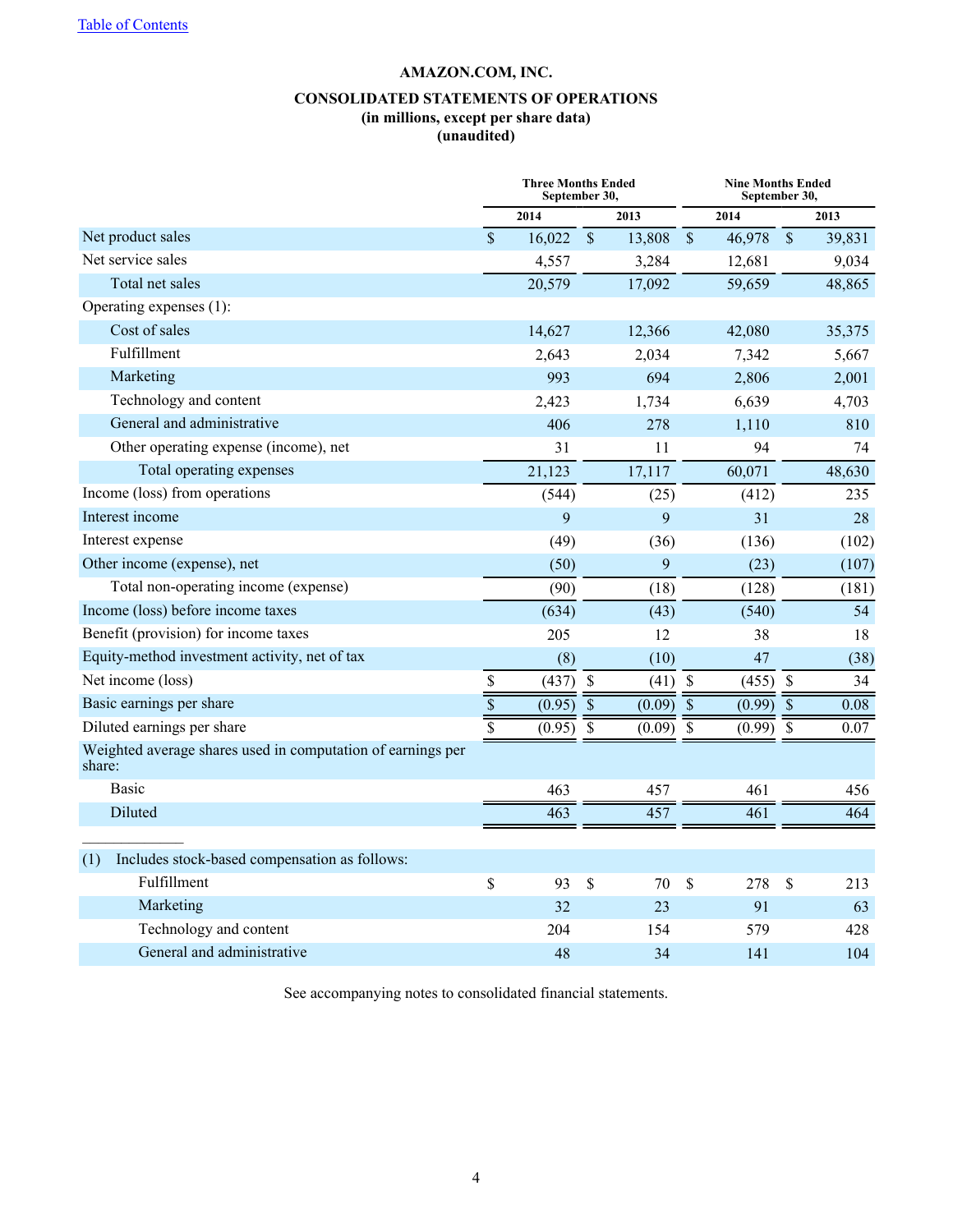[Table of Contents](#)

# AMAZON.COM, INC.

## CONSOLIDATED STATEMENTS OF OPERATIONS
**(in millions, except per share data)**
**(unaudited)**

| | Three Months Ended September 30, | | Nine Months Ended September 30, | |
|---|---|---|---|---|
| | 2014 | 2013 | 2014 | 2013 |
| Net product sales | $ 16,022 | $ 13,808 | $ 46,978 | $ 39,831 |
| Net service sales | 4,557 | 3,284 | 12,681 | 9,034 |
| Total net sales | 20,579 | 17,092 | 59,659 | 48,865 |
| Operating expenses (1): | | | | |
| Cost of sales | 14,627 | 12,366 | 42,080 | 35,375 |
| Fulfillment | 2,643 | 2,034 | 7,342 | 5,667 |
| Marketing | 993 | 694 | 2,806 | 2,001 |
| Technology and content | 2,423 | 1,734 | 6,639 | 4,703 |
| General and administrative | 406 | 278 | 1,110 | 810 |
| Other operating expense (income), net | 31 | 11 | 94 | 74 |
| Total operating expenses | 21,123 | 17,117 | 60,071 | 48,630 |
| Income (loss) from operations | (544) | (25) | (412) | 235 |
| Interest income | 9 | 9 | 31 | 28 |
| Interest expense | (49) | (36) | (136) | (102) |
| Other income (expense), net | (50) | 9 | (23) | (107) |
| Total non-operating income (expense) | (90) | (18) | (128) | (181) |
| Income (loss) before income taxes | (634) | (43) | (540) | 54 |
| Benefit (provision) for income taxes | 205 | 12 | 38 | 18 |
| Equity-method investment activity, net of tax | (8) | (10) | 47 | (38) |
| Net income (loss) | $ (437) | $ (41) | $ (455) | $ 34 |
| Basic earnings per share | $ (0.95) | $ (0.09) | $ (0.99) | $ 0.08 |
| Diluted earnings per share | $ (0.95) | $ (0.09) | $ (0.99) | $ 0.07 |
| Weighted average shares used in computation of earnings per share: | | | | |
| Basic | 463 | 457 | 461 | 456 |
| Diluted | 463 | 457 | 461 | 464 |

| (1) Includes stock-based compensation as follows: | | | | |
|---|---|---|---|---|
| Fulfillment | $ 93 | $ 70 | $ 278 | $ 213 |
| Marketing | 32 | 23 | 91 | 63 |
| Technology and content | 204 | 154 | 579 | 428 |
| General and administrative | 48 | 34 | 141 | 104 |

See accompanying notes to consolidated financial statements.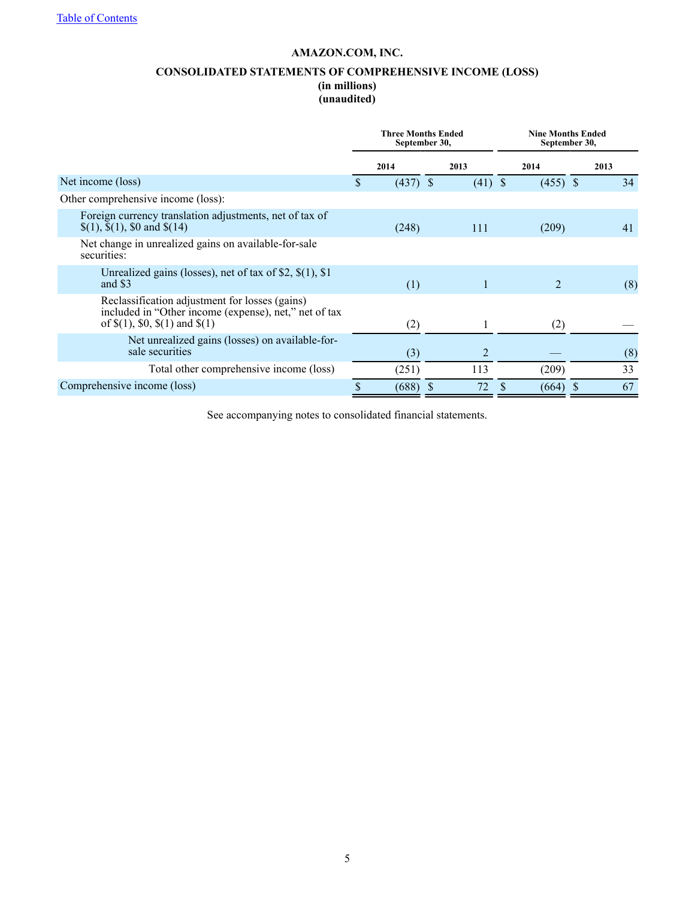[Table of Contents](#)

# AMAZON.COM, INC.

## CONSOLIDATED STATEMENTS OF COMPREHENSIVE INCOME (LOSS)

**(in millions)**
**(unaudited)**

| | Three Months Ended September 30, | | Nine Months Ended September 30, | |
|---|---|---|---|---|
| | 2014 | 2013 | 2014 | 2013 |
| Net income (loss) | $ (437) | $ (41) | $ (455) | $ 34 |
| Other comprehensive income (loss): | | | | |
| Foreign currency translation adjustments, net of tax of $(1), $(1), $0 and $(14) | (248) | 111 | (209) | 41 |
| Net change in unrealized gains on available-for-sale securities: | | | | |
| Unrealized gains (losses), net of tax of $2, $(1), $1 and $3 | (1) | 1 | 2 | (8) |
| Reclassification adjustment for losses (gains) included in “Other income (expense), net,” net of tax of $(1), $0, $(1) and $(1) | (2) | 1 | (2) | — |
| Net unrealized gains (losses) on available-for-sale securities | (3) | 2 | — | (8) |
| Total other comprehensive income (loss) | (251) | 113 | (209) | 33 |
| Comprehensive income (loss) | $ (688) | $ 72 | $ (664) | $ 67 |

See accompanying notes to consolidated financial statements.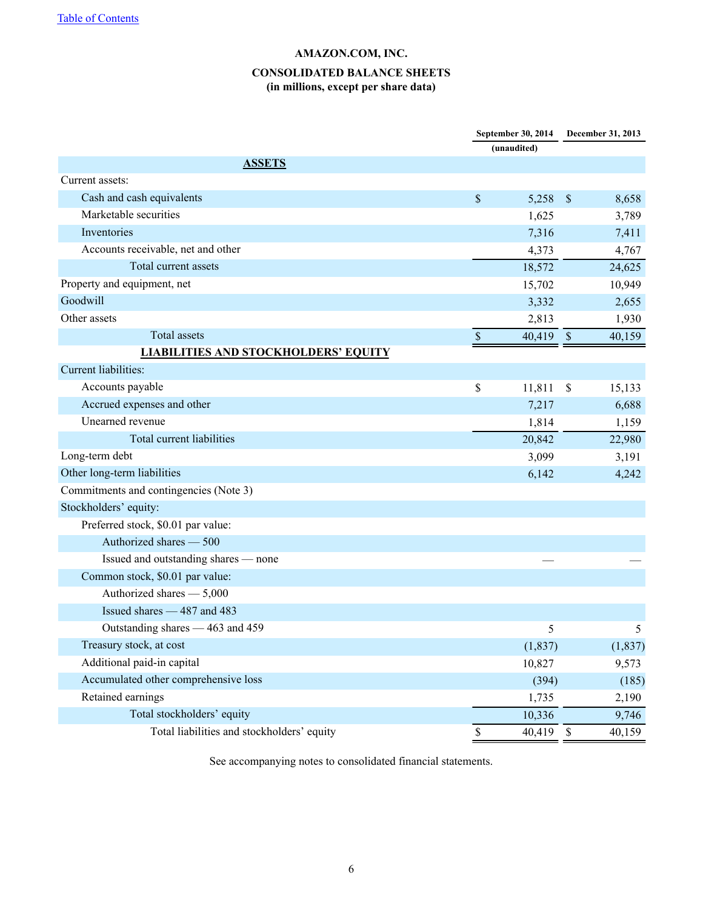[Table of Contents]

# AMAZON.COM, INC.

## CONSOLIDATED BALANCE SHEETS
**(in millions, except per share data)**

| | September 30, 2014 | December 31, 2013 |
|---|---|---|
| | (unaudited) | |
| **ASSETS** | | |
| Current assets: | | |
| Cash and cash equivalents | $ 5,258 | $ 8,658 |
| Marketable securities | 1,625 | 3,789 |
| Inventories | 7,316 | 7,411 |
| Accounts receivable, net and other | 4,373 | 4,767 |
| Total current assets | 18,572 | 24,625 |
| Property and equipment, net | 15,702 | 10,949 |
| Goodwill | 3,332 | 2,655 |
| Other assets | 2,813 | 1,930 |
| Total assets | $ 40,419 | $ 40,159 |
| **LIABILITIES AND STOCKHOLDERS' EQUITY** | | |
| Current liabilities: | | |
| Accounts payable | $ 11,811 | $ 15,133 |
| Accrued expenses and other | 7,217 | 6,688 |
| Unearned revenue | 1,814 | 1,159 |
| Total current liabilities | 20,842 | 22,980 |
| Long-term debt | 3,099 | 3,191 |
| Other long-term liabilities | 6,142 | 4,242 |
| Commitments and contingencies (Note 3) | | |
| Stockholders' equity: | | |
| Preferred stock, $0.01 par value: | | |
| Authorized shares — 500 | | |
| Issued and outstanding shares — none | — | — |
| Common stock, $0.01 par value: | | |
| Authorized shares — 5,000 | | |
| Issued shares — 487 and 483 | | |
| Outstanding shares — 463 and 459 | 5 | 5 |
| Treasury stock, at cost | (1,837) | (1,837) |
| Additional paid-in capital | 10,827 | 9,573 |
| Accumulated other comprehensive loss | (394) | (185) |
| Retained earnings | 1,735 | 2,190 |
| Total stockholders' equity | 10,336 | 9,746 |
| Total liabilities and stockholders' equity | $ 40,419 | $ 40,159 |

See accompanying notes to consolidated financial statements.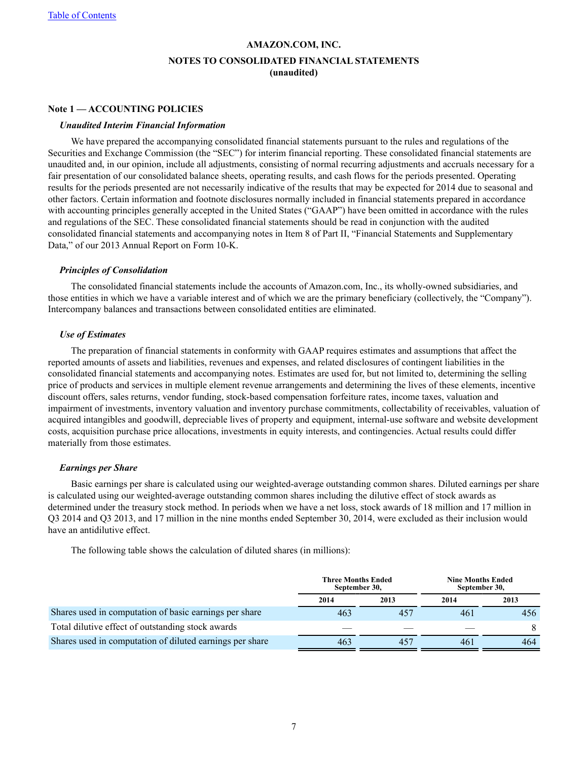**AMAZON.COM, INC.**

**NOTES TO CONSOLIDATED FINANCIAL STATEMENTS**
**(unaudited)**

**Note 1 — ACCOUNTING POLICIES**

***Unaudited Interim Financial Information***

We have prepared the accompanying consolidated financial statements pursuant to the rules and regulations of the Securities and Exchange Commission (the "SEC") for interim financial reporting. These consolidated financial statements are unaudited and, in our opinion, include all adjustments, consisting of normal recurring adjustments and accruals necessary for a fair presentation of our consolidated balance sheets, operating results, and cash flows for the periods presented. Operating results for the periods presented are not necessarily indicative of the results that may be expected for 2014 due to seasonal and other factors. Certain information and footnote disclosures normally included in financial statements prepared in accordance with accounting principles generally accepted in the United States ("GAAP") have been omitted in accordance with the rules and regulations of the SEC. These consolidated financial statements should be read in conjunction with the audited consolidated financial statements and accompanying notes in Item 8 of Part II, "Financial Statements and Supplementary Data," of our 2013 Annual Report on Form 10-K.

***Principles of Consolidation***

The consolidated financial statements include the accounts of Amazon.com, Inc., its wholly-owned subsidiaries, and those entities in which we have a variable interest and of which we are the primary beneficiary (collectively, the "Company"). Intercompany balances and transactions between consolidated entities are eliminated.

***Use of Estimates***

The preparation of financial statements in conformity with GAAP requires estimates and assumptions that affect the reported amounts of assets and liabilities, revenues and expenses, and related disclosures of contingent liabilities in the consolidated financial statements and accompanying notes. Estimates are used for, but not limited to, determining the selling price of products and services in multiple element revenue arrangements and determining the lives of these elements, incentive discount offers, sales returns, vendor funding, stock-based compensation forfeiture rates, income taxes, valuation and impairment of investments, inventory valuation and inventory purchase commitments, collectability of receivables, valuation of acquired intangibles and goodwill, depreciable lives of property and equipment, internal-use software and website development costs, acquisition purchase price allocations, investments in equity interests, and contingencies. Actual results could differ materially from those estimates.

***Earnings per Share***

Basic earnings per share is calculated using our weighted-average outstanding common shares. Diluted earnings per share is calculated using our weighted-average outstanding common shares including the dilutive effect of stock awards as determined under the treasury stock method. In periods when we have a net loss, stock awards of 18 million and 17 million in Q3 2014 and Q3 2013, and 17 million in the nine months ended September 30, 2014, were excluded as their inclusion would have an antidilutive effect.

The following table shows the calculation of diluted shares (in millions):

| | Three Months Ended September 30, | | Nine Months Ended September 30, | |
|---|---|---|---|---|
| | 2014 | 2013 | 2014 | 2013 |
| Shares used in computation of basic earnings per share | 463 | 457 | 461 | 456 |
| Total dilutive effect of outstanding stock awards | — | — | — | 8 |
| Shares used in computation of diluted earnings per share | 463 | 457 | 461 | 464 |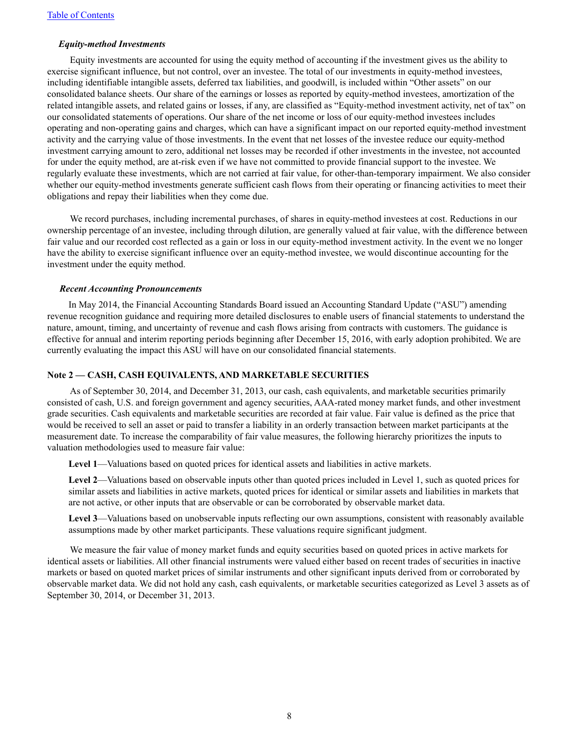*Equity-method Investments*

Equity investments are accounted for using the equity method of accounting if the investment gives us the ability to exercise significant influence, but not control, over an investee. The total of our investments in equity-method investees, including identifiable intangible assets, deferred tax liabilities, and goodwill, is included within "Other assets" on our consolidated balance sheets. Our share of the earnings or losses as reported by equity-method investees, amortization of the related intangible assets, and related gains or losses, if any, are classified as "Equity-method investment activity, net of tax" on our consolidated statements of operations. Our share of the net income or loss of our equity-method investees includes operating and non-operating gains and charges, which can have a significant impact on our reported equity-method investment activity and the carrying value of those investments. In the event that net losses of the investee reduce our equity-method investment carrying amount to zero, additional net losses may be recorded if other investments in the investee, not accounted for under the equity method, are at-risk even if we have not committed to provide financial support to the investee. We regularly evaluate these investments, which are not carried at fair value, for other-than-temporary impairment. We also consider whether our equity-method investments generate sufficient cash flows from their operating or financing activities to meet their obligations and repay their liabilities when they come due.

We record purchases, including incremental purchases, of shares in equity-method investees at cost. Reductions in our ownership percentage of an investee, including through dilution, are generally valued at fair value, with the difference between fair value and our recorded cost reflected as a gain or loss in our equity-method investment activity. In the event we no longer have the ability to exercise significant influence over an equity-method investee, we would discontinue accounting for the investment under the equity method.

*Recent Accounting Pronouncements*

In May 2014, the Financial Accounting Standards Board issued an Accounting Standard Update ("ASU") amending revenue recognition guidance and requiring more detailed disclosures to enable users of financial statements to understand the nature, amount, timing, and uncertainty of revenue and cash flows arising from contracts with customers. The guidance is effective for annual and interim reporting periods beginning after December 15, 2016, with early adoption prohibited. We are currently evaluating the impact this ASU will have on our consolidated financial statements.

## Note 2 — CASH, CASH EQUIVALENTS, AND MARKETABLE SECURITIES

As of September 30, 2014, and December 31, 2013, our cash, cash equivalents, and marketable securities primarily consisted of cash, U.S. and foreign government and agency securities, AAA-rated money market funds, and other investment grade securities. Cash equivalents and marketable securities are recorded at fair value. Fair value is defined as the price that would be received to sell an asset or paid to transfer a liability in an orderly transaction between market participants at the measurement date. To increase the comparability of fair value measures, the following hierarchy prioritizes the inputs to valuation methodologies used to measure fair value:

**Level 1**—Valuations based on quoted prices for identical assets and liabilities in active markets.

**Level 2**—Valuations based on observable inputs other than quoted prices included in Level 1, such as quoted prices for similar assets and liabilities in active markets, quoted prices for identical or similar assets and liabilities in markets that are not active, or other inputs that are observable or can be corroborated by observable market data.

**Level 3**—Valuations based on unobservable inputs reflecting our own assumptions, consistent with reasonably available assumptions made by other market participants. These valuations require significant judgment.

We measure the fair value of money market funds and equity securities based on quoted prices in active markets for identical assets or liabilities. All other financial instruments were valued either based on recent trades of securities in inactive markets or based on quoted market prices of similar instruments and other significant inputs derived from or corroborated by observable market data. We did not hold any cash, cash equivalents, or marketable securities categorized as Level 3 assets as of September 30, 2014, or December 31, 2013.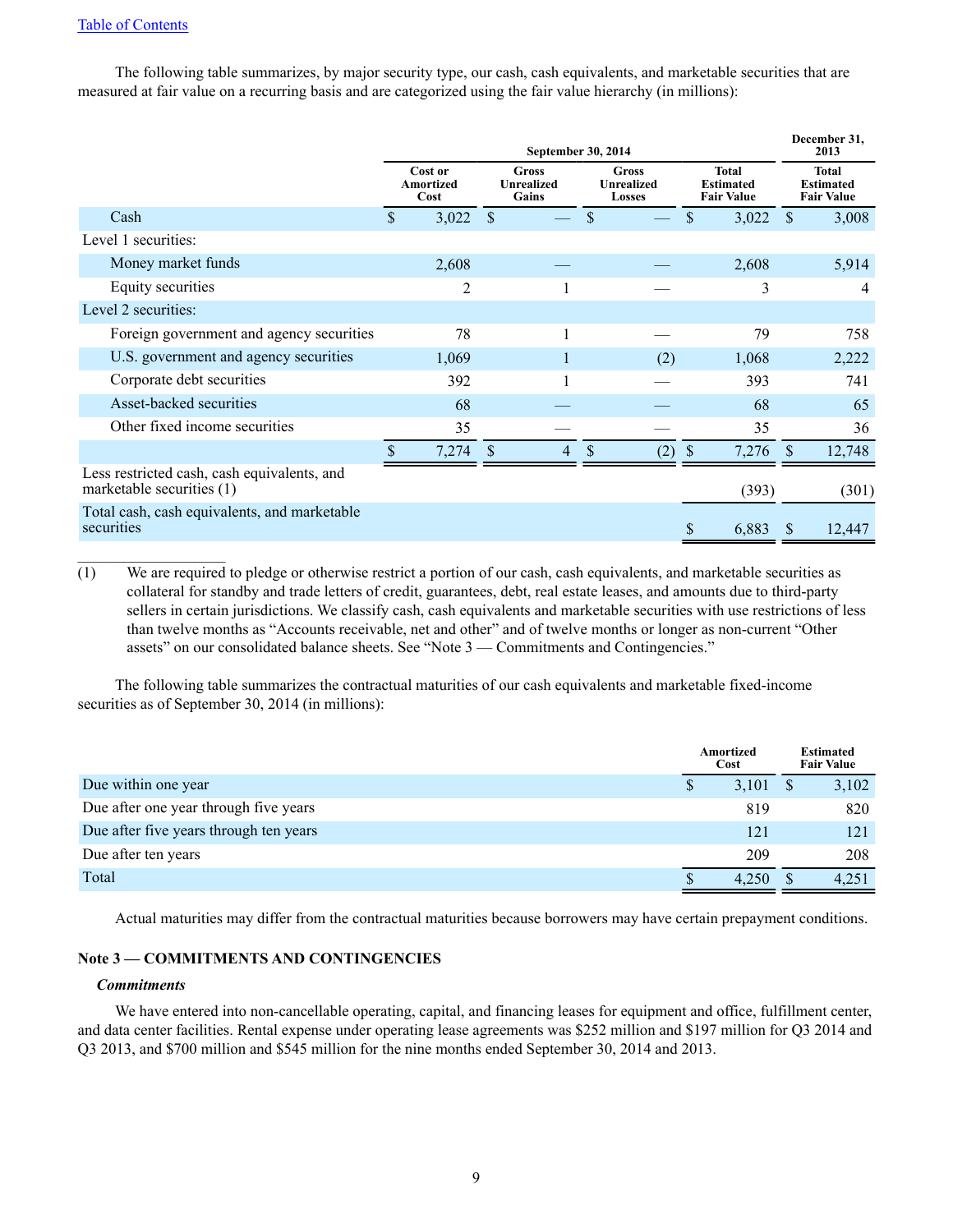The following table summarizes, by major security type, our cash, cash equivalents, and marketable securities that are measured at fair value on a recurring basis and are categorized using the fair value hierarchy (in millions):

| | September 30, 2014 | | | | December 31, 2013 |
|---|---|---|---|---|---|
| | Cost or Amortized Cost | Gross Unrealized Gains | Gross Unrealized Losses | Total Estimated Fair Value | Total Estimated Fair Value |
| Cash | $ 3,022 | $ — | $ — | $ 3,022 | $ 3,008 |
| Level 1 securities: | | | | | |
| Money market funds | 2,608 | — | — | 2,608 | 5,914 |
| Equity securities | 2 | 1 | — | 3 | 4 |
| Level 2 securities: | | | | | |
| Foreign government and agency securities | 78 | 1 | — | 79 | 758 |
| U.S. government and agency securities | 1,069 | 1 | (2) | 1,068 | 2,222 |
| Corporate debt securities | 392 | 1 | — | 393 | 741 |
| Asset-backed securities | 68 | — | — | 68 | 65 |
| Other fixed income securities | 35 | — | — | 35 | 36 |
| | $ 7,274 | $ 4 | $ (2) | $ 7,276 | $ 12,748 |
| Less restricted cash, cash equivalents, and marketable securities (1) | | | | (393) | (301) |
| Total cash, cash equivalents, and marketable securities | | | | $ 6,883 | $ 12,447 |

(1) We are required to pledge or otherwise restrict a portion of our cash, cash equivalents, and marketable securities as collateral for standby and trade letters of credit, guarantees, debt, real estate leases, and amounts due to third-party sellers in certain jurisdictions. We classify cash, cash equivalents and marketable securities with use restrictions of less than twelve months as "Accounts receivable, net and other" and of twelve months or longer as non-current "Other assets" on our consolidated balance sheets. See "Note 3 — Commitments and Contingencies."

The following table summarizes the contractual maturities of our cash equivalents and marketable fixed-income securities as of September 30, 2014 (in millions):

| | Amortized Cost | Estimated Fair Value |
|---|---|---|
| Due within one year | $ 3,101 | $ 3,102 |
| Due after one year through five years | 819 | 820 |
| Due after five years through ten years | 121 | 121 |
| Due after ten years | 209 | 208 |
| Total | $ 4,250 | $ 4,251 |

Actual maturities may differ from the contractual maturities because borrowers may have certain prepayment conditions.

## Note 3 — COMMITMENTS AND CONTINGENCIES

### *Commitments*

We have entered into non-cancellable operating, capital, and financing leases for equipment and office, fulfillment center, and data center facilities. Rental expense under operating lease agreements was $252 million and $197 million for Q3 2014 and Q3 2013, and $700 million and $545 million for the nine months ended September 30, 2014 and 2013.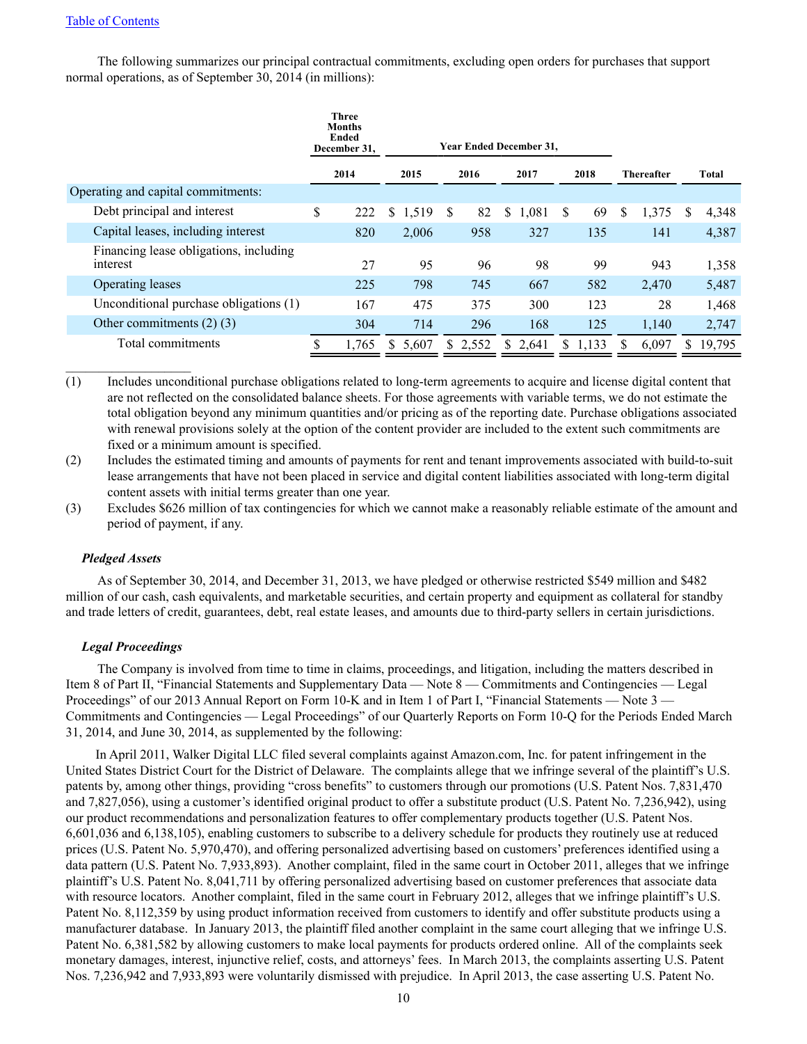The following summarizes our principal contractual commitments, excluding open orders for purchases that support normal operations, as of September 30, 2014 (in millions):

| | Three Months Ended December 31, | Year Ended December 31, | | | | | |
|---|---|---|---|---|---|---|---|
| | 2014 | 2015 | 2016 | 2017 | 2018 | Thereafter | Total |
| Operating and capital commitments: | | | | | | | |
| Debt principal and interest | $ 222 | $ 1,519 | $ 82 | $ 1,081 | $ 69 | $ 1,375 | $ 4,348 |
| Capital leases, including interest | 820 | 2,006 | 958 | 327 | 135 | 141 | 4,387 |
| Financing lease obligations, including interest | 27 | 95 | 96 | 98 | 99 | 943 | 1,358 |
| Operating leases | 225 | 798 | 745 | 667 | 582 | 2,470 | 5,487 |
| Unconditional purchase obligations (1) | 167 | 475 | 375 | 300 | 123 | 28 | 1,468 |
| Other commitments (2) (3) | 304 | 714 | 296 | 168 | 125 | 1,140 | 2,747 |
| Total commitments | $ 1,765 | $ 5,607 | $ 2,552 | $ 2,641 | $ 1,133 | $ 6,097 | $ 19,795 |

(1) Includes unconditional purchase obligations related to long-term agreements to acquire and license digital content that are not reflected on the consolidated balance sheets. For those agreements with variable terms, we do not estimate the total obligation beyond any minimum quantities and/or pricing as of the reporting date. Purchase obligations associated with renewal provisions solely at the option of the content provider are included to the extent such commitments are fixed or a minimum amount is specified.

(2) Includes the estimated timing and amounts of payments for rent and tenant improvements associated with build-to-suit lease arrangements that have not been placed in service and digital content liabilities associated with long-term digital content assets with initial terms greater than one year.

(3) Excludes $626 million of tax contingencies for which we cannot make a reasonably reliable estimate of the amount and period of payment, if any.

***Pledged Assets***

As of September 30, 2014, and December 31, 2013, we have pledged or otherwise restricted $549 million and $482 million of our cash, cash equivalents, and marketable securities, and certain property and equipment as collateral for standby and trade letters of credit, guarantees, debt, real estate leases, and amounts due to third-party sellers in certain jurisdictions.

***Legal Proceedings***

The Company is involved from time to time in claims, proceedings, and litigation, including the matters described in Item 8 of Part II, "Financial Statements and Supplementary Data — Note 8 — Commitments and Contingencies — Legal Proceedings" of our 2013 Annual Report on Form 10-K and in Item 1 of Part I, "Financial Statements — Note 3 — Commitments and Contingencies — Legal Proceedings" of our Quarterly Reports on Form 10-Q for the Periods Ended March 31, 2014, and June 30, 2014, as supplemented by the following:

In April 2011, Walker Digital LLC filed several complaints against Amazon.com, Inc. for patent infringement in the United States District Court for the District of Delaware. The complaints allege that we infringe several of the plaintiff's U.S. patents by, among other things, providing "cross benefits" to customers through our promotions (U.S. Patent Nos. 7,831,470 and 7,827,056), using a customer's identified original product to offer a substitute product (U.S. Patent No. 7,236,942), using our product recommendations and personalization features to offer complementary products together (U.S. Patent Nos. 6,601,036 and 6,138,105), enabling customers to subscribe to a delivery schedule for products they routinely use at reduced prices (U.S. Patent No. 5,970,470), and offering personalized advertising based on customers' preferences identified using a data pattern (U.S. Patent No. 7,933,893). Another complaint, filed in the same court in October 2011, alleges that we infringe plaintiff's U.S. Patent No. 8,041,711 by offering personalized advertising based on customer preferences that associate data with resource locators. Another complaint, filed in the same court in February 2012, alleges that we infringe plaintiff's U.S. Patent No. 8,112,359 by using product information received from customers to identify and offer substitute products using a manufacturer database. In January 2013, the plaintiff filed another complaint in the same court alleging that we infringe U.S. Patent No. 6,381,582 by allowing customers to make local payments for products ordered online. All of the complaints seek monetary damages, interest, injunctive relief, costs, and attorneys' fees. In March 2013, the complaints asserting U.S. Patent Nos. 7,236,942 and 7,933,893 were voluntarily dismissed with prejudice. In April 2013, the case asserting U.S. Patent No.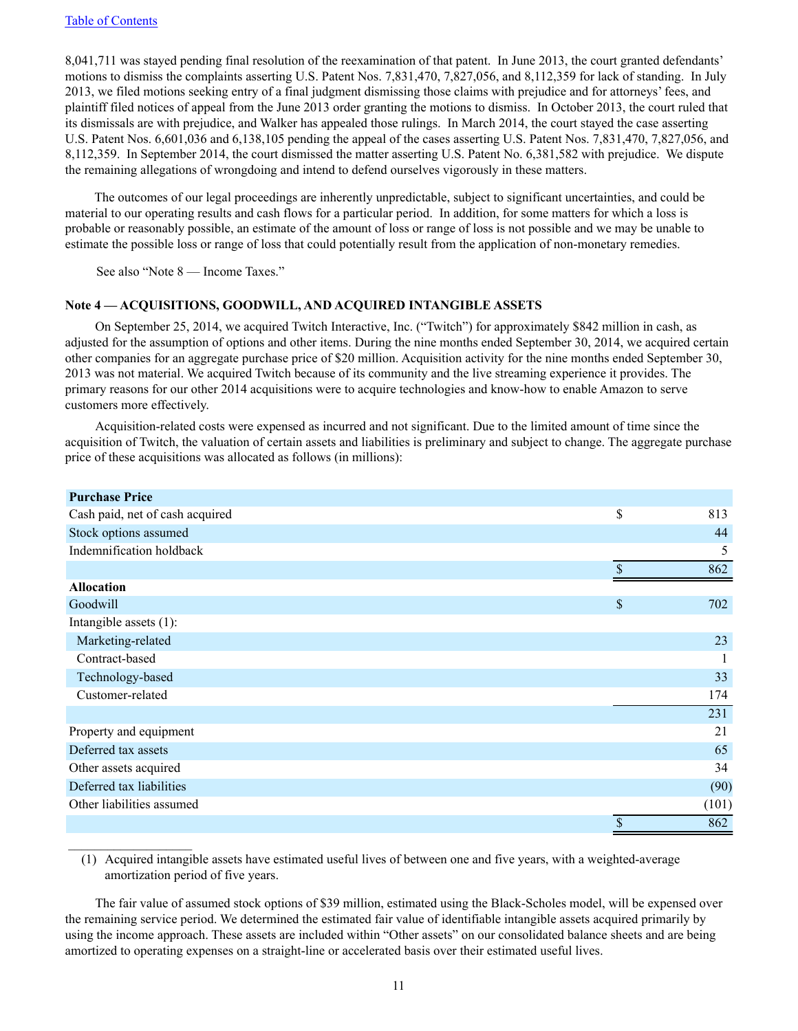8,041,711 was stayed pending final resolution of the reexamination of that patent. In June 2013, the court granted defendants' motions to dismiss the complaints asserting U.S. Patent Nos. 7,831,470, 7,827,056, and 8,112,359 for lack of standing. In July 2013, we filed motions seeking entry of a final judgment dismissing those claims with prejudice and for attorneys' fees, and plaintiff filed notices of appeal from the June 2013 order granting the motions to dismiss. In October 2013, the court ruled that its dismissals are with prejudice, and Walker has appealed those rulings. In March 2014, the court stayed the case asserting U.S. Patent Nos. 6,601,036 and 6,138,105 pending the appeal of the cases asserting U.S. Patent Nos. 7,831,470, 7,827,056, and 8,112,359. In September 2014, the court dismissed the matter asserting U.S. Patent No. 6,381,582 with prejudice. We dispute the remaining allegations of wrongdoing and intend to defend ourselves vigorously in these matters.

The outcomes of our legal proceedings are inherently unpredictable, subject to significant uncertainties, and could be material to our operating results and cash flows for a particular period. In addition, for some matters for which a loss is probable or reasonably possible, an estimate of the amount of loss or range of loss is not possible and we may be unable to estimate the possible loss or range of loss that could potentially result from the application of non-monetary remedies.

See also "Note 8 — Income Taxes."

### Note 4 — ACQUISITIONS, GOODWILL, AND ACQUIRED INTANGIBLE ASSETS

On September 25, 2014, we acquired Twitch Interactive, Inc. ("Twitch") for approximately $842 million in cash, as adjusted for the assumption of options and other items. During the nine months ended September 30, 2014, we acquired certain other companies for an aggregate purchase price of $20 million. Acquisition activity for the nine months ended September 30, 2013 was not material. We acquired Twitch because of its community and the live streaming experience it provides. The primary reasons for our other 2014 acquisitions were to acquire technologies and know-how to enable Amazon to serve customers more effectively.

Acquisition-related costs were expensed as incurred and not significant. Due to the limited amount of time since the acquisition of Twitch, the valuation of certain assets and liabilities is preliminary and subject to change. The aggregate purchase price of these acquisitions was allocated as follows (in millions):

| | |
|---|---|
| **Purchase Price** | |
| Cash paid, net of cash acquired | $ 813 |
| Stock options assumed | 44 |
| Indemnification holdback | 5 |
| | $ 862 |
| **Allocation** | |
| Goodwill | $ 702 |
| Intangible assets (1): | |
| Marketing-related | 23 |
| Contract-based | 1 |
| Technology-based | 33 |
| Customer-related | 174 |
| | 231 |
| Property and equipment | 21 |
| Deferred tax assets | 65 |
| Other assets acquired | 34 |
| Deferred tax liabilities | (90) |
| Other liabilities assumed | (101) |
| | $ 862 |

(1) Acquired intangible assets have estimated useful lives of between one and five years, with a weighted-average amortization period of five years.

The fair value of assumed stock options of $39 million, estimated using the Black-Scholes model, will be expensed over the remaining service period. We determined the estimated fair value of identifiable intangible assets acquired primarily by using the income approach. These assets are included within "Other assets" on our consolidated balance sheets and are being amortized to operating expenses on a straight-line or accelerated basis over their estimated useful lives.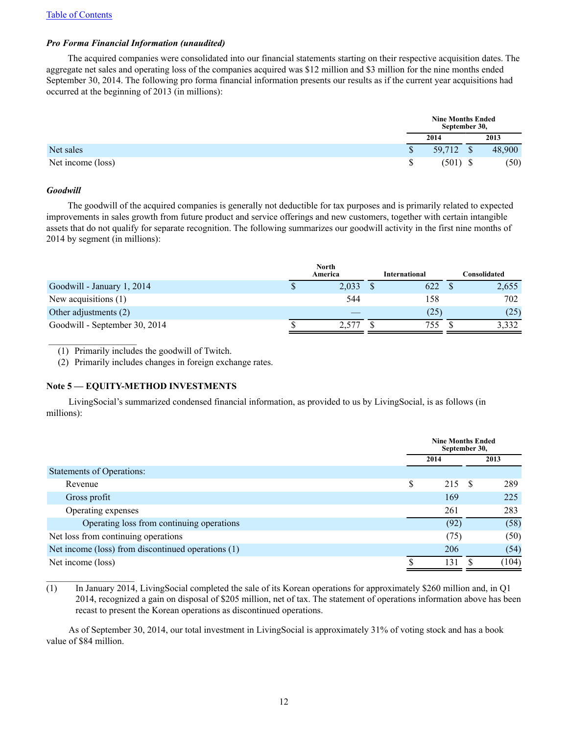*Pro Forma Financial Information (unaudited)*

The acquired companies were consolidated into our financial statements starting on their respective acquisition dates. The aggregate net sales and operating loss of the companies acquired was $12 million and $3 million for the nine months ended September 30, 2014. The following pro forma financial information presents our results as if the current year acquisitions had occurred at the beginning of 2013 (in millions):

| | Nine Months Ended September 30, | |
|---|---|---|
| | 2014 | 2013 |
| Net sales | $ 59,712 | $ 48,900 |
| Net income (loss) | $ (501) | $ (50) |

***Goodwill***

The goodwill of the acquired companies is generally not deductible for tax purposes and is primarily related to expected improvements in sales growth from future product and service offerings and new customers, together with certain intangible assets that do not qualify for separate recognition. The following summarizes our goodwill activity in the first nine months of 2014 by segment (in millions):

| | North America | International | Consolidated |
|---|---|---|---|
| Goodwill - January 1, 2014 | $ 2,033 | $ 622 | $ 2,655 |
| New acquisitions (1) | 544 | 158 | 702 |
| Other adjustments (2) | — | (25) | (25) |
| Goodwill - September 30, 2014 | $ 2,577 | $ 755 | $ 3,332 |

(1) Primarily includes the goodwill of Twitch.

(2) Primarily includes changes in foreign exchange rates.

**Note 5 — EQUITY-METHOD INVESTMENTS**

LivingSocial's summarized condensed financial information, as provided to us by LivingSocial, is as follows (in millions):

| | Nine Months Ended September 30, | |
|---|---|---|
| | 2014 | 2013 |
| Statements of Operations: | | |
| Revenue | $ 215 | $ 289 |
| Gross profit | 169 | 225 |
| Operating expenses | 261 | 283 |
| Operating loss from continuing operations | (92) | (58) |
| Net loss from continuing operations | (75) | (50) |
| Net income (loss) from discontinued operations (1) | 206 | (54) |
| Net income (loss) | $ 131 | $ (104) |

(1) In January 2014, LivingSocial completed the sale of its Korean operations for approximately $260 million and, in Q1 2014, recognized a gain on disposal of $205 million, net of tax. The statement of operations information above has been recast to present the Korean operations as discontinued operations.

As of September 30, 2014, our total investment in LivingSocial is approximately 31% of voting stock and has a book value of $84 million.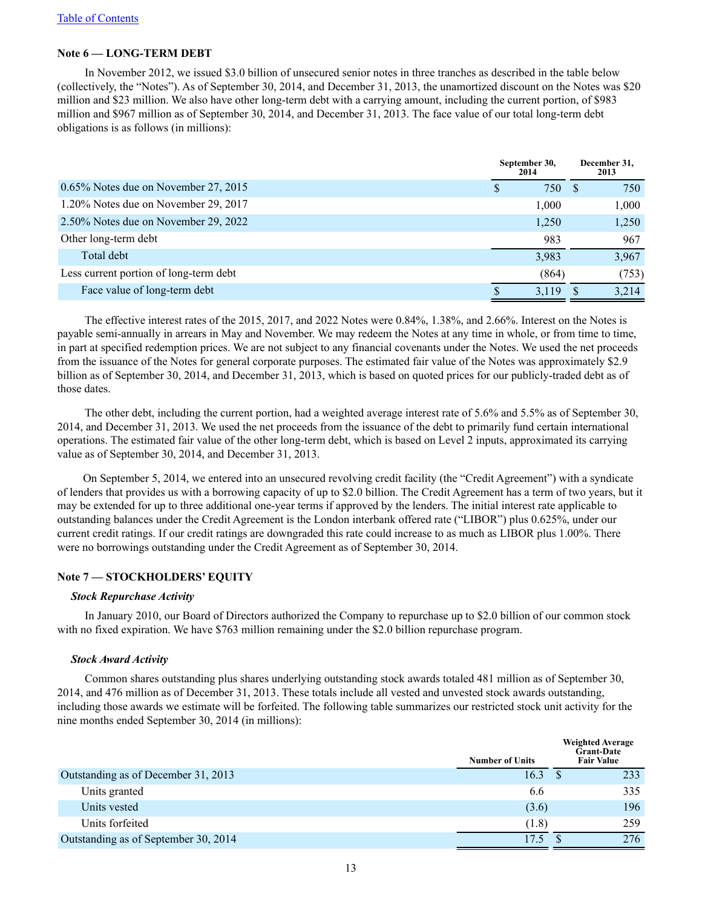[Table of Contents](#)

### Note 6 — LONG-TERM DEBT

In November 2012, we issued $3.0 billion of unsecured senior notes in three tranches as described in the table below (collectively, the "Notes"). As of September 30, 2014, and December 31, 2013, the unamortized discount on the Notes was $20 million and $23 million. We also have other long-term debt with a carrying amount, including the current portion, of $983 million and $967 million as of September 30, 2014, and December 31, 2013. The face value of our total long-term debt obligations is as follows (in millions):

| | September 30, 2014 | December 31, 2013 |
|---|---|---|
| 0.65% Notes due on November 27, 2015 | $ 750 | $ 750 |
| 1.20% Notes due on November 29, 2017 | 1,000 | 1,000 |
| 2.50% Notes due on November 29, 2022 | 1,250 | 1,250 |
| Other long-term debt | 983 | 967 |
| Total debt | 3,983 | 3,967 |
| Less current portion of long-term debt | (864) | (753) |
| Face value of long-term debt | $ 3,119 | $ 3,214 |

The effective interest rates of the 2015, 2017, and 2022 Notes were 0.84%, 1.38%, and 2.66%. Interest on the Notes is payable semi-annually in arrears in May and November. We may redeem the Notes at any time in whole, or from time to time, in part at specified redemption prices. We are not subject to any financial covenants under the Notes. We used the net proceeds from the issuance of the Notes for general corporate purposes. The estimated fair value of the Notes was approximately $2.9 billion as of September 30, 2014, and December 31, 2013, which is based on quoted prices for our publicly-traded debt as of those dates.

The other debt, including the current portion, had a weighted average interest rate of 5.6% and 5.5% as of September 30, 2014, and December 31, 2013. We used the net proceeds from the issuance of the debt to primarily fund certain international operations. The estimated fair value of the other long-term debt, which is based on Level 2 inputs, approximated its carrying value as of September 30, 2014, and December 31, 2013.

On September 5, 2014, we entered into an unsecured revolving credit facility (the "Credit Agreement") with a syndicate of lenders that provides us with a borrowing capacity of up to $2.0 billion. The Credit Agreement has a term of two years, but it may be extended for up to three additional one-year terms if approved by the lenders. The initial interest rate applicable to outstanding balances under the Credit Agreement is the London interbank offered rate ("LIBOR") plus 0.625%, under our current credit ratings. If our credit ratings are downgraded this rate could increase to as much as LIBOR plus 1.00%. There were no borrowings outstanding under the Credit Agreement as of September 30, 2014.

### Note 7 — STOCKHOLDERS' EQUITY

#### *Stock Repurchase Activity*

In January 2010, our Board of Directors authorized the Company to repurchase up to $2.0 billion of our common stock with no fixed expiration. We have $763 million remaining under the $2.0 billion repurchase program.

#### *Stock Award Activity*

Common shares outstanding plus shares underlying outstanding stock awards totaled 481 million as of September 30, 2014, and 476 million as of December 31, 2013. These totals include all vested and unvested stock awards outstanding, including those awards we estimate will be forfeited. The following table summarizes our restricted stock unit activity for the nine months ended September 30, 2014 (in millions):

| | Number of Units | Weighted Average Grant-Date Fair Value |
|---|---|---|
| Outstanding as of December 31, 2013 | 16.3 | $ 233 |
| Units granted | 6.6 | 335 |
| Units vested | (3.6) | 196 |
| Units forfeited | (1.8) | 259 |
| Outstanding as of September 30, 2014 | 17.5 | $ 276 |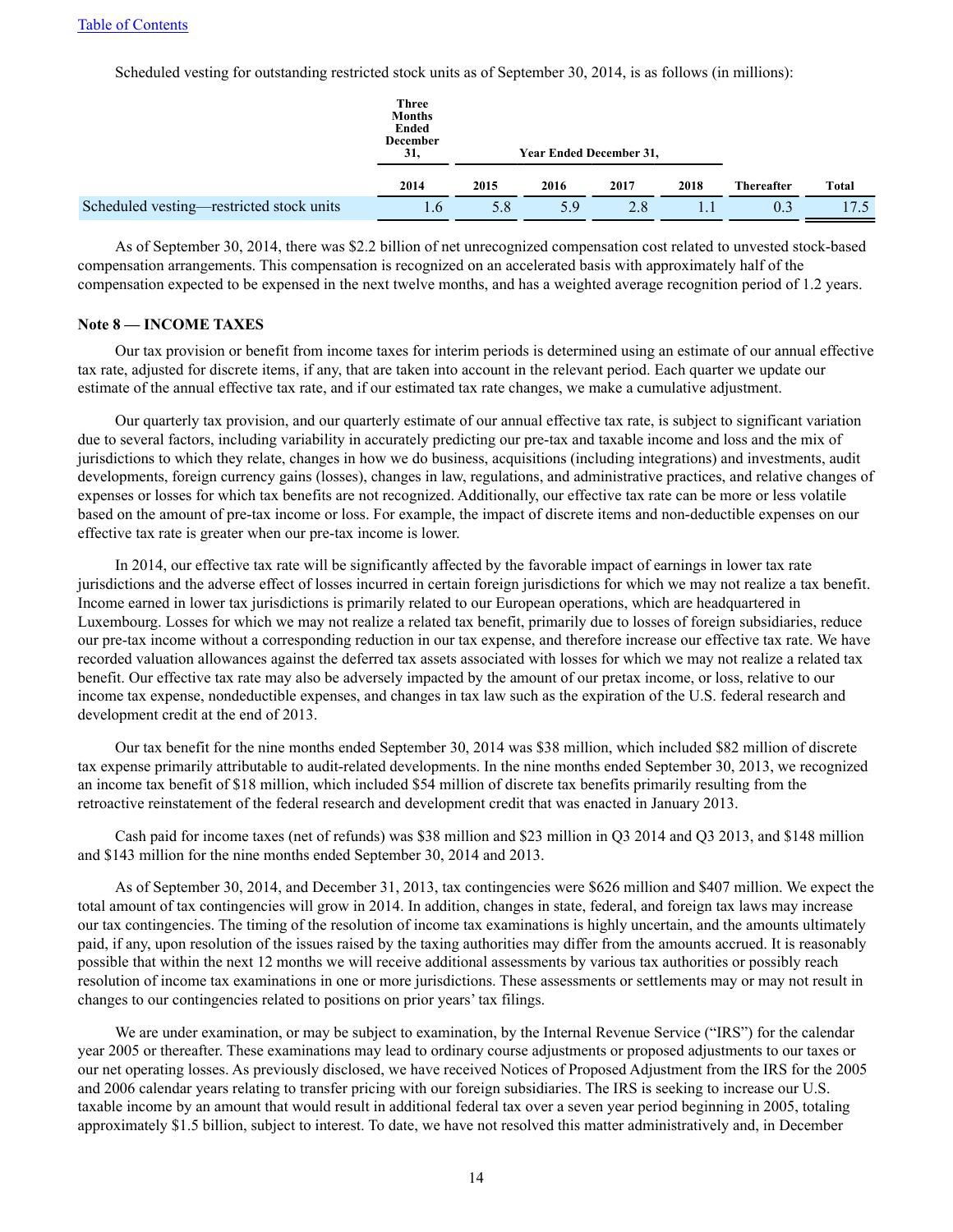Scheduled vesting for outstanding restricted stock units as of September 30, 2014, is as follows (in millions):

| | Three Months Ended December 31, | Year Ended December 31, | | | | | |
|---|---|---|---|---|---|---|---|
| | 2014 | 2015 | 2016 | 2017 | 2018 | Thereafter | Total |
| Scheduled vesting—restricted stock units | 1.6 | 5.8 | 5.9 | 2.8 | 1.1 | 0.3 | 17.5 |

As of September 30, 2014, there was $2.2 billion of net unrecognized compensation cost related to unvested stock-based compensation arrangements. This compensation is recognized on an accelerated basis with approximately half of the compensation expected to be expensed in the next twelve months, and has a weighted average recognition period of 1.2 years.

**Note 8 — INCOME TAXES**

Our tax provision or benefit from income taxes for interim periods is determined using an estimate of our annual effective tax rate, adjusted for discrete items, if any, that are taken into account in the relevant period. Each quarter we update our estimate of the annual effective tax rate, and if our estimated tax rate changes, we make a cumulative adjustment.

Our quarterly tax provision, and our quarterly estimate of our annual effective tax rate, is subject to significant variation due to several factors, including variability in accurately predicting our pre-tax and taxable income and loss and the mix of jurisdictions to which they relate, changes in how we do business, acquisitions (including integrations) and investments, audit developments, foreign currency gains (losses), changes in law, regulations, and administrative practices, and relative changes of expenses or losses for which tax benefits are not recognized. Additionally, our effective tax rate can be more or less volatile based on the amount of pre-tax income or loss. For example, the impact of discrete items and non-deductible expenses on our effective tax rate is greater when our pre-tax income is lower.

In 2014, our effective tax rate will be significantly affected by the favorable impact of earnings in lower tax rate jurisdictions and the adverse effect of losses incurred in certain foreign jurisdictions for which we may not realize a tax benefit. Income earned in lower tax jurisdictions is primarily related to our European operations, which are headquartered in Luxembourg. Losses for which we may not realize a related tax benefit, primarily due to losses of foreign subsidiaries, reduce our pre-tax income without a corresponding reduction in our tax expense, and therefore increase our effective tax rate. We have recorded valuation allowances against the deferred tax assets associated with losses for which we may not realize a related tax benefit. Our effective tax rate may also be adversely impacted by the amount of our pretax income, or loss, relative to our income tax expense, nondeductible expenses, and changes in tax law such as the expiration of the U.S. federal research and development credit at the end of 2013.

Our tax benefit for the nine months ended September 30, 2014 was $38 million, which included $82 million of discrete tax expense primarily attributable to audit-related developments. In the nine months ended September 30, 2013, we recognized an income tax benefit of $18 million, which included $54 million of discrete tax benefits primarily resulting from the retroactive reinstatement of the federal research and development credit that was enacted in January 2013.

Cash paid for income taxes (net of refunds) was $38 million and $23 million in Q3 2014 and Q3 2013, and $148 million and $143 million for the nine months ended September 30, 2014 and 2013.

As of September 30, 2014, and December 31, 2013, tax contingencies were $626 million and $407 million. We expect the total amount of tax contingencies will grow in 2014. In addition, changes in state, federal, and foreign tax laws may increase our tax contingencies. The timing of the resolution of income tax examinations is highly uncertain, and the amounts ultimately paid, if any, upon resolution of the issues raised by the taxing authorities may differ from the amounts accrued. It is reasonably possible that within the next 12 months we will receive additional assessments by various tax authorities or possibly reach resolution of income tax examinations in one or more jurisdictions. These assessments or settlements may or may not result in changes to our contingencies related to positions on prior years' tax filings.

We are under examination, or may be subject to examination, by the Internal Revenue Service ("IRS") for the calendar year 2005 or thereafter. These examinations may lead to ordinary course adjustments or proposed adjustments to our taxes or our net operating losses. As previously disclosed, we have received Notices of Proposed Adjustment from the IRS for the 2005 and 2006 calendar years relating to transfer pricing with our foreign subsidiaries. The IRS is seeking to increase our U.S. taxable income by an amount that would result in additional federal tax over a seven year period beginning in 2005, totaling approximately $1.5 billion, subject to interest. To date, we have not resolved this matter administratively and, in December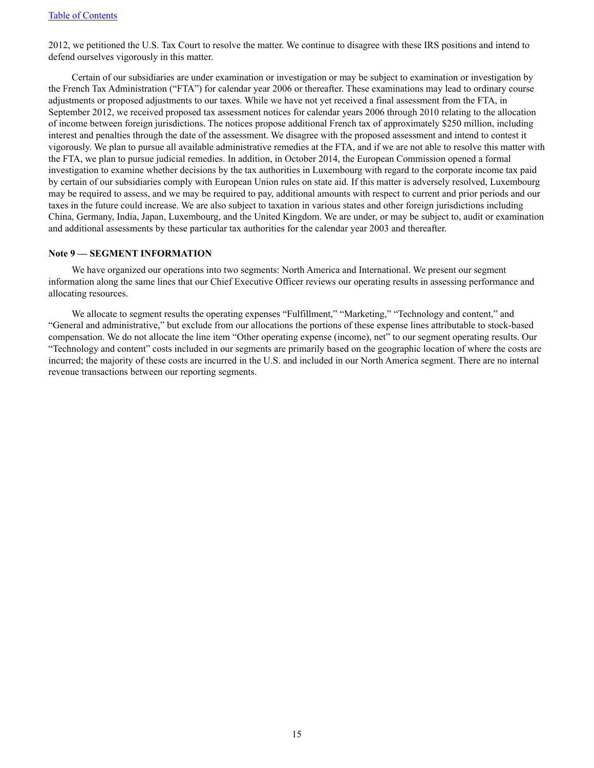2012, we petitioned the U.S. Tax Court to resolve the matter. We continue to disagree with these IRS positions and intend to defend ourselves vigorously in this matter.

Certain of our subsidiaries are under examination or investigation or may be subject to examination or investigation by the French Tax Administration ("FTA") for calendar year 2006 or thereafter. These examinations may lead to ordinary course adjustments or proposed adjustments to our taxes. While we have not yet received a final assessment from the FTA, in September 2012, we received proposed tax assessment notices for calendar years 2006 through 2010 relating to the allocation of income between foreign jurisdictions. The notices propose additional French tax of approximately $250 million, including interest and penalties through the date of the assessment. We disagree with the proposed assessment and intend to contest it vigorously. We plan to pursue all available administrative remedies at the FTA, and if we are not able to resolve this matter with the FTA, we plan to pursue judicial remedies. In addition, in October 2014, the European Commission opened a formal investigation to examine whether decisions by the tax authorities in Luxembourg with regard to the corporate income tax paid by certain of our subsidiaries comply with European Union rules on state aid. If this matter is adversely resolved, Luxembourg may be required to assess, and we may be required to pay, additional amounts with respect to current and prior periods and our taxes in the future could increase. We are also subject to taxation in various states and other foreign jurisdictions including China, Germany, India, Japan, Luxembourg, and the United Kingdom. We are under, or may be subject to, audit or examination and additional assessments by these particular tax authorities for the calendar year 2003 and thereafter.

## Note 9 — SEGMENT INFORMATION

We have organized our operations into two segments: North America and International. We present our segment information along the same lines that our Chief Executive Officer reviews our operating results in assessing performance and allocating resources.

We allocate to segment results the operating expenses "Fulfillment," "Marketing," "Technology and content," and "General and administrative," but exclude from our allocations the portions of these expense lines attributable to stock-based compensation. We do not allocate the line item "Other operating expense (income), net" to our segment operating results. Our "Technology and content" costs included in our segments are primarily based on the geographic location of where the costs are incurred; the majority of these costs are incurred in the U.S. and included in our North America segment. There are no internal revenue transactions between our reporting segments.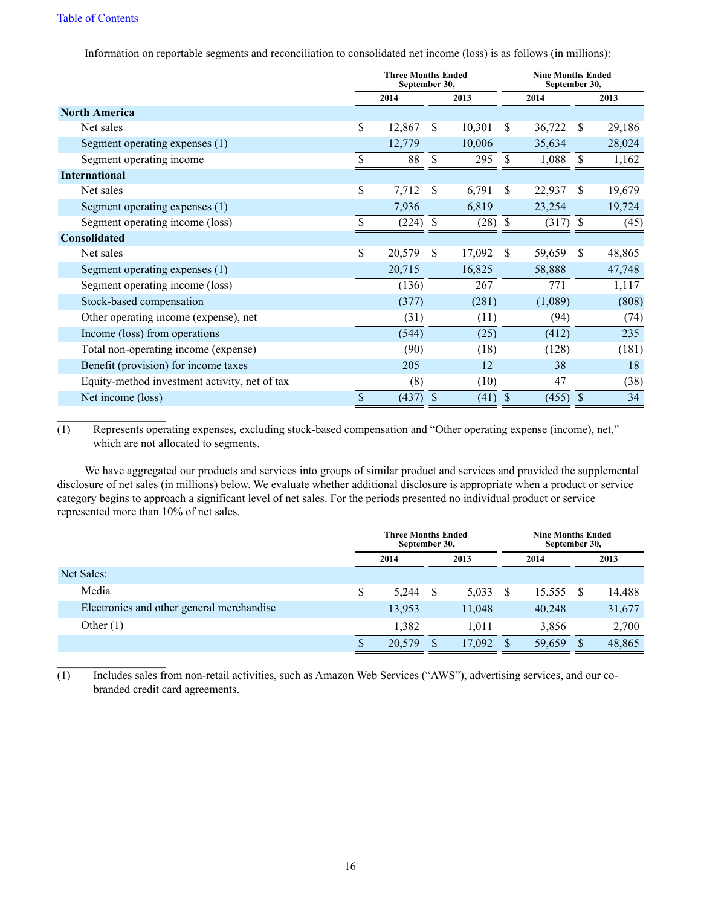Information on reportable segments and reconciliation to consolidated net income (loss) is as follows (in millions):

| | Three Months Ended September 30, | | Nine Months Ended September 30, | |
|---|---|---|---|---|
| | 2014 | 2013 | 2014 | 2013 |
| **North America** | | | | |
| Net sales | $ 12,867 | $ 10,301 | $ 36,722 | $ 29,186 |
| Segment operating expenses (1) | 12,779 | 10,006 | 35,634 | 28,024 |
| Segment operating income | $ 88 | $ 295 | $ 1,088 | $ 1,162 |
| **International** | | | | |
| Net sales | $ 7,712 | $ 6,791 | $ 22,937 | $ 19,679 |
| Segment operating expenses (1) | 7,936 | 6,819 | 23,254 | 19,724 |
| Segment operating income (loss) | $ (224) | $ (28) | $ (317) | $ (45) |
| **Consolidated** | | | | |
| Net sales | $ 20,579 | $ 17,092 | $ 59,659 | $ 48,865 |
| Segment operating expenses (1) | 20,715 | 16,825 | 58,888 | 47,748 |
| Segment operating income (loss) | (136) | 267 | 771 | 1,117 |
| Stock-based compensation | (377) | (281) | (1,089) | (808) |
| Other operating income (expense), net | (31) | (11) | (94) | (74) |
| Income (loss) from operations | (544) | (25) | (412) | 235 |
| Total non-operating income (expense) | (90) | (18) | (128) | (181) |
| Benefit (provision) for income taxes | 205 | 12 | 38 | 18 |
| Equity-method investment activity, net of tax | (8) | (10) | 47 | (38) |
| Net income (loss) | $ (437) | $ (41) | $ (455) | $ 34 |

(1) Represents operating expenses, excluding stock-based compensation and "Other operating expense (income), net," which are not allocated to segments.

We have aggregated our products and services into groups of similar product and services and provided the supplemental disclosure of net sales (in millions) below. We evaluate whether additional disclosure is appropriate when a product or service category begins to approach a significant level of net sales. For the periods presented no individual product or service represented more than 10% of net sales.

| | Three Months Ended September 30, | | Nine Months Ended September 30, | |
|---|---|---|---|---|
| | 2014 | 2013 | 2014 | 2013 |
| Net Sales: | | | | |
| Media | $ 5,244 | $ 5,033 | $ 15,555 | $ 14,488 |
| Electronics and other general merchandise | 13,953 | 11,048 | 40,248 | 31,677 |
| Other (1) | 1,382 | 1,011 | 3,856 | 2,700 |
| | $ 20,579 | $ 17,092 | $ 59,659 | $ 48,865 |

(1) Includes sales from non-retail activities, such as Amazon Web Services ("AWS"), advertising services, and our co-branded credit card agreements.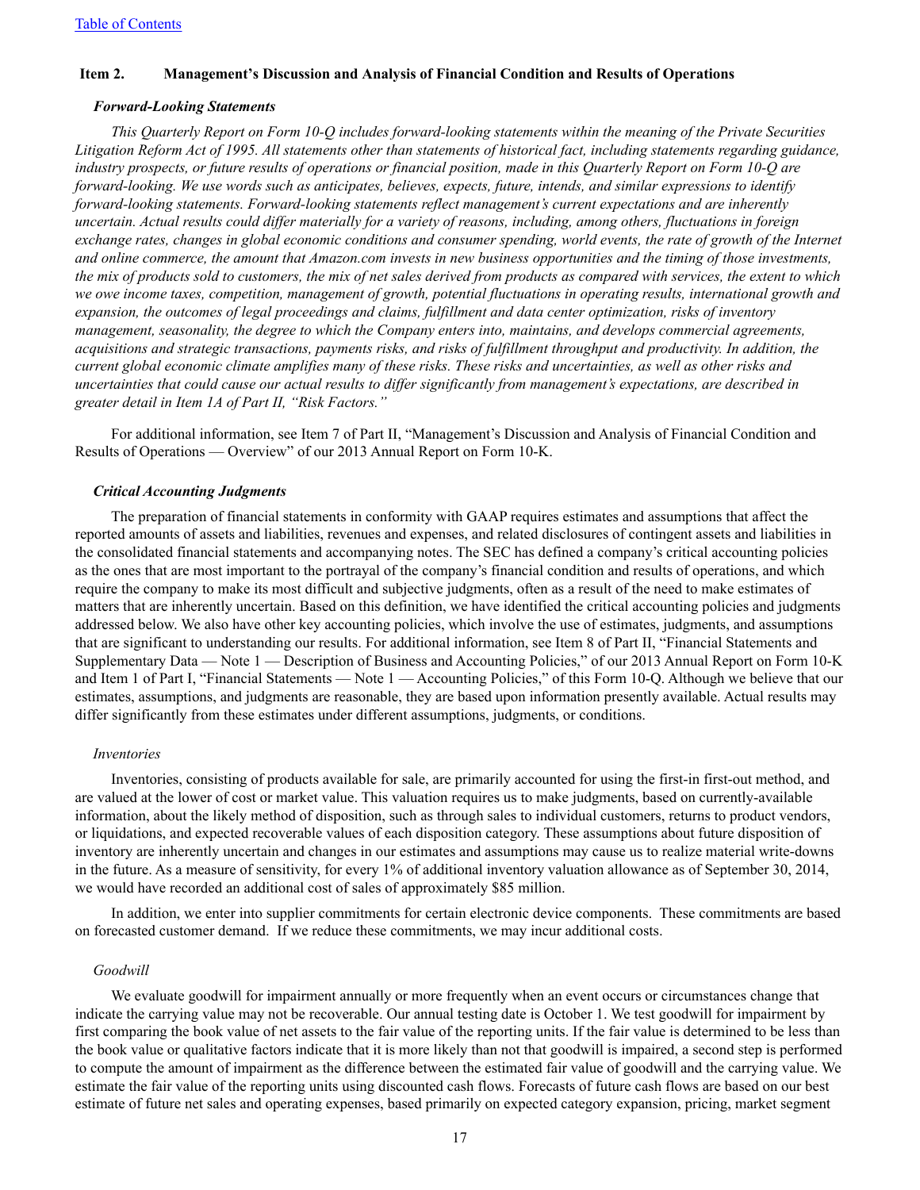[Table of Contents](#)

## Item 2. Management's Discussion and Analysis of Financial Condition and Results of Operations

### *Forward-Looking Statements*

*This Quarterly Report on Form 10-Q includes forward-looking statements within the meaning of the Private Securities Litigation Reform Act of 1995. All statements other than statements of historical fact, including statements regarding guidance, industry prospects, or future results of operations or financial position, made in this Quarterly Report on Form 10-Q are forward-looking. We use words such as anticipates, believes, expects, future, intends, and similar expressions to identify forward-looking statements. Forward-looking statements reflect management's current expectations and are inherently uncertain. Actual results could differ materially for a variety of reasons, including, among others, fluctuations in foreign exchange rates, changes in global economic conditions and consumer spending, world events, the rate of growth of the Internet and online commerce, the amount that Amazon.com invests in new business opportunities and the timing of those investments, the mix of products sold to customers, the mix of net sales derived from products as compared with services, the extent to which we owe income taxes, competition, management of growth, potential fluctuations in operating results, international growth and expansion, the outcomes of legal proceedings and claims, fulfillment and data center optimization, risks of inventory management, seasonality, the degree to which the Company enters into, maintains, and develops commercial agreements, acquisitions and strategic transactions, payments risks, and risks of fulfillment throughput and productivity. In addition, the current global economic climate amplifies many of these risks. These risks and uncertainties, as well as other risks and uncertainties that could cause our actual results to differ significantly from management's expectations, are described in greater detail in Item 1A of Part II, "Risk Factors."*

For additional information, see Item 7 of Part II, "Management's Discussion and Analysis of Financial Condition and Results of Operations — Overview" of our 2013 Annual Report on Form 10-K.

### *Critical Accounting Judgments*

The preparation of financial statements in conformity with GAAP requires estimates and assumptions that affect the reported amounts of assets and liabilities, revenues and expenses, and related disclosures of contingent assets and liabilities in the consolidated financial statements and accompanying notes. The SEC has defined a company's critical accounting policies as the ones that are most important to the portrayal of the company's financial condition and results of operations, and which require the company to make its most difficult and subjective judgments, often as a result of the need to make estimates of matters that are inherently uncertain. Based on this definition, we have identified the critical accounting policies and judgments addressed below. We also have other key accounting policies, which involve the use of estimates, judgments, and assumptions that are significant to understanding our results. For additional information, see Item 8 of Part II, "Financial Statements and Supplementary Data — Note 1 — Description of Business and Accounting Policies," of our 2013 Annual Report on Form 10-K and Item 1 of Part I, "Financial Statements — Note 1 — Accounting Policies," of this Form 10-Q. Although we believe that our estimates, assumptions, and judgments are reasonable, they are based upon information presently available. Actual results may differ significantly from these estimates under different assumptions, judgments, or conditions.

#### *Inventories*

Inventories, consisting of products available for sale, are primarily accounted for using the first-in first-out method, and are valued at the lower of cost or market value. This valuation requires us to make judgments, based on currently-available information, about the likely method of disposition, such as through sales to individual customers, returns to product vendors, or liquidations, and expected recoverable values of each disposition category. These assumptions about future disposition of inventory are inherently uncertain and changes in our estimates and assumptions may cause us to realize material write-downs in the future. As a measure of sensitivity, for every 1% of additional inventory valuation allowance as of September 30, 2014, we would have recorded an additional cost of sales of approximately $85 million.

In addition, we enter into supplier commitments for certain electronic device components. These commitments are based on forecasted customer demand. If we reduce these commitments, we may incur additional costs.

#### *Goodwill*

We evaluate goodwill for impairment annually or more frequently when an event occurs or circumstances change that indicate the carrying value may not be recoverable. Our annual testing date is October 1. We test goodwill for impairment by first comparing the book value of net assets to the fair value of the reporting units. If the fair value is determined to be less than the book value or qualitative factors indicate that it is more likely than not that goodwill is impaired, a second step is performed to compute the amount of impairment as the difference between the estimated fair value of goodwill and the carrying value. We estimate the fair value of the reporting units using discounted cash flows. Forecasts of future cash flows are based on our best estimate of future net sales and operating expenses, based primarily on expected category expansion, pricing, market segment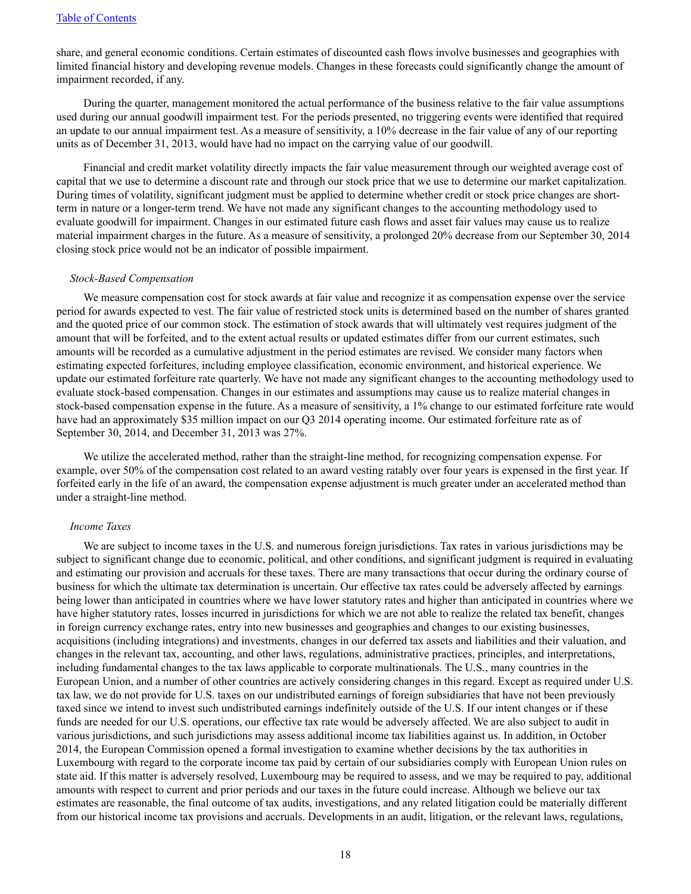share, and general economic conditions. Certain estimates of discounted cash flows involve businesses and geographies with limited financial history and developing revenue models. Changes in these forecasts could significantly change the amount of impairment recorded, if any.

During the quarter, management monitored the actual performance of the business relative to the fair value assumptions used during our annual goodwill impairment test. For the periods presented, no triggering events were identified that required an update to our annual impairment test. As a measure of sensitivity, a 10% decrease in the fair value of any of our reporting units as of December 31, 2013, would have had no impact on the carrying value of our goodwill.

Financial and credit market volatility directly impacts the fair value measurement through our weighted average cost of capital that we use to determine a discount rate and through our stock price that we use to determine our market capitalization. During times of volatility, significant judgment must be applied to determine whether credit or stock price changes are short-term in nature or a longer-term trend. We have not made any significant changes to the accounting methodology used to evaluate goodwill for impairment. Changes in our estimated future cash flows and asset fair values may cause us to realize material impairment charges in the future. As a measure of sensitivity, a prolonged 20% decrease from our September 30, 2014 closing stock price would not be an indicator of possible impairment.

*Stock-Based Compensation*

We measure compensation cost for stock awards at fair value and recognize it as compensation expense over the service period for awards expected to vest. The fair value of restricted stock units is determined based on the number of shares granted and the quoted price of our common stock. The estimation of stock awards that will ultimately vest requires judgment of the amount that will be forfeited, and to the extent actual results or updated estimates differ from our current estimates, such amounts will be recorded as a cumulative adjustment in the period estimates are revised. We consider many factors when estimating expected forfeitures, including employee classification, economic environment, and historical experience. We update our estimated forfeiture rate quarterly. We have not made any significant changes to the accounting methodology used to evaluate stock-based compensation. Changes in our estimates and assumptions may cause us to realize material changes in stock-based compensation expense in the future. As a measure of sensitivity, a 1% change to our estimated forfeiture rate would have had an approximately $35 million impact on our Q3 2014 operating income. Our estimated forfeiture rate as of September 30, 2014, and December 31, 2013 was 27%.

We utilize the accelerated method, rather than the straight-line method, for recognizing compensation expense. For example, over 50% of the compensation cost related to an award vesting ratably over four years is expensed in the first year. If forfeited early in the life of an award, the compensation expense adjustment is much greater under an accelerated method than under a straight-line method.

*Income Taxes*

We are subject to income taxes in the U.S. and numerous foreign jurisdictions. Tax rates in various jurisdictions may be subject to significant change due to economic, political, and other conditions, and significant judgment is required in evaluating and estimating our provision and accruals for these taxes. There are many transactions that occur during the ordinary course of business for which the ultimate tax determination is uncertain. Our effective tax rates could be adversely affected by earnings being lower than anticipated in countries where we have lower statutory rates and higher than anticipated in countries where we have higher statutory rates, losses incurred in jurisdictions for which we are not able to realize the related tax benefit, changes in foreign currency exchange rates, entry into new businesses and geographies and changes to our existing businesses, acquisitions (including integrations) and investments, changes in our deferred tax assets and liabilities and their valuation, and changes in the relevant tax, accounting, and other laws, regulations, administrative practices, principles, and interpretations, including fundamental changes to the tax laws applicable to corporate multinationals. The U.S., many countries in the European Union, and a number of other countries are actively considering changes in this regard. Except as required under U.S. tax law, we do not provide for U.S. taxes on our undistributed earnings of foreign subsidiaries that have not been previously taxed since we intend to invest such undistributed earnings indefinitely outside of the U.S. If our intent changes or if these funds are needed for our U.S. operations, our effective tax rate would be adversely affected. We are also subject to audit in various jurisdictions, and such jurisdictions may assess additional income tax liabilities against us. In addition, in October 2014, the European Commission opened a formal investigation to examine whether decisions by the tax authorities in Luxembourg with regard to the corporate income tax paid by certain of our subsidiaries comply with European Union rules on state aid. If this matter is adversely resolved, Luxembourg may be required to assess, and we may be required to pay, additional amounts with respect to current and prior periods and our taxes in the future could increase. Although we believe our tax estimates are reasonable, the final outcome of tax audits, investigations, and any related litigation could be materially different from our historical income tax provisions and accruals. Developments in an audit, litigation, or the relevant laws, regulations,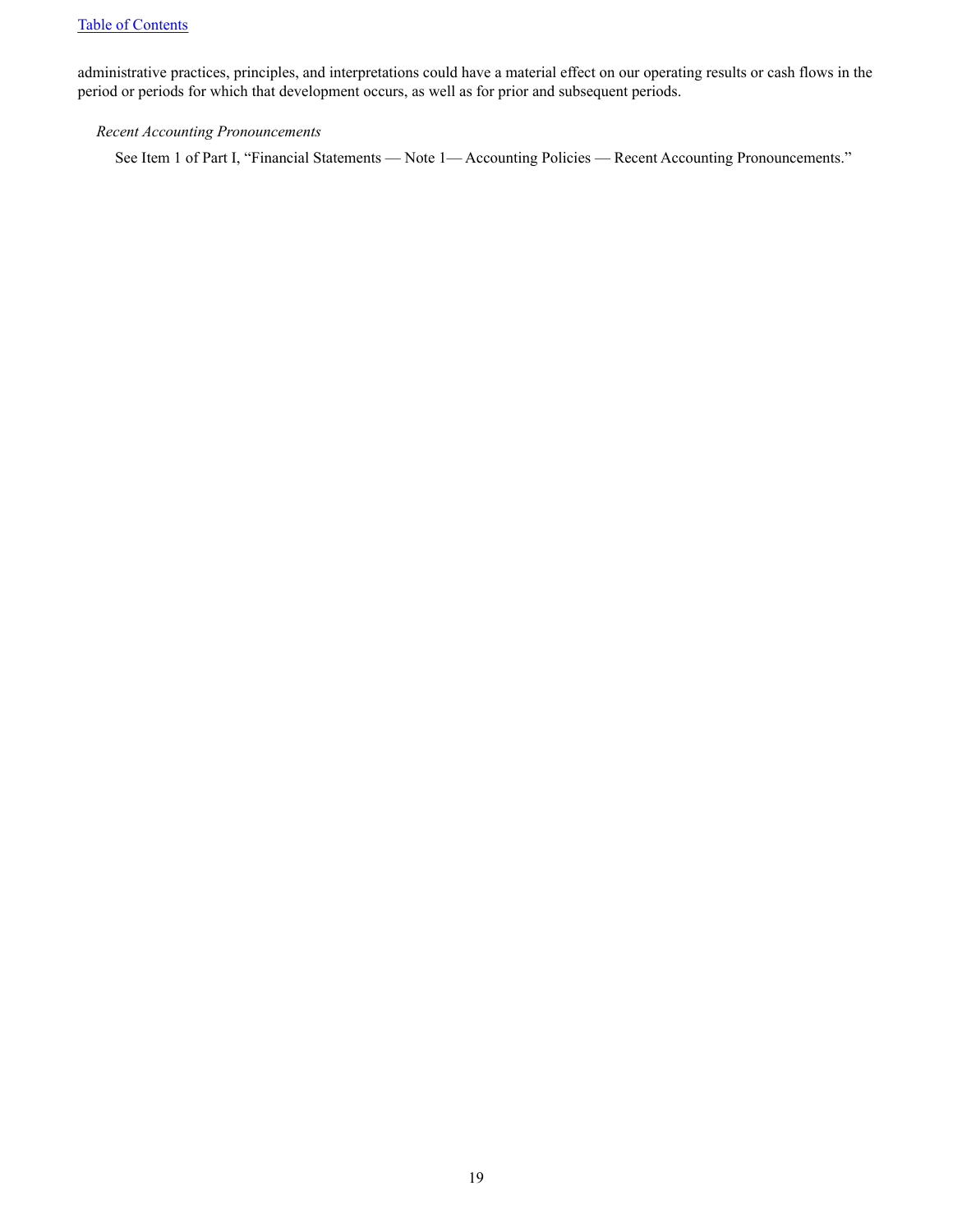administrative practices, principles, and interpretations could have a material effect on our operating results or cash flows in the period or periods for which that development occurs, as well as for prior and subsequent periods.

*Recent Accounting Pronouncements*

See Item 1 of Part I, "Financial Statements — Note 1— Accounting Policies — Recent Accounting Pronouncements."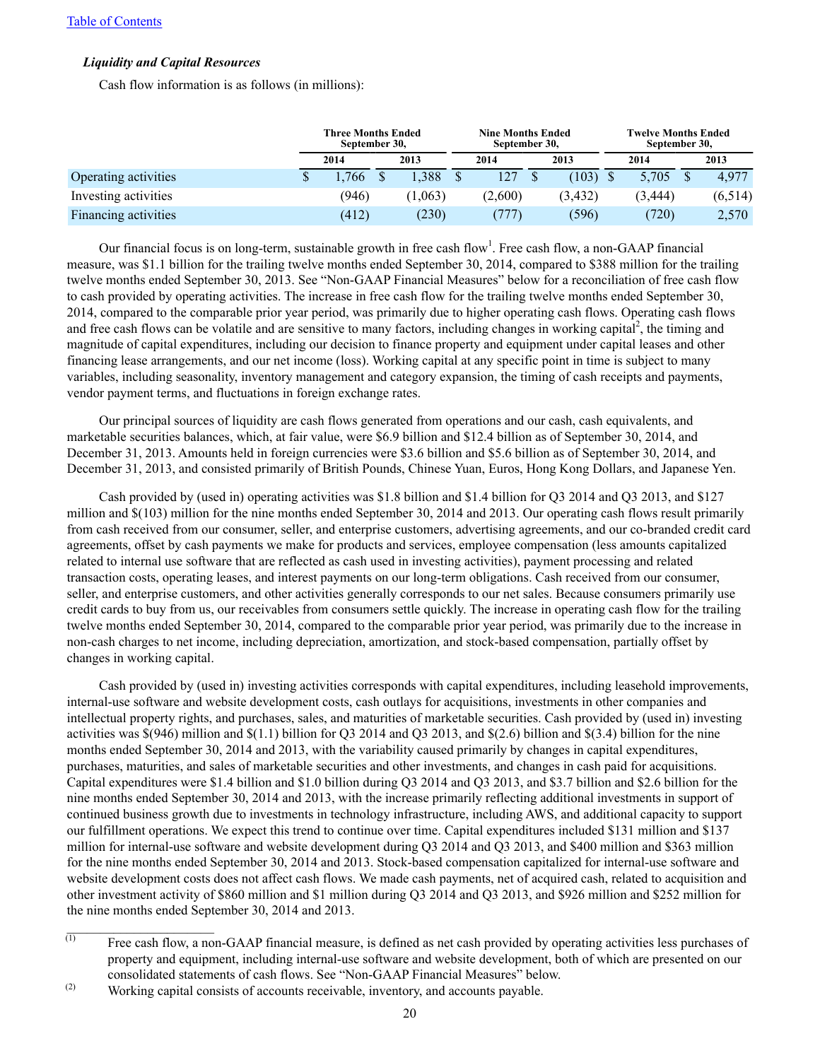[Table of Contents](#)

### *Liquidity and Capital Resources*

Cash flow information is as follows (in millions):

| | Three Months Ended September 30, | | Nine Months Ended September 30, | | Twelve Months Ended September 30, | |
|---|---|---|---|---|---|---|
| | 2014 | 2013 | 2014 | 2013 | 2014 | 2013 |
| Operating activities | $ 1,766 | $ 1,388 | $ 127 | $ (103) | $ 5,705 | $ 4,977 |
| Investing activities | (946) | (1,063) | (2,600) | (3,432) | (3,444) | (6,514) |
| Financing activities | (412) | (230) | (777) | (596) | (720) | 2,570 |

Our financial focus is on long-term, sustainable growth in free cash flow[1]. Free cash flow, a non-GAAP financial measure, was $1.1 billion for the trailing twelve months ended September 30, 2014, compared to $388 million for the trailing twelve months ended September 30, 2013. See "Non-GAAP Financial Measures" below for a reconciliation of free cash flow to cash provided by operating activities. The increase in free cash flow for the trailing twelve months ended September 30, 2014, compared to the comparable prior year period, was primarily due to higher operating cash flows. Operating cash flows and free cash flows can be volatile and are sensitive to many factors, including changes in working capital[2], the timing and magnitude of capital expenditures, including our decision to finance property and equipment under capital leases and other financing lease arrangements, and our net income (loss). Working capital at any specific point in time is subject to many variables, including seasonality, inventory management and category expansion, the timing of cash receipts and payments, vendor payment terms, and fluctuations in foreign exchange rates.

Our principal sources of liquidity are cash flows generated from operations and our cash, cash equivalents, and marketable securities balances, which, at fair value, were $6.9 billion and $12.4 billion as of September 30, 2014, and December 31, 2013. Amounts held in foreign currencies were $3.6 billion and $5.6 billion as of September 30, 2014, and December 31, 2013, and consisted primarily of British Pounds, Chinese Yuan, Euros, Hong Kong Dollars, and Japanese Yen.

Cash provided by (used in) operating activities was $1.8 billion and $1.4 billion for Q3 2014 and Q3 2013, and $127 million and $(103) million for the nine months ended September 30, 2014 and 2013. Our operating cash flows result primarily from cash received from our consumer, seller, and enterprise customers, advertising agreements, and our co-branded credit card agreements, offset by cash payments we make for products and services, employee compensation (less amounts capitalized related to internal use software that are reflected as cash used in investing activities), payment processing and related transaction costs, operating leases, and interest payments on our long-term obligations. Cash received from our consumer, seller, and enterprise customers, and other activities generally corresponds to our net sales. Because consumers primarily use credit cards to buy from us, our receivables from consumers settle quickly. The increase in operating cash flow for the trailing twelve months ended September 30, 2014, compared to the comparable prior year period, was primarily due to the increase in non-cash charges to net income, including depreciation, amortization, and stock-based compensation, partially offset by changes in working capital.

Cash provided by (used in) investing activities corresponds with capital expenditures, including leasehold improvements, internal-use software and website development costs, cash outlays for acquisitions, investments in other companies and intellectual property rights, and purchases, sales, and maturities of marketable securities. Cash provided by (used in) investing activities was $(946) million and $(1.1) billion for Q3 2014 and Q3 2013, and $(2.6) billion and $(3.4) billion for the nine months ended September 30, 2014 and 2013, with the variability caused primarily by changes in capital expenditures, purchases, maturities, and sales of marketable securities and other investments, and changes in cash paid for acquisitions. Capital expenditures were $1.4 billion and $1.0 billion during Q3 2014 and Q3 2013, and $3.7 billion and $2.6 billion for the nine months ended September 30, 2014 and 2013, with the increase primarily reflecting additional investments in support of continued business growth due to investments in technology infrastructure, including AWS, and additional capacity to support our fulfillment operations. We expect this trend to continue over time. Capital expenditures included $131 million and $137 million for internal-use software and website development during Q3 2014 and Q3 2013, and $400 million and $363 million for the nine months ended September 30, 2014 and 2013. Stock-based compensation capitalized for internal-use software and website development costs does not affect cash flows. We made cash payments, net of acquired cash, related to acquisition and other investment activity of $860 million and $1 million during Q3 2014 and Q3 2013, and $926 million and $252 million for the nine months ended September 30, 2014 and 2013.

---

(1) Free cash flow, a non-GAAP financial measure, is defined as net cash provided by operating activities less purchases of property and equipment, including internal-use software and website development, both of which are presented on our consolidated statements of cash flows. See "Non-GAAP Financial Measures" below.

(2) Working capital consists of accounts receivable, inventory, and accounts payable.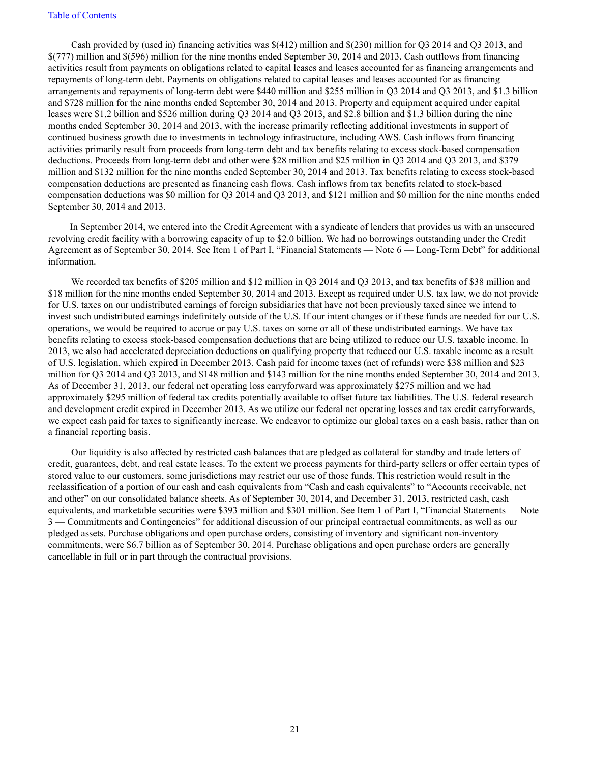Cash provided by (used in) financing activities was $(412) million and $(230) million for Q3 2014 and Q3 2013, and $(777) million and $(596) million for the nine months ended September 30, 2014 and 2013. Cash outflows from financing activities result from payments on obligations related to capital leases and leases accounted for as financing arrangements and repayments of long-term debt. Payments on obligations related to capital leases and leases accounted for as financing arrangements and repayments of long-term debt were $440 million and $255 million in Q3 2014 and Q3 2013, and $1.3 billion and $728 million for the nine months ended September 30, 2014 and 2013. Property and equipment acquired under capital leases were $1.2 billion and $526 million during Q3 2014 and Q3 2013, and $2.8 billion and $1.3 billion during the nine months ended September 30, 2014 and 2013, with the increase primarily reflecting additional investments in support of continued business growth due to investments in technology infrastructure, including AWS. Cash inflows from financing activities primarily result from proceeds from long-term debt and tax benefits relating to excess stock-based compensation deductions. Proceeds from long-term debt and other were $28 million and $25 million in Q3 2014 and Q3 2013, and $379 million and $132 million for the nine months ended September 30, 2014 and 2013. Tax benefits relating to excess stock-based compensation deductions are presented as financing cash flows. Cash inflows from tax benefits related to stock-based compensation deductions was $0 million for Q3 2014 and Q3 2013, and $121 million and $0 million for the nine months ended September 30, 2014 and 2013.

In September 2014, we entered into the Credit Agreement with a syndicate of lenders that provides us with an unsecured revolving credit facility with a borrowing capacity of up to $2.0 billion. We had no borrowings outstanding under the Credit Agreement as of September 30, 2014. See Item 1 of Part I, "Financial Statements — Note 6 — Long-Term Debt" for additional information.

We recorded tax benefits of $205 million and $12 million in Q3 2014 and Q3 2013, and tax benefits of $38 million and $18 million for the nine months ended September 30, 2014 and 2013. Except as required under U.S. tax law, we do not provide for U.S. taxes on our undistributed earnings of foreign subsidiaries that have not been previously taxed since we intend to invest such undistributed earnings indefinitely outside of the U.S. If our intent changes or if these funds are needed for our U.S. operations, we would be required to accrue or pay U.S. taxes on some or all of these undistributed earnings. We have tax benefits relating to excess stock-based compensation deductions that are being utilized to reduce our U.S. taxable income. In 2013, we also had accelerated depreciation deductions on qualifying property that reduced our U.S. taxable income as a result of U.S. legislation, which expired in December 2013. Cash paid for income taxes (net of refunds) were $38 million and $23 million for Q3 2014 and Q3 2013, and $148 million and $143 million for the nine months ended September 30, 2014 and 2013. As of December 31, 2013, our federal net operating loss carryforward was approximately $275 million and we had approximately $295 million of federal tax credits potentially available to offset future tax liabilities. The U.S. federal research and development credit expired in December 2013. As we utilize our federal net operating losses and tax credit carryforwards, we expect cash paid for taxes to significantly increase. We endeavor to optimize our global taxes on a cash basis, rather than on a financial reporting basis.

Our liquidity is also affected by restricted cash balances that are pledged as collateral for standby and trade letters of credit, guarantees, debt, and real estate leases. To the extent we process payments for third-party sellers or offer certain types of stored value to our customers, some jurisdictions may restrict our use of those funds. This restriction would result in the reclassification of a portion of our cash and cash equivalents from "Cash and cash equivalents" to "Accounts receivable, net and other" on our consolidated balance sheets. As of September 30, 2014, and December 31, 2013, restricted cash, cash equivalents, and marketable securities were $393 million and $301 million. See Item 1 of Part I, "Financial Statements — Note 3 — Commitments and Contingencies" for additional discussion of our principal contractual commitments, as well as our pledged assets. Purchase obligations and open purchase orders, consisting of inventory and significant non-inventory commitments, were $6.7 billion as of September 30, 2014. Purchase obligations and open purchase orders are generally cancellable in full or in part through the contractual provisions.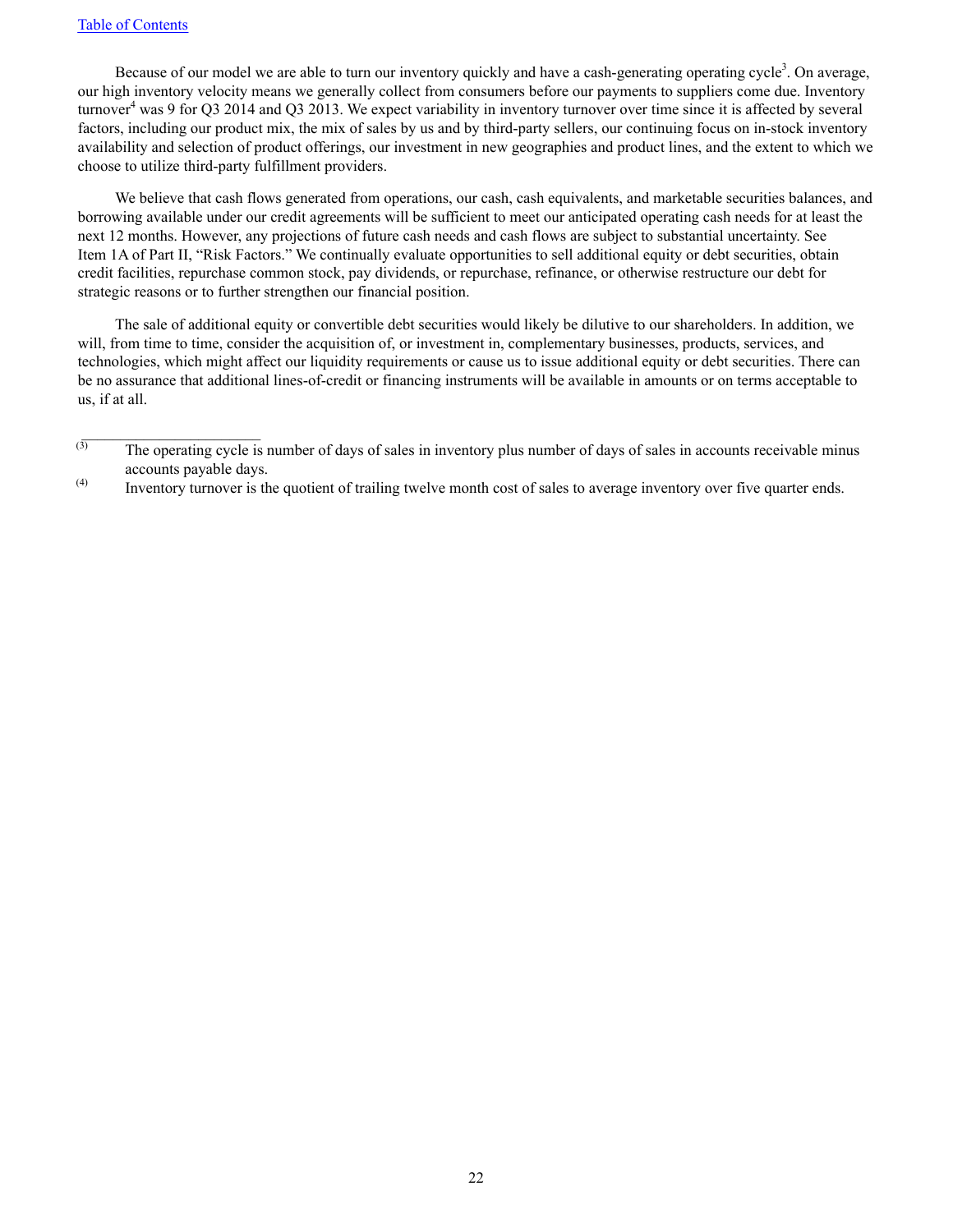Because of our model we are able to turn our inventory quickly and have a cash-generating operating cycle[3]. On average, our high inventory velocity means we generally collect from consumers before our payments to suppliers come due. Inventory turnover[4] was 9 for Q3 2014 and Q3 2013. We expect variability in inventory turnover over time since it is affected by several factors, including our product mix, the mix of sales by us and by third-party sellers, our continuing focus on in-stock inventory availability and selection of product offerings, our investment in new geographies and product lines, and the extent to which we choose to utilize third-party fulfillment providers.

We believe that cash flows generated from operations, our cash, cash equivalents, and marketable securities balances, and borrowing available under our credit agreements will be sufficient to meet our anticipated operating cash needs for at least the next 12 months. However, any projections of future cash needs and cash flows are subject to substantial uncertainty. See Item 1A of Part II, "Risk Factors." We continually evaluate opportunities to sell additional equity or debt securities, obtain credit facilities, repurchase common stock, pay dividends, or repurchase, refinance, or otherwise restructure our debt for strategic reasons or to further strengthen our financial position.

The sale of additional equity or convertible debt securities would likely be dilutive to our shareholders. In addition, we will, from time to time, consider the acquisition of, or investment in, complementary businesses, products, services, and technologies, which might affect our liquidity requirements or cause us to issue additional equity or debt securities. There can be no assurance that additional lines-of-credit or financing instruments will be available in amounts or on terms acceptable to us, if at all.

---

(3) The operating cycle is number of days of sales in inventory plus number of days of sales in accounts receivable minus accounts payable days.

(4) Inventory turnover is the quotient of trailing twelve month cost of sales to average inventory over five quarter ends.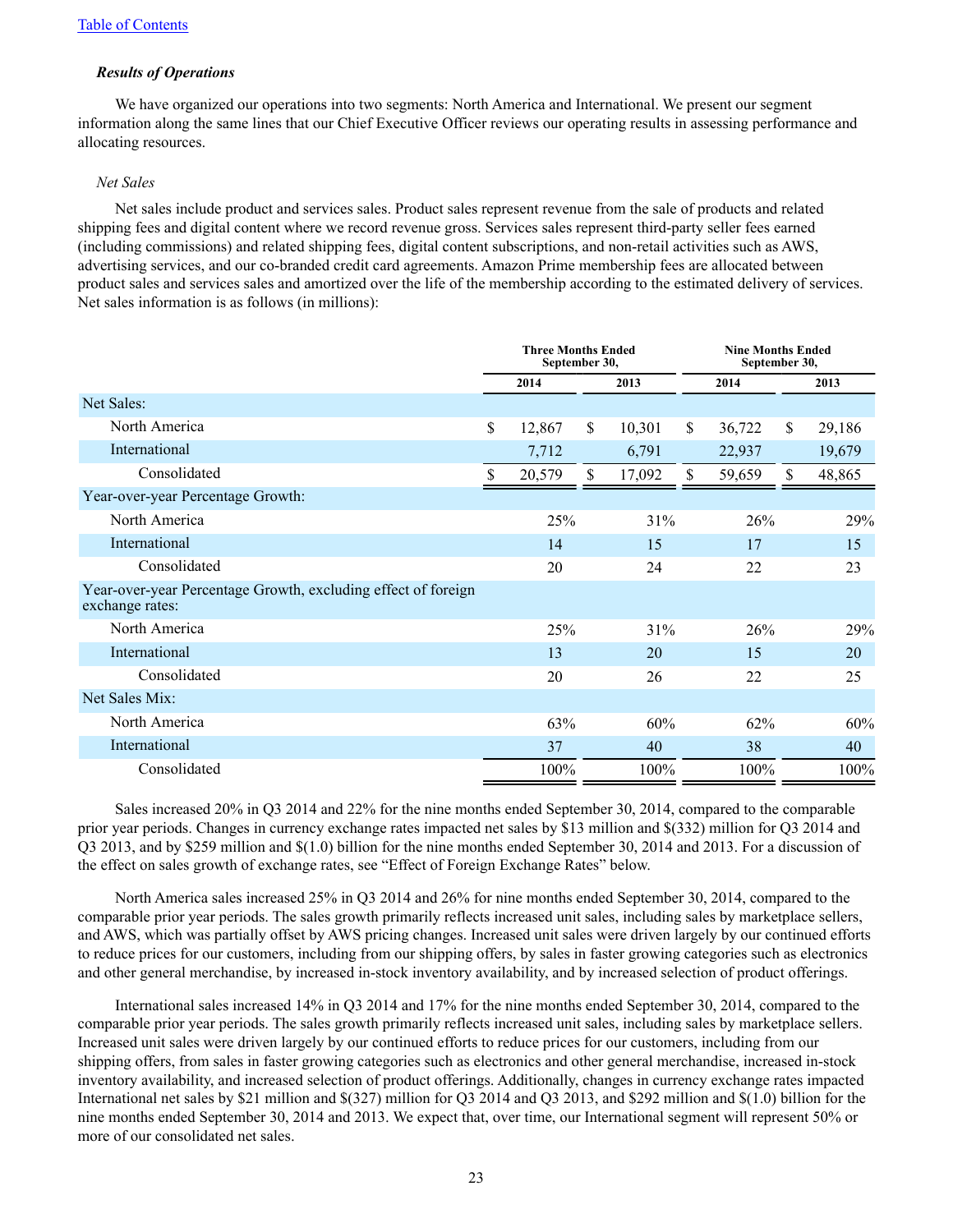### *Results of Operations*

We have organized our operations into two segments: North America and International. We present our segment information along the same lines that our Chief Executive Officer reviews our operating results in assessing performance and allocating resources.

*Net Sales*

Net sales include product and services sales. Product sales represent revenue from the sale of products and related shipping fees and digital content where we record revenue gross. Services sales represent third-party seller fees earned (including commissions) and related shipping fees, digital content subscriptions, and non-retail activities such as AWS, advertising services, and our co-branded credit card agreements. Amazon Prime membership fees are allocated between product sales and services sales and amortized over the life of the membership according to the estimated delivery of services. Net sales information is as follows (in millions):

| | Three Months Ended September 30, | | Nine Months Ended September 30, | |
|---|---|---|---|---|
| | 2014 | 2013 | 2014 | 2013 |
| Net Sales: | | | | |
| North America | $ 12,867 | $ 10,301 | $ 36,722 | $ 29,186 |
| International | 7,712 | 6,791 | 22,937 | 19,679 |
| Consolidated | $ 20,579 | $ 17,092 | $ 59,659 | $ 48,865 |
| Year-over-year Percentage Growth: | | | | |
| North America | 25% | 31% | 26% | 29% |
| International | 14 | 15 | 17 | 15 |
| Consolidated | 20 | 24 | 22 | 23 |
| Year-over-year Percentage Growth, excluding effect of foreign exchange rates: | | | | |
| North America | 25% | 31% | 26% | 29% |
| International | 13 | 20 | 15 | 20 |
| Consolidated | 20 | 26 | 22 | 25 |
| Net Sales Mix: | | | | |
| North America | 63% | 60% | 62% | 60% |
| International | 37 | 40 | 38 | 40 |
| Consolidated | 100% | 100% | 100% | 100% |

Sales increased 20% in Q3 2014 and 22% for the nine months ended September 30, 2014, compared to the comparable prior year periods. Changes in currency exchange rates impacted net sales by $13 million and $(332) million for Q3 2014 and Q3 2013, and by $259 million and $(1.0) billion for the nine months ended September 30, 2014 and 2013. For a discussion of the effect on sales growth of exchange rates, see "Effect of Foreign Exchange Rates" below.

North America sales increased 25% in Q3 2014 and 26% for nine months ended September 30, 2014, compared to the comparable prior year periods. The sales growth primarily reflects increased unit sales, including sales by marketplace sellers, and AWS, which was partially offset by AWS pricing changes. Increased unit sales were driven largely by our continued efforts to reduce prices for our customers, including from our shipping offers, by sales in faster growing categories such as electronics and other general merchandise, by increased in-stock inventory availability, and by increased selection of product offerings.

International sales increased 14% in Q3 2014 and 17% for the nine months ended September 30, 2014, compared to the comparable prior year periods. The sales growth primarily reflects increased unit sales, including sales by marketplace sellers. Increased unit sales were driven largely by our continued efforts to reduce prices for our customers, including from our shipping offers, from sales in faster growing categories such as electronics and other general merchandise, increased in-stock inventory availability, and increased selection of product offerings. Additionally, changes in currency exchange rates impacted International net sales by $21 million and $(327) million for Q3 2014 and Q3 2013, and $292 million and $(1.0) billion for the nine months ended September 30, 2014 and 2013. We expect that, over time, our International segment will represent 50% or more of our consolidated net sales.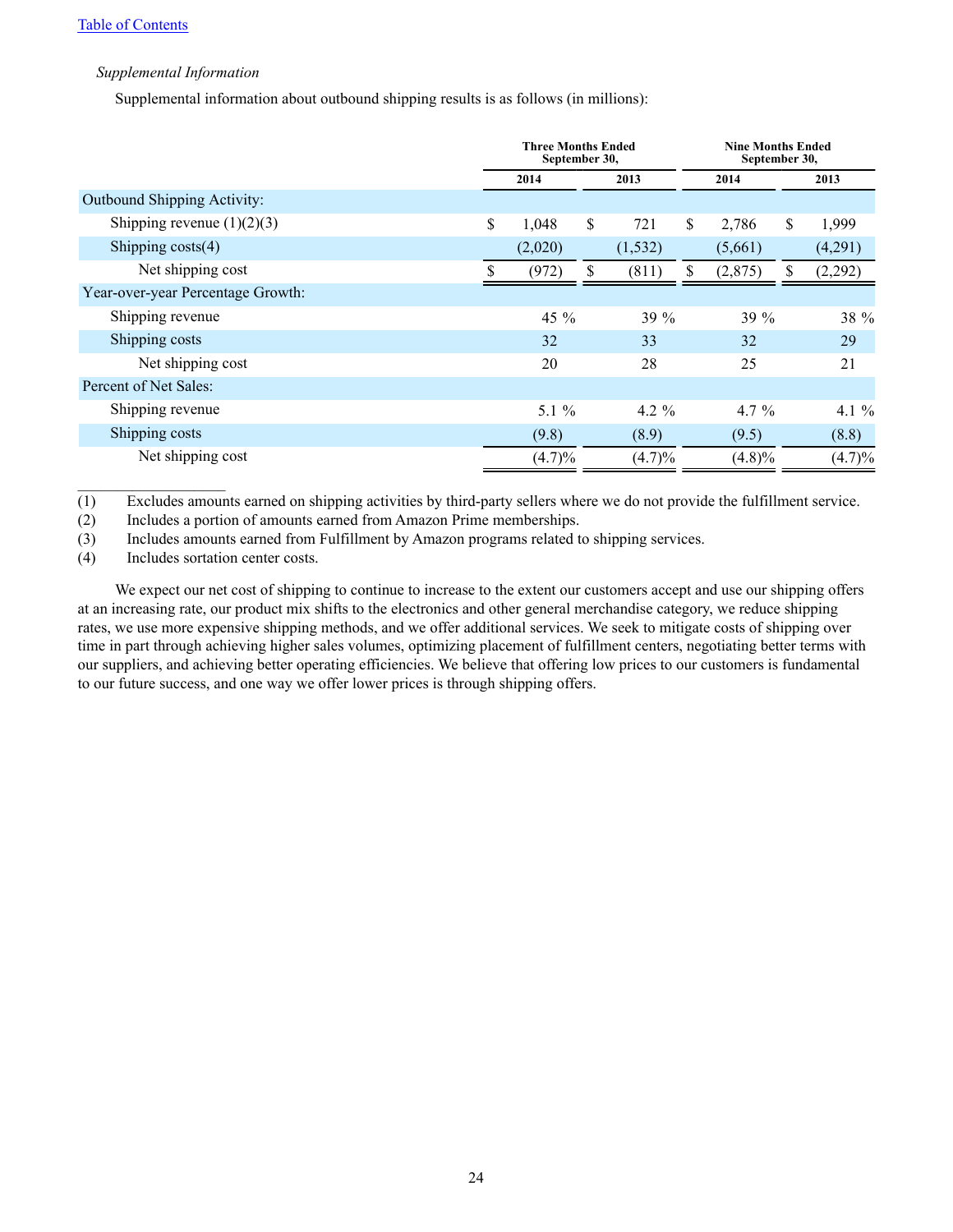*Supplemental Information*

Supplemental information about outbound shipping results is as follows (in millions):

| | Three Months Ended September 30, | | Nine Months Ended September 30, | |
|---|---|---|---|---|
| | 2014 | 2013 | 2014 | 2013 |
| Outbound Shipping Activity: | | | | |
| Shipping revenue (1)(2)(3) | $ 1,048 | $ 721 | $ 2,786 | $ 1,999 |
| Shipping costs(4) | (2,020) | (1,532) | (5,661) | (4,291) |
| Net shipping cost | $ (972) | $ (811) | $ (2,875) | $ (2,292) |
| Year-over-year Percentage Growth: | | | | |
| Shipping revenue | 45 % | 39 % | 39 % | 38 % |
| Shipping costs | 32 | 33 | 32 | 29 |
| Net shipping cost | 20 | 28 | 25 | 21 |
| Percent of Net Sales: | | | | |
| Shipping revenue | 5.1 % | 4.2 % | 4.7 % | 4.1 % |
| Shipping costs | (9.8) | (8.9) | (9.5) | (8.8) |
| Net shipping cost | (4.7)% | (4.7)% | (4.8)% | (4.7)% |

(1) Excludes amounts earned on shipping activities by third-party sellers where we do not provide the fulfillment service.
(2) Includes a portion of amounts earned from Amazon Prime memberships.
(3) Includes amounts earned from Fulfillment by Amazon programs related to shipping services.
(4) Includes sortation center costs.

We expect our net cost of shipping to continue to increase to the extent our customers accept and use our shipping offers at an increasing rate, our product mix shifts to the electronics and other general merchandise category, we reduce shipping rates, we use more expensive shipping methods, and we offer additional services. We seek to mitigate costs of shipping over time in part through achieving higher sales volumes, optimizing placement of fulfillment centers, negotiating better terms with our suppliers, and achieving better operating efficiencies. We believe that offering low prices to our customers is fundamental to our future success, and one way we offer lower prices is through shipping offers.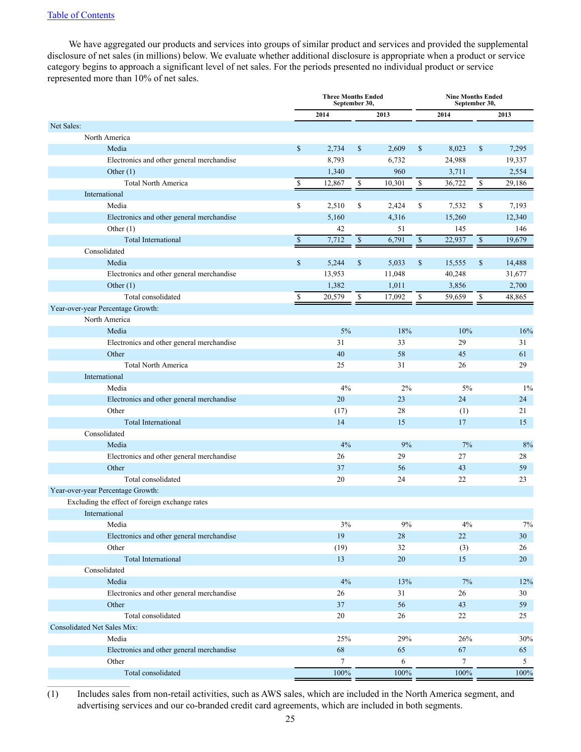We have aggregated our products and services into groups of similar product and services and provided the supplemental disclosure of net sales (in millions) below. We evaluate whether additional disclosure is appropriate when a product or service category begins to approach a significant level of net sales. For the periods presented no individual product or service represented more than 10% of net sales.

| | Three Months Ended September 30, | | Nine Months Ended September 30, | |
|---|---|---|---|---|
| | 2014 | 2013 | 2014 | 2013 |
| **Net Sales:** | | | | |
| North America | | | | |
| Media | $ 2,734 | $ 2,609 | $ 8,023 | $ 7,295 |
| Electronics and other general merchandise | 8,793 | 6,732 | 24,988 | 19,337 |
| Other (1) | 1,340 | 960 | 3,711 | 2,554 |
| Total North America | $ 12,867 | $ 10,301 | $ 36,722 | $ 29,186 |
| International | | | | |
| Media | $ 2,510 | $ 2,424 | $ 7,532 | $ 7,193 |
| Electronics and other general merchandise | 5,160 | 4,316 | 15,260 | 12,340 |
| Other (1) | 42 | 51 | 145 | 146 |
| Total International | $ 7,712 | $ 6,791 | $ 22,937 | $ 19,679 |
| Consolidated | | | | |
| Media | $ 5,244 | $ 5,033 | $ 15,555 | $ 14,488 |
| Electronics and other general merchandise | 13,953 | 11,048 | 40,248 | 31,677 |
| Other (1) | 1,382 | 1,011 | 3,856 | 2,700 |
| Total consolidated | $ 20,579 | $ 17,092 | $ 59,659 | $ 48,865 |
| **Year-over-year Percentage Growth:** | | | | |
| North America | | | | |
| Media | 5% | 18% | 10% | 16% |
| Electronics and other general merchandise | 31 | 33 | 29 | 31 |
| Other | 40 | 58 | 45 | 61 |
| Total North America | 25 | 31 | 26 | 29 |
| International | | | | |
| Media | 4% | 2% | 5% | 1% |
| Electronics and other general merchandise | 20 | 23 | 24 | 24 |
| Other | (17) | 28 | (1) | 21 |
| Total International | 14 | 15 | 17 | 15 |
| Consolidated | | | | |
| Media | 4% | 9% | 7% | 8% |
| Electronics and other general merchandise | 26 | 29 | 27 | 28 |
| Other | 37 | 56 | 43 | 59 |
| Total consolidated | 20 | 24 | 22 | 23 |
| **Year-over-year Percentage Growth:** | | | | |
| Excluding the effect of foreign exchange rates | | | | |
| International | | | | |
| Media | 3% | 9% | 4% | 7% |
| Electronics and other general merchandise | 19 | 28 | 22 | 30 |
| Other | (19) | 32 | (3) | 26 |
| Total International | 13 | 20 | 15 | 20 |
| Consolidated | | | | |
| Media | 4% | 13% | 7% | 12% |
| Electronics and other general merchandise | 26 | 31 | 26 | 30 |
| Other | 37 | 56 | 43 | 59 |
| Total consolidated | 20 | 26 | 22 | 25 |
| **Consolidated Net Sales Mix:** | | | | |
| Media | 25% | 29% | 26% | 30% |
| Electronics and other general merchandise | 68 | 65 | 67 | 65 |
| Other | 7 | 6 | 7 | 5 |
| Total consolidated | 100% | 100% | 100% | 100% |

(1) Includes sales from non-retail activities, such as AWS sales, which are included in the North America segment, and advertising services and our co-branded credit card agreements, which are included in both segments.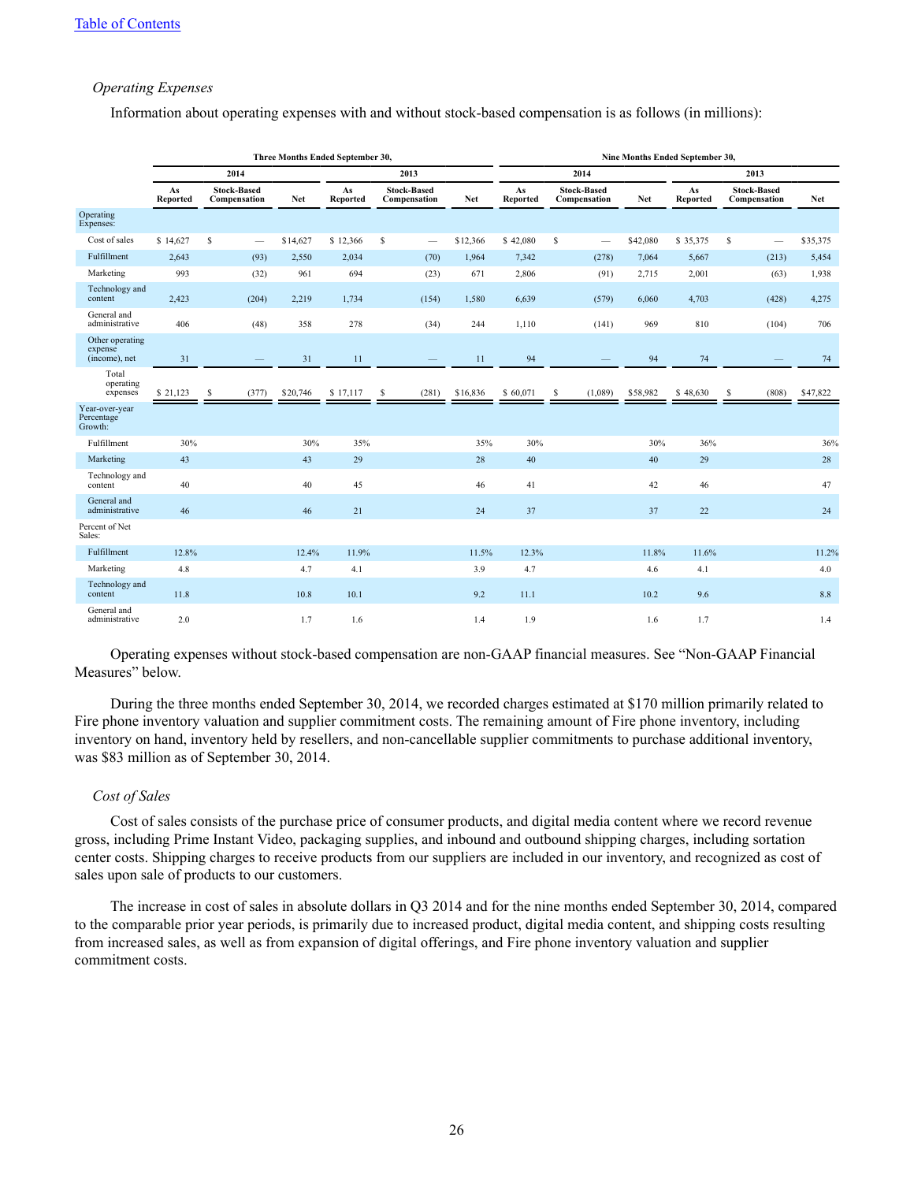*Operating Expenses*

Information about operating expenses with and without stock-based compensation is as follows (in millions):

| | Three Months Ended September 30, | | | | | | Nine Months Ended September 30, | | | | | |
|---|---|---|---|---|---|---|---|---|---|---|---|---|
| | 2014 | | | 2013 | | | 2014 | | | 2013 | | |
| | As Reported | Stock-Based Compensation | Net | As Reported | Stock-Based Compensation | Net | As Reported | Stock-Based Compensation | Net | As Reported | Stock-Based Compensation | Net |
| Operating Expenses: | | | | | | | | | | | | |
| Cost of sales | $ 14,627 | $ — | $14,627 | $ 12,366 | $ — | $12,366 | $ 42,080 | $ — | $42,080 | $ 35,375 | $ — | $35,375 |
| Fulfillment | 2,643 | (93) | 2,550 | 2,034 | (70) | 1,964 | 7,342 | (278) | 7,064 | 5,667 | (213) | 5,454 |
| Marketing | 993 | (32) | 961 | 694 | (23) | 671 | 2,806 | (91) | 2,715 | 2,001 | (63) | 1,938 |
| Technology and content | 2,423 | (204) | 2,219 | 1,734 | (154) | 1,580 | 6,639 | (579) | 6,060 | 4,703 | (428) | 4,275 |
| General and administrative | 406 | (48) | 358 | 278 | (34) | 244 | 1,110 | (141) | 969 | 810 | (104) | 706 |
| Other operating expense (income), net | 31 | — | 31 | 11 | — | 11 | 94 | — | 94 | 74 | — | 74 |
| Total operating expenses | $ 21,123 | $ (377) | $20,746 | $ 17,117 | $ (281) | $16,836 | $ 60,071 | $ (1,089) | $58,982 | $ 48,630 | $ (808) | $47,822 |
| Year-over-year Percentage Growth: | | | | | | | | | | | | |
| Fulfillment | 30% | | 30% | 35% | | 35% | 30% | | 30% | 36% | | 36% |
| Marketing | 43 | | 43 | 29 | | 28 | 40 | | 40 | 29 | | 28 |
| Technology and content | 40 | | 40 | 45 | | 46 | 41 | | 42 | 46 | | 47 |
| General and administrative | 46 | | 46 | 21 | | 24 | 37 | | 37 | 22 | | 24 |
| Percent of Net Sales: | | | | | | | | | | | | |
| Fulfillment | 12.8% | | 12.4% | 11.9% | | 11.5% | 12.3% | | 11.8% | 11.6% | | 11.2% |
| Marketing | 4.8 | | 4.7 | 4.1 | | 3.9 | 4.7 | | 4.6 | 4.1 | | 4.0 |
| Technology and content | 11.8 | | 10.8 | 10.1 | | 9.2 | 11.1 | | 10.2 | 9.6 | | 8.8 |
| General and administrative | 2.0 | | 1.7 | 1.6 | | 1.4 | 1.9 | | 1.6 | 1.7 | | 1.4 |

Operating expenses without stock-based compensation are non-GAAP financial measures. See "Non-GAAP Financial Measures" below.

During the three months ended September 30, 2014, we recorded charges estimated at $170 million primarily related to Fire phone inventory valuation and supplier commitment costs. The remaining amount of Fire phone inventory, including inventory on hand, inventory held by resellers, and non-cancellable supplier commitments to purchase additional inventory, was $83 million as of September 30, 2014.

*Cost of Sales*

Cost of sales consists of the purchase price of consumer products, and digital media content where we record revenue gross, including Prime Instant Video, packaging supplies, and inbound and outbound shipping charges, including sortation center costs. Shipping charges to receive products from our suppliers are included in our inventory, and recognized as cost of sales upon sale of products to our customers.

The increase in cost of sales in absolute dollars in Q3 2014 and for the nine months ended September 30, 2014, compared to the comparable prior year periods, is primarily due to increased product, digital media content, and shipping costs resulting from increased sales, as well as from expansion of digital offerings, and Fire phone inventory valuation and supplier commitment costs.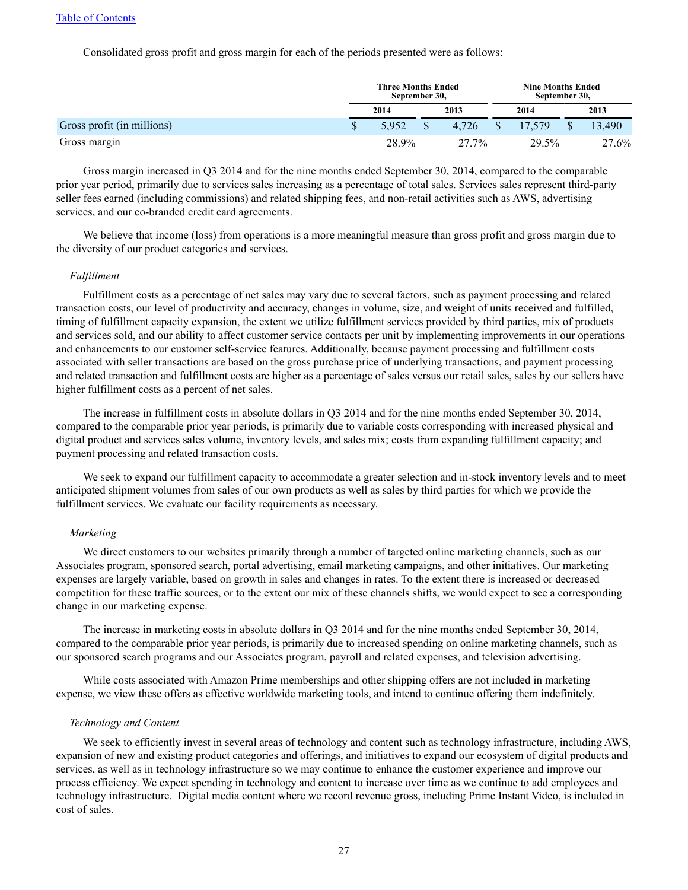Consolidated gross profit and gross margin for each of the periods presented were as follows:

| | Three Months Ended September 30, | | Nine Months Ended September 30, | |
|---|---|---|---|---|
| | 2014 | 2013 | 2014 | 2013 |
| Gross profit (in millions) | $ 5,952 | $ 4,726 | $ 17,579 | $ 13,490 |
| Gross margin | 28.9% | 27.7% | 29.5% | 27.6% |

Gross margin increased in Q3 2014 and for the nine months ended September 30, 2014, compared to the comparable prior year period, primarily due to services sales increasing as a percentage of total sales. Services sales represent third-party seller fees earned (including commissions) and related shipping fees, and non-retail activities such as AWS, advertising services, and our co-branded credit card agreements.

We believe that income (loss) from operations is a more meaningful measure than gross profit and gross margin due to the diversity of our product categories and services.

*Fulfillment*

Fulfillment costs as a percentage of net sales may vary due to several factors, such as payment processing and related transaction costs, our level of productivity and accuracy, changes in volume, size, and weight of units received and fulfilled, timing of fulfillment capacity expansion, the extent we utilize fulfillment services provided by third parties, mix of products and services sold, and our ability to affect customer service contacts per unit by implementing improvements in our operations and enhancements to our customer self-service features. Additionally, because payment processing and fulfillment costs associated with seller transactions are based on the gross purchase price of underlying transactions, and payment processing and related transaction and fulfillment costs are higher as a percentage of sales versus our retail sales, sales by our sellers have higher fulfillment costs as a percent of net sales.

The increase in fulfillment costs in absolute dollars in Q3 2014 and for the nine months ended September 30, 2014, compared to the comparable prior year periods, is primarily due to variable costs corresponding with increased physical and digital product and services sales volume, inventory levels, and sales mix; costs from expanding fulfillment capacity; and payment processing and related transaction costs.

We seek to expand our fulfillment capacity to accommodate a greater selection and in-stock inventory levels and to meet anticipated shipment volumes from sales of our own products as well as sales by third parties for which we provide the fulfillment services. We evaluate our facility requirements as necessary.

*Marketing*

We direct customers to our websites primarily through a number of targeted online marketing channels, such as our Associates program, sponsored search, portal advertising, email marketing campaigns, and other initiatives. Our marketing expenses are largely variable, based on growth in sales and changes in rates. To the extent there is increased or decreased competition for these traffic sources, or to the extent our mix of these channels shifts, we would expect to see a corresponding change in our marketing expense.

The increase in marketing costs in absolute dollars in Q3 2014 and for the nine months ended September 30, 2014, compared to the comparable prior year periods, is primarily due to increased spending on online marketing channels, such as our sponsored search programs and our Associates program, payroll and related expenses, and television advertising.

While costs associated with Amazon Prime memberships and other shipping offers are not included in marketing expense, we view these offers as effective worldwide marketing tools, and intend to continue offering them indefinitely.

*Technology and Content*

We seek to efficiently invest in several areas of technology and content such as technology infrastructure, including AWS, expansion of new and existing product categories and offerings, and initiatives to expand our ecosystem of digital products and services, as well as in technology infrastructure so we may continue to enhance the customer experience and improve our process efficiency. We expect spending in technology and content to increase over time as we continue to add employees and technology infrastructure. Digital media content where we record revenue gross, including Prime Instant Video, is included in cost of sales.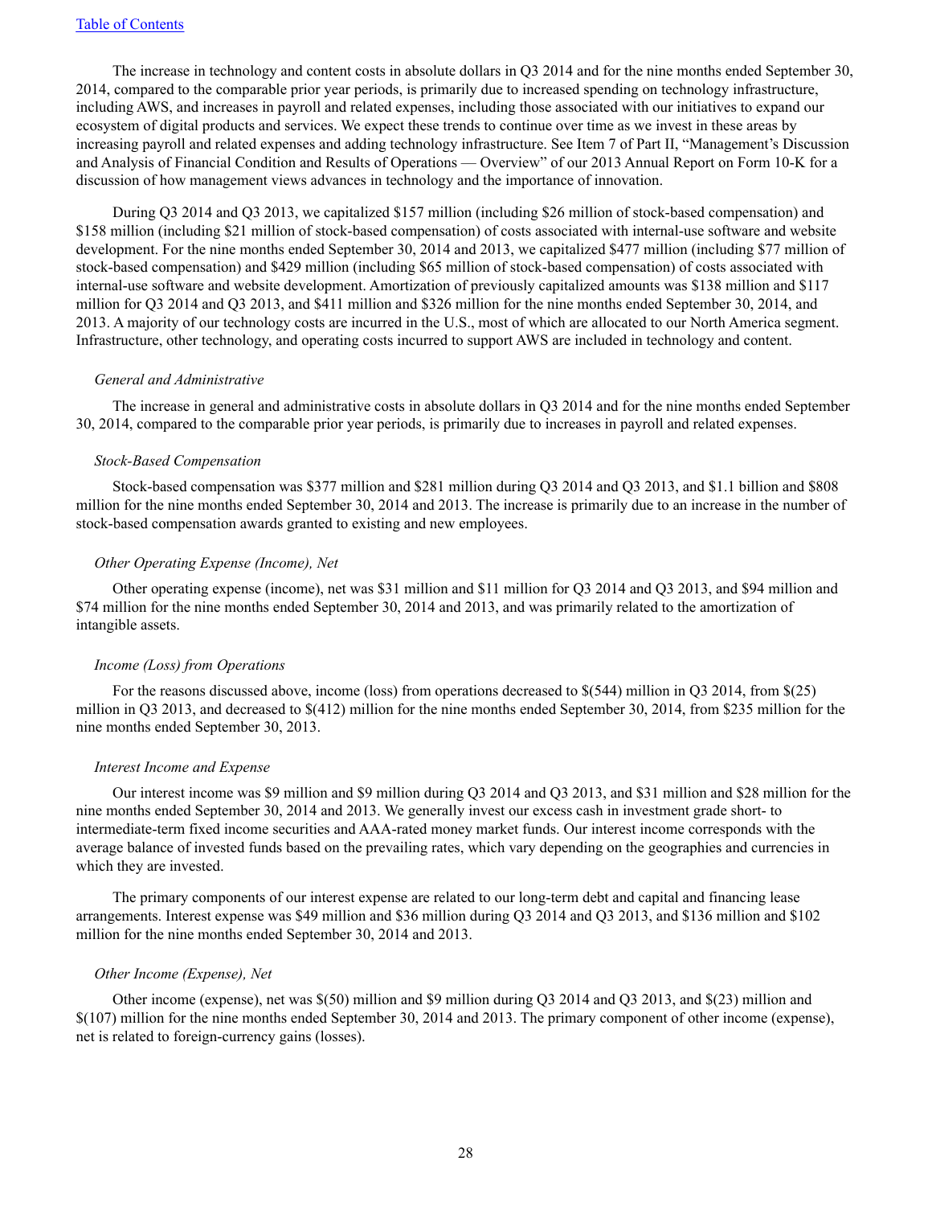The increase in technology and content costs in absolute dollars in Q3 2014 and for the nine months ended September 30, 2014, compared to the comparable prior year periods, is primarily due to increased spending on technology infrastructure, including AWS, and increases in payroll and related expenses, including those associated with our initiatives to expand our ecosystem of digital products and services. We expect these trends to continue over time as we invest in these areas by increasing payroll and related expenses and adding technology infrastructure. See Item 7 of Part II, "Management's Discussion and Analysis of Financial Condition and Results of Operations — Overview" of our 2013 Annual Report on Form 10-K for a discussion of how management views advances in technology and the importance of innovation.

During Q3 2014 and Q3 2013, we capitalized $157 million (including $26 million of stock-based compensation) and $158 million (including $21 million of stock-based compensation) of costs associated with internal-use software and website development. For the nine months ended September 30, 2014 and 2013, we capitalized $477 million (including $77 million of stock-based compensation) and $429 million (including $65 million of stock-based compensation) of costs associated with internal-use software and website development. Amortization of previously capitalized amounts was $138 million and $117 million for Q3 2014 and Q3 2013, and $411 million and $326 million for the nine months ended September 30, 2014, and 2013. A majority of our technology costs are incurred in the U.S., most of which are allocated to our North America segment. Infrastructure, other technology, and operating costs incurred to support AWS are included in technology and content.

*General and Administrative*

The increase in general and administrative costs in absolute dollars in Q3 2014 and for the nine months ended September 30, 2014, compared to the comparable prior year periods, is primarily due to increases in payroll and related expenses.

*Stock-Based Compensation*

Stock-based compensation was $377 million and $281 million during Q3 2014 and Q3 2013, and $1.1 billion and $808 million for the nine months ended September 30, 2014 and 2013. The increase is primarily due to an increase in the number of stock-based compensation awards granted to existing and new employees.

*Other Operating Expense (Income), Net*

Other operating expense (income), net was $31 million and $11 million for Q3 2014 and Q3 2013, and $94 million and $74 million for the nine months ended September 30, 2014 and 2013, and was primarily related to the amortization of intangible assets.

*Income (Loss) from Operations*

For the reasons discussed above, income (loss) from operations decreased to $(544) million in Q3 2014, from $(25) million in Q3 2013, and decreased to $(412) million for the nine months ended September 30, 2014, from $235 million for the nine months ended September 30, 2013.

*Interest Income and Expense*

Our interest income was $9 million and $9 million during Q3 2014 and Q3 2013, and $31 million and $28 million for the nine months ended September 30, 2014 and 2013. We generally invest our excess cash in investment grade short- to intermediate-term fixed income securities and AAA-rated money market funds. Our interest income corresponds with the average balance of invested funds based on the prevailing rates, which vary depending on the geographies and currencies in which they are invested.

The primary components of our interest expense are related to our long-term debt and capital and financing lease arrangements. Interest expense was $49 million and $36 million during Q3 2014 and Q3 2013, and $136 million and $102 million for the nine months ended September 30, 2014 and 2013.

*Other Income (Expense), Net*

Other income (expense), net was $(50) million and $9 million during Q3 2014 and Q3 2013, and $(23) million and $(107) million for the nine months ended September 30, 2014 and 2013. The primary component of other income (expense), net is related to foreign-currency gains (losses).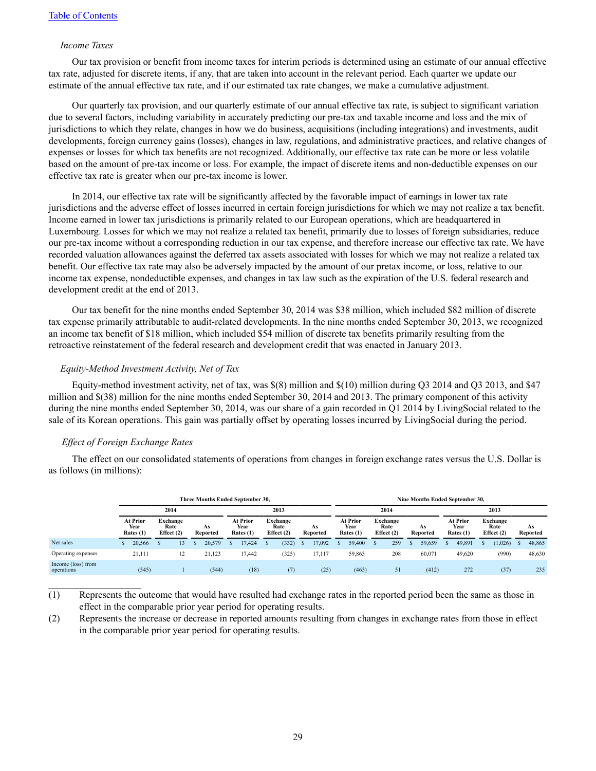*Income Taxes*

Our tax provision or benefit from income taxes for interim periods is determined using an estimate of our annual effective tax rate, adjusted for discrete items, if any, that are taken into account in the relevant period. Each quarter we update our estimate of the annual effective tax rate, and if our estimated tax rate changes, we make a cumulative adjustment.

Our quarterly tax provision, and our quarterly estimate of our annual effective tax rate, is subject to significant variation due to several factors, including variability in accurately predicting our pre-tax and taxable income and loss and the mix of jurisdictions to which they relate, changes in how we do business, acquisitions (including integrations) and investments, audit developments, foreign currency gains (losses), changes in law, regulations, and administrative practices, and relative changes of expenses or losses for which tax benefits are not recognized. Additionally, our effective tax rate can be more or less volatile based on the amount of pre-tax income or loss. For example, the impact of discrete items and non-deductible expenses on our effective tax rate is greater when our pre-tax income is lower.

In 2014, our effective tax rate will be significantly affected by the favorable impact of earnings in lower tax rate jurisdictions and the adverse effect of losses incurred in certain foreign jurisdictions for which we may not realize a tax benefit. Income earned in lower tax jurisdictions is primarily related to our European operations, which are headquartered in Luxembourg. Losses for which we may not realize a related tax benefit, primarily due to losses of foreign subsidiaries, reduce our pre-tax income without a corresponding reduction in our tax expense, and therefore increase our effective tax rate. We have recorded valuation allowances against the deferred tax assets associated with losses for which we may not realize a related tax benefit. Our effective tax rate may also be adversely impacted by the amount of our pretax income, or loss, relative to our income tax expense, nondeductible expenses, and changes in tax law such as the expiration of the U.S. federal research and development credit at the end of 2013.

Our tax benefit for the nine months ended September 30, 2014 was $38 million, which included $82 million of discrete tax expense primarily attributable to audit-related developments. In the nine months ended September 30, 2013, we recognized an income tax benefit of $18 million, which included $54 million of discrete tax benefits primarily resulting from the retroactive reinstatement of the federal research and development credit that was enacted in January 2013.

*Equity-Method Investment Activity, Net of Tax*

Equity-method investment activity, net of tax, was $(8) million and $(10) million during Q3 2014 and Q3 2013, and $47 million and $(38) million for the nine months ended September 30, 2014 and 2013. The primary component of this activity during the nine months ended September 30, 2014, was our share of a gain recorded in Q1 2014 by LivingSocial related to the sale of its Korean operations. This gain was partially offset by operating losses incurred by LivingSocial during the period.

*Effect of Foreign Exchange Rates*

The effect on our consolidated statements of operations from changes in foreign exchange rates versus the U.S. Dollar is as follows (in millions):

| | Three Months Ended September 30, | | | | | | Nine Months Ended September 30, | | | | | |
|---|---|---|---|---|---|---|---|---|---|---|---|---|
| | 2014 | | | 2013 | | | 2014 | | | 2013 | | |
| | At Prior Year Rates (1) | Exchange Rate Effect (2) | As Reported | At Prior Year Rates (1) | Exchange Rate Effect (2) | As Reported | At Prior Year Rates (1) | Exchange Rate Effect (2) | As Reported | At Prior Year Rates (1) | Exchange Rate Effect (2) | As Reported |
| Net sales | $ 20,566 | $ 13 | $ 20,579 | $ 17,424 | $ (332) | $ 17,092 | $ 59,400 | $ 259 | $ 59,659 | $ 49,891 | $ (1,026) | $ 48,865 |
| Operating expenses | 21,111 | 12 | 21,123 | 17,442 | (325) | 17,117 | 59,863 | 208 | 60,071 | 49,620 | (990) | 48,630 |
| Income (loss) from operations | (545) | 1 | (544) | (18) | (7) | (25) | (463) | 51 | (412) | 272 | (37) | 235 |

(1) Represents the outcome that would have resulted had exchange rates in the reported period been the same as those in effect in the comparable prior year period for operating results.

(2) Represents the increase or decrease in reported amounts resulting from changes in exchange rates from those in effect in the comparable prior year period for operating results.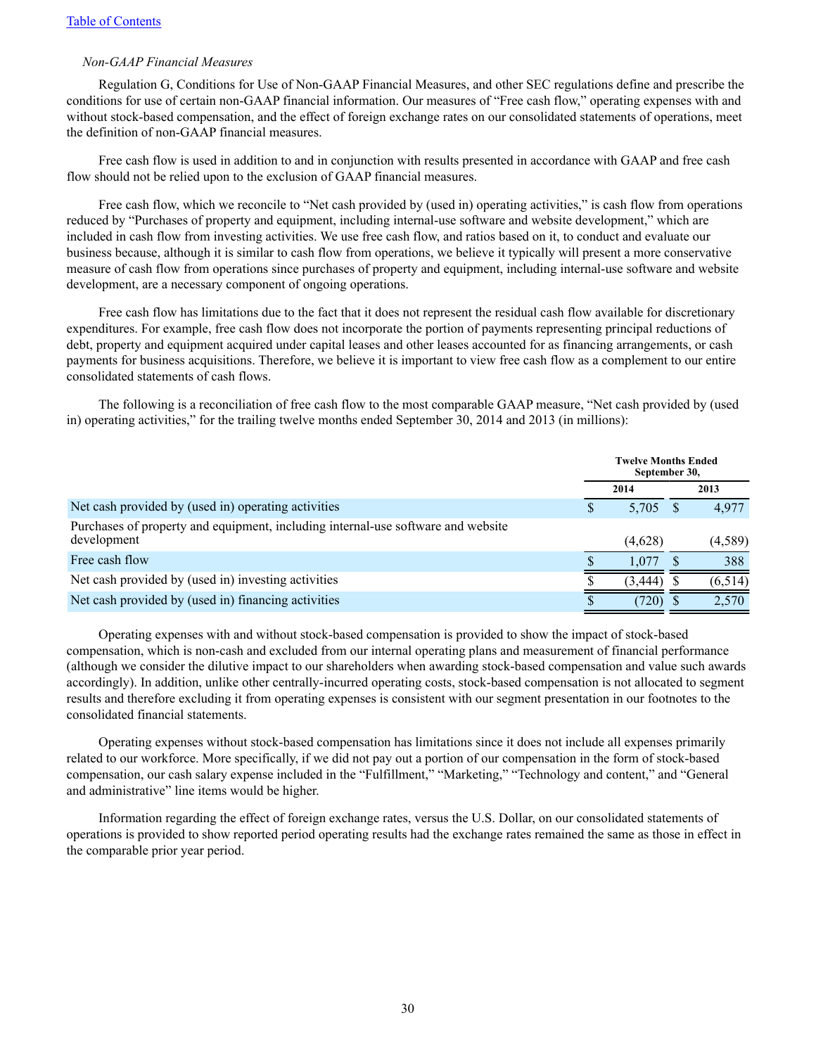[Table of Contents](#)

*Non-GAAP Financial Measures*

Regulation G, Conditions for Use of Non-GAAP Financial Measures, and other SEC regulations define and prescribe the conditions for use of certain non-GAAP financial information. Our measures of "Free cash flow," operating expenses with and without stock-based compensation, and the effect of foreign exchange rates on our consolidated statements of operations, meet the definition of non-GAAP financial measures.

Free cash flow is used in addition to and in conjunction with results presented in accordance with GAAP and free cash flow should not be relied upon to the exclusion of GAAP financial measures.

Free cash flow, which we reconcile to "Net cash provided by (used in) operating activities," is cash flow from operations reduced by "Purchases of property and equipment, including internal-use software and website development," which are included in cash flow from investing activities. We use free cash flow, and ratios based on it, to conduct and evaluate our business because, although it is similar to cash flow from operations, we believe it typically will present a more conservative measure of cash flow from operations since purchases of property and equipment, including internal-use software and website development, are a necessary component of ongoing operations.

Free cash flow has limitations due to the fact that it does not represent the residual cash flow available for discretionary expenditures. For example, free cash flow does not incorporate the portion of payments representing principal reductions of debt, property and equipment acquired under capital leases and other leases accounted for as financing arrangements, or cash payments for business acquisitions. Therefore, we believe it is important to view free cash flow as a complement to our entire consolidated statements of cash flows.

The following is a reconciliation of free cash flow to the most comparable GAAP measure, "Net cash provided by (used in) operating activities," for the trailing twelve months ended September 30, 2014 and 2013 (in millions):

| | Twelve Months Ended September 30, | |
|---|---|---|
| | 2014 | 2013 |
| Net cash provided by (used in) operating activities | $ 5,705 | $ 4,977 |
| Purchases of property and equipment, including internal-use software and website development | (4,628) | (4,589) |
| Free cash flow | $ 1,077 | $ 388 |
| Net cash provided by (used in) investing activities | $ (3,444) | $ (6,514) |
| Net cash provided by (used in) financing activities | $ (720) | $ 2,570 |

Operating expenses with and without stock-based compensation is provided to show the impact of stock-based compensation, which is non-cash and excluded from our internal operating plans and measurement of financial performance (although we consider the dilutive impact to our shareholders when awarding stock-based compensation and value such awards accordingly). In addition, unlike other centrally-incurred operating costs, stock-based compensation is not allocated to segment results and therefore excluding it from operating expenses is consistent with our segment presentation in our footnotes to the consolidated financial statements.

Operating expenses without stock-based compensation has limitations since it does not include all expenses primarily related to our workforce. More specifically, if we did not pay out a portion of our compensation in the form of stock-based compensation, our cash salary expense included in the "Fulfillment," "Marketing," "Technology and content," and "General and administrative" line items would be higher.

Information regarding the effect of foreign exchange rates, versus the U.S. Dollar, on our consolidated statements of operations is provided to show reported period operating results had the exchange rates remained the same as those in effect in the comparable prior year period.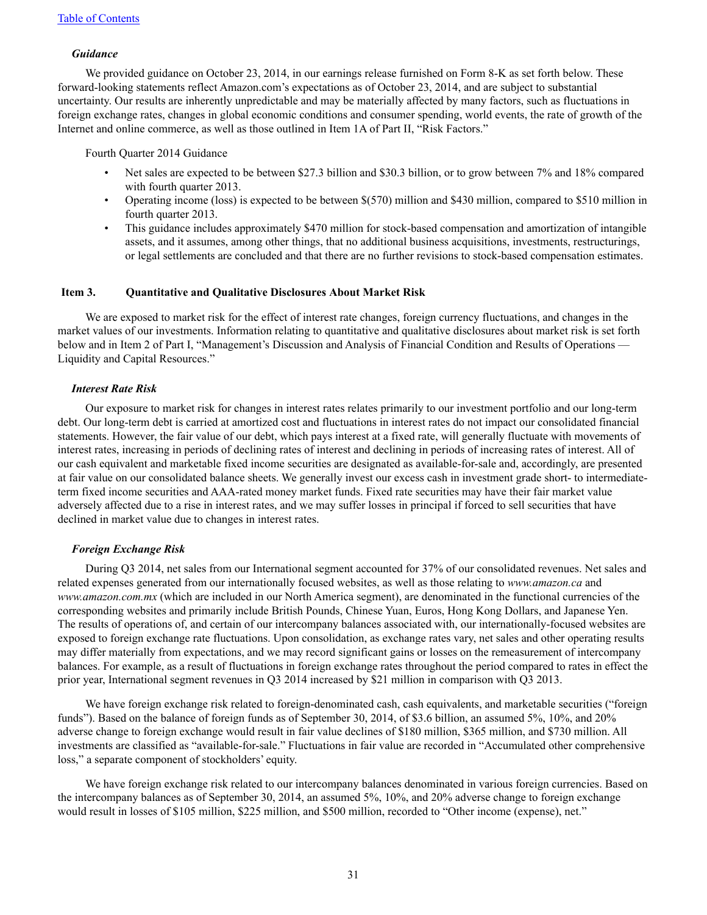### *Guidance*

We provided guidance on October 23, 2014, in our earnings release furnished on Form 8-K as set forth below. These forward-looking statements reflect Amazon.com's expectations as of October 23, 2014, and are subject to substantial uncertainty. Our results are inherently unpredictable and may be materially affected by many factors, such as fluctuations in foreign exchange rates, changes in global economic conditions and consumer spending, world events, the rate of growth of the Internet and online commerce, as well as those outlined in Item 1A of Part II, "Risk Factors."

Fourth Quarter 2014 Guidance

- Net sales are expected to be between $27.3 billion and $30.3 billion, or to grow between 7% and 18% compared with fourth quarter 2013.
- Operating income (loss) is expected to be between $(570) million and $430 million, compared to $510 million in fourth quarter 2013.
- This guidance includes approximately $470 million for stock-based compensation and amortization of intangible assets, and it assumes, among other things, that no additional business acquisitions, investments, restructurings, or legal settlements are concluded and that there are no further revisions to stock-based compensation estimates.

## Item 3. Quantitative and Qualitative Disclosures About Market Risk

We are exposed to market risk for the effect of interest rate changes, foreign currency fluctuations, and changes in the market values of our investments. Information relating to quantitative and qualitative disclosures about market risk is set forth below and in Item 2 of Part I, "Management's Discussion and Analysis of Financial Condition and Results of Operations — Liquidity and Capital Resources."

### *Interest Rate Risk*

Our exposure to market risk for changes in interest rates relates primarily to our investment portfolio and our long-term debt. Our long-term debt is carried at amortized cost and fluctuations in interest rates do not impact our consolidated financial statements. However, the fair value of our debt, which pays interest at a fixed rate, will generally fluctuate with movements of interest rates, increasing in periods of declining rates of interest and declining in periods of increasing rates of interest. All of our cash equivalent and marketable fixed income securities are designated as available-for-sale and, accordingly, are presented at fair value on our consolidated balance sheets. We generally invest our excess cash in investment grade short- to intermediate-term fixed income securities and AAA-rated money market funds. Fixed rate securities may have their fair market value adversely affected due to a rise in interest rates, and we may suffer losses in principal if forced to sell securities that have declined in market value due to changes in interest rates.

### *Foreign Exchange Risk*

During Q3 2014, net sales from our International segment accounted for 37% of our consolidated revenues. Net sales and related expenses generated from our internationally focused websites, as well as those relating to *www.amazon.ca* and *www.amazon.com.mx* (which are included in our North America segment), are denominated in the functional currencies of the corresponding websites and primarily include British Pounds, Chinese Yuan, Euros, Hong Kong Dollars, and Japanese Yen. The results of operations of, and certain of our intercompany balances associated with, our internationally-focused websites are exposed to foreign exchange rate fluctuations. Upon consolidation, as exchange rates vary, net sales and other operating results may differ materially from expectations, and we may record significant gains or losses on the remeasurement of intercompany balances. For example, as a result of fluctuations in foreign exchange rates throughout the period compared to rates in effect the prior year, International segment revenues in Q3 2014 increased by $21 million in comparison with Q3 2013.

We have foreign exchange risk related to foreign-denominated cash, cash equivalents, and marketable securities ("foreign funds"). Based on the balance of foreign funds as of September 30, 2014, of $3.6 billion, an assumed 5%, 10%, and 20% adverse change to foreign exchange would result in fair value declines of $180 million, $365 million, and $730 million. All investments are classified as "available-for-sale." Fluctuations in fair value are recorded in "Accumulated other comprehensive loss," a separate component of stockholders' equity.

We have foreign exchange risk related to our intercompany balances denominated in various foreign currencies. Based on the intercompany balances as of September 30, 2014, an assumed 5%, 10%, and 20% adverse change to foreign exchange would result in losses of $105 million, $225 million, and $500 million, recorded to "Other income (expense), net."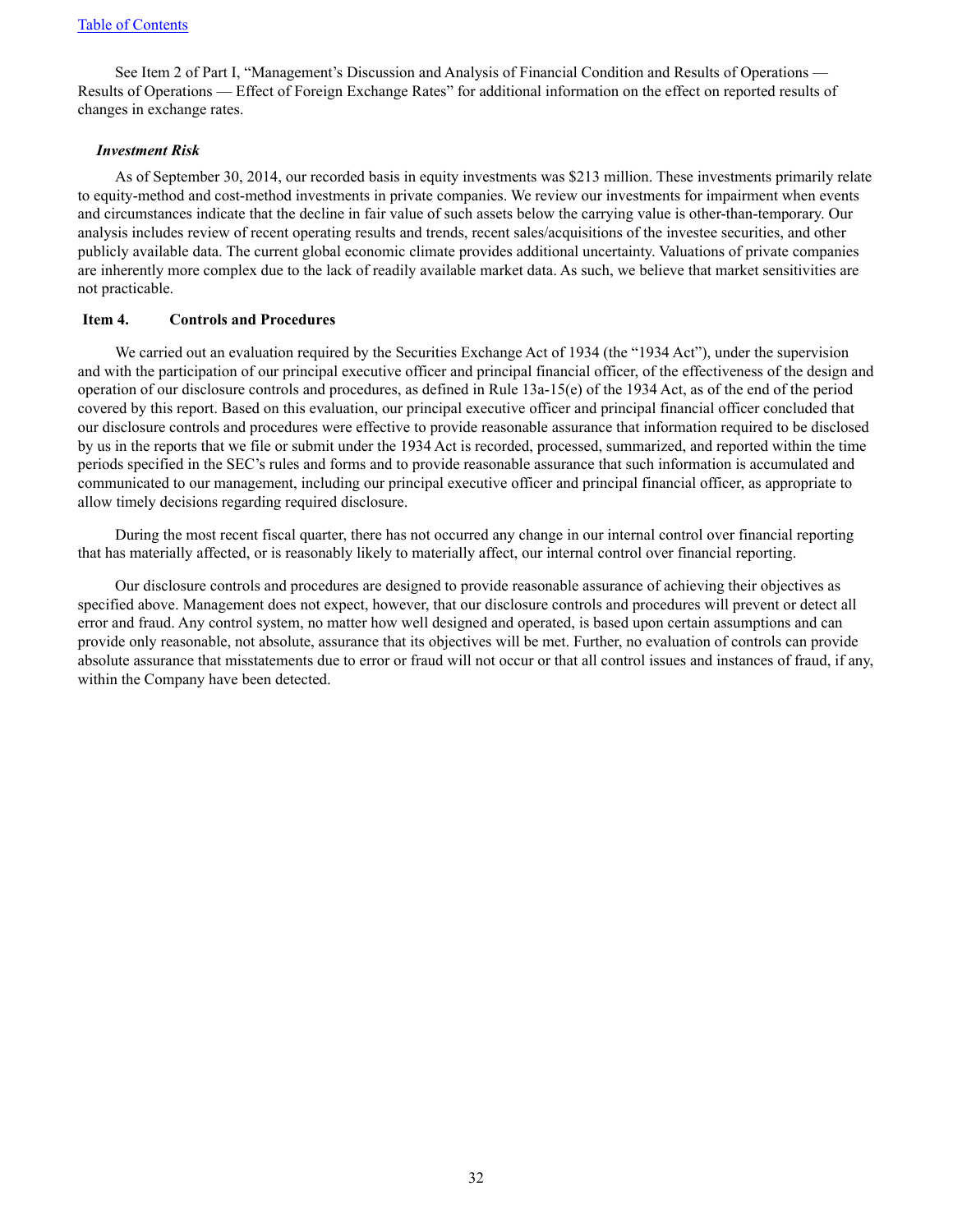See Item 2 of Part I, "Management's Discussion and Analysis of Financial Condition and Results of Operations — Results of Operations — Effect of Foreign Exchange Rates" for additional information on the effect on reported results of changes in exchange rates.

***Investment Risk***

As of September 30, 2014, our recorded basis in equity investments was $213 million. These investments primarily relate to equity-method and cost-method investments in private companies. We review our investments for impairment when events and circumstances indicate that the decline in fair value of such assets below the carrying value is other-than-temporary. Our analysis includes review of recent operating results and trends, recent sales/acquisitions of the investee securities, and other publicly available data. The current global economic climate provides additional uncertainty. Valuations of private companies are inherently more complex due to the lack of readily available market data. As such, we believe that market sensitivities are not practicable.

## Item 4. Controls and Procedures

We carried out an evaluation required by the Securities Exchange Act of 1934 (the "1934 Act"), under the supervision and with the participation of our principal executive officer and principal financial officer, of the effectiveness of the design and operation of our disclosure controls and procedures, as defined in Rule 13a-15(e) of the 1934 Act, as of the end of the period covered by this report. Based on this evaluation, our principal executive officer and principal financial officer concluded that our disclosure controls and procedures were effective to provide reasonable assurance that information required to be disclosed by us in the reports that we file or submit under the 1934 Act is recorded, processed, summarized, and reported within the time periods specified in the SEC's rules and forms and to provide reasonable assurance that such information is accumulated and communicated to our management, including our principal executive officer and principal financial officer, as appropriate to allow timely decisions regarding required disclosure.

During the most recent fiscal quarter, there has not occurred any change in our internal control over financial reporting that has materially affected, or is reasonably likely to materially affect, our internal control over financial reporting.

Our disclosure controls and procedures are designed to provide reasonable assurance of achieving their objectives as specified above. Management does not expect, however, that our disclosure controls and procedures will prevent or detect all error and fraud. Any control system, no matter how well designed and operated, is based upon certain assumptions and can provide only reasonable, not absolute, assurance that its objectives will be met. Further, no evaluation of controls can provide absolute assurance that misstatements due to error or fraud will not occur or that all control issues and instances of fraud, if any, within the Company have been detected.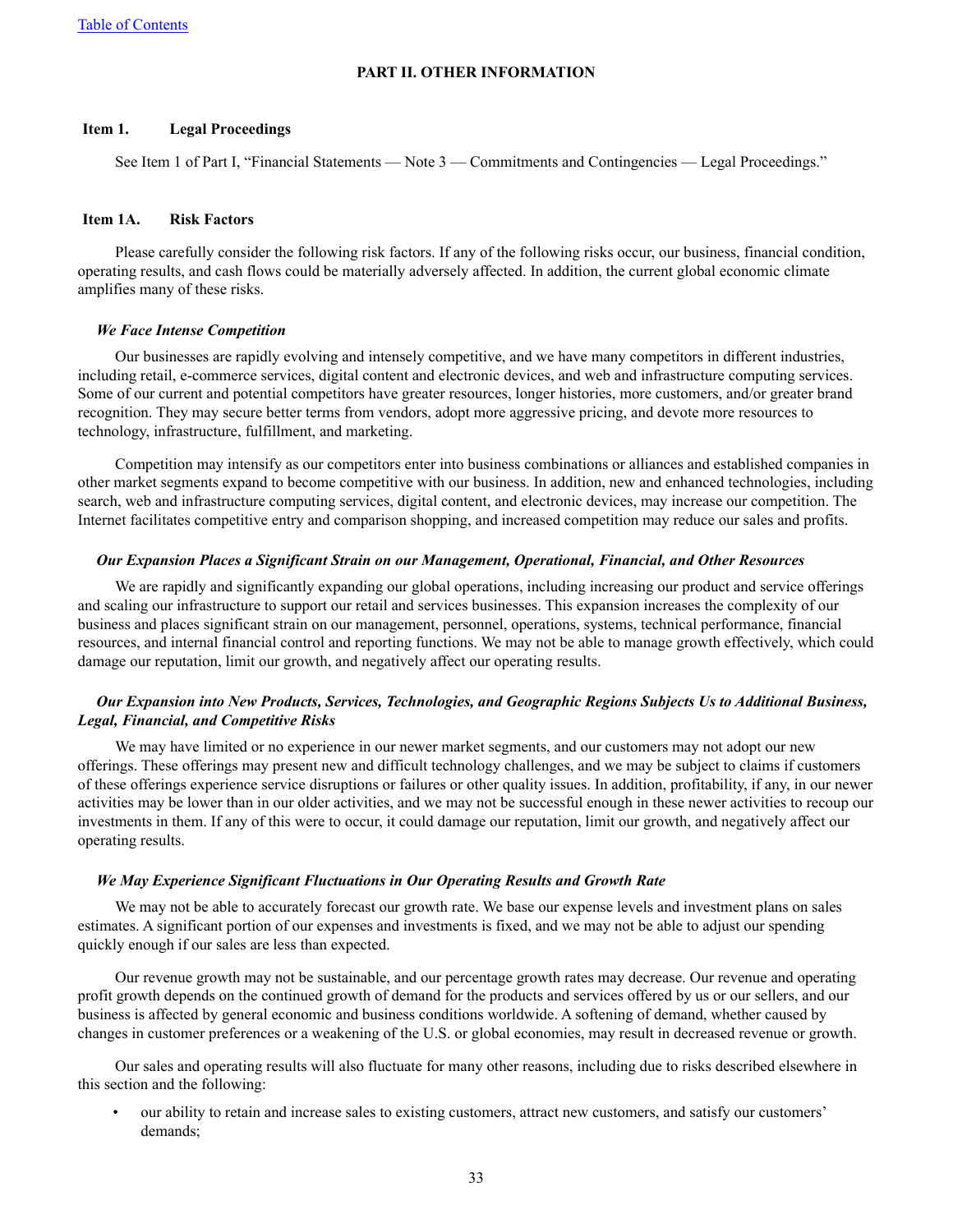## PART II. OTHER INFORMATION

### Item 1. Legal Proceedings

See Item 1 of Part I, "Financial Statements — Note 3 — Commitments and Contingencies — Legal Proceedings."

### Item 1A. Risk Factors

Please carefully consider the following risk factors. If any of the following risks occur, our business, financial condition, operating results, and cash flows could be materially adversely affected. In addition, the current global economic climate amplifies many of these risks.

***We Face Intense Competition***

Our businesses are rapidly evolving and intensely competitive, and we have many competitors in different industries, including retail, e-commerce services, digital content and electronic devices, and web and infrastructure computing services. Some of our current and potential competitors have greater resources, longer histories, more customers, and/or greater brand recognition. They may secure better terms from vendors, adopt more aggressive pricing, and devote more resources to technology, infrastructure, fulfillment, and marketing.

Competition may intensify as our competitors enter into business combinations or alliances and established companies in other market segments expand to become competitive with our business. In addition, new and enhanced technologies, including search, web and infrastructure computing services, digital content, and electronic devices, may increase our competition. The Internet facilitates competitive entry and comparison shopping, and increased competition may reduce our sales and profits.

***Our Expansion Places a Significant Strain on our Management, Operational, Financial, and Other Resources***

We are rapidly and significantly expanding our global operations, including increasing our product and service offerings and scaling our infrastructure to support our retail and services businesses. This expansion increases the complexity of our business and places significant strain on our management, personnel, operations, systems, technical performance, financial resources, and internal financial control and reporting functions. We may not be able to manage growth effectively, which could damage our reputation, limit our growth, and negatively affect our operating results.

***Our Expansion into New Products, Services, Technologies, and Geographic Regions Subjects Us to Additional Business, Legal, Financial, and Competitive Risks***

We may have limited or no experience in our newer market segments, and our customers may not adopt our new offerings. These offerings may present new and difficult technology challenges, and we may be subject to claims if customers of these offerings experience service disruptions or failures or other quality issues. In addition, profitability, if any, in our newer activities may be lower than in our older activities, and we may not be successful enough in these newer activities to recoup our investments in them. If any of this were to occur, it could damage our reputation, limit our growth, and negatively affect our operating results.

***We May Experience Significant Fluctuations in Our Operating Results and Growth Rate***

We may not be able to accurately forecast our growth rate. We base our expense levels and investment plans on sales estimates. A significant portion of our expenses and investments is fixed, and we may not be able to adjust our spending quickly enough if our sales are less than expected.

Our revenue growth may not be sustainable, and our percentage growth rates may decrease. Our revenue and operating profit growth depends on the continued growth of demand for the products and services offered by us or our sellers, and our business is affected by general economic and business conditions worldwide. A softening of demand, whether caused by changes in customer preferences or a weakening of the U.S. or global economies, may result in decreased revenue or growth.

Our sales and operating results will also fluctuate for many other reasons, including due to risks described elsewhere in this section and the following:

- our ability to retain and increase sales to existing customers, attract new customers, and satisfy our customers' demands;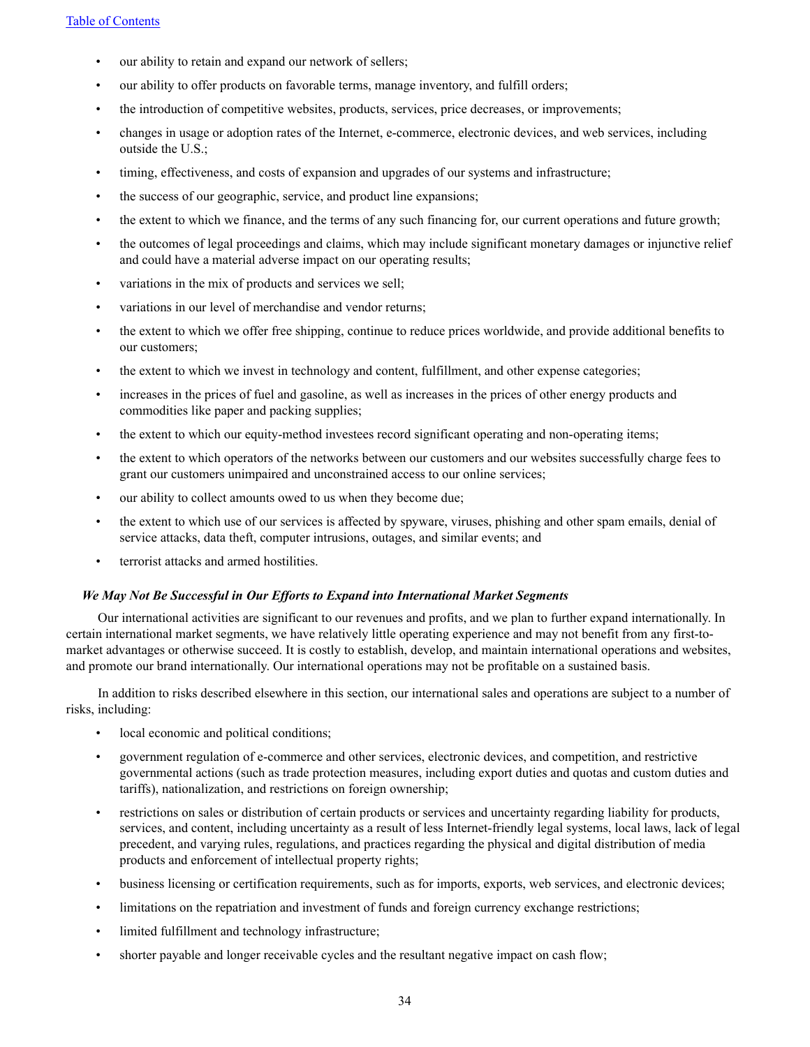- our ability to retain and expand our network of sellers;
- our ability to offer products on favorable terms, manage inventory, and fulfill orders;
- the introduction of competitive websites, products, services, price decreases, or improvements;
- changes in usage or adoption rates of the Internet, e-commerce, electronic devices, and web services, including outside the U.S.;
- timing, effectiveness, and costs of expansion and upgrades of our systems and infrastructure;
- the success of our geographic, service, and product line expansions;
- the extent to which we finance, and the terms of any such financing for, our current operations and future growth;
- the outcomes of legal proceedings and claims, which may include significant monetary damages or injunctive relief and could have a material adverse impact on our operating results;
- variations in the mix of products and services we sell;
- variations in our level of merchandise and vendor returns;
- the extent to which we offer free shipping, continue to reduce prices worldwide, and provide additional benefits to our customers;
- the extent to which we invest in technology and content, fulfillment, and other expense categories;
- increases in the prices of fuel and gasoline, as well as increases in the prices of other energy products and commodities like paper and packing supplies;
- the extent to which our equity-method investees record significant operating and non-operating items;
- the extent to which operators of the networks between our customers and our websites successfully charge fees to grant our customers unimpaired and unconstrained access to our online services;
- our ability to collect amounts owed to us when they become due;
- the extent to which use of our services is affected by spyware, viruses, phishing and other spam emails, denial of service attacks, data theft, computer intrusions, outages, and similar events; and
- terrorist attacks and armed hostilities.

***We May Not Be Successful in Our Efforts to Expand into International Market Segments***

Our international activities are significant to our revenues and profits, and we plan to further expand internationally. In certain international market segments, we have relatively little operating experience and may not benefit from any first-to-market advantages or otherwise succeed. It is costly to establish, develop, and maintain international operations and websites, and promote our brand internationally. Our international operations may not be profitable on a sustained basis.

In addition to risks described elsewhere in this section, our international sales and operations are subject to a number of risks, including:

- local economic and political conditions;
- government regulation of e-commerce and other services, electronic devices, and competition, and restrictive governmental actions (such as trade protection measures, including export duties and quotas and custom duties and tariffs), nationalization, and restrictions on foreign ownership;
- restrictions on sales or distribution of certain products or services and uncertainty regarding liability for products, services, and content, including uncertainty as a result of less Internet-friendly legal systems, local laws, lack of legal precedent, and varying rules, regulations, and practices regarding the physical and digital distribution of media products and enforcement of intellectual property rights;
- business licensing or certification requirements, such as for imports, exports, web services, and electronic devices;
- limitations on the repatriation and investment of funds and foreign currency exchange restrictions;
- limited fulfillment and technology infrastructure;
- shorter payable and longer receivable cycles and the resultant negative impact on cash flow;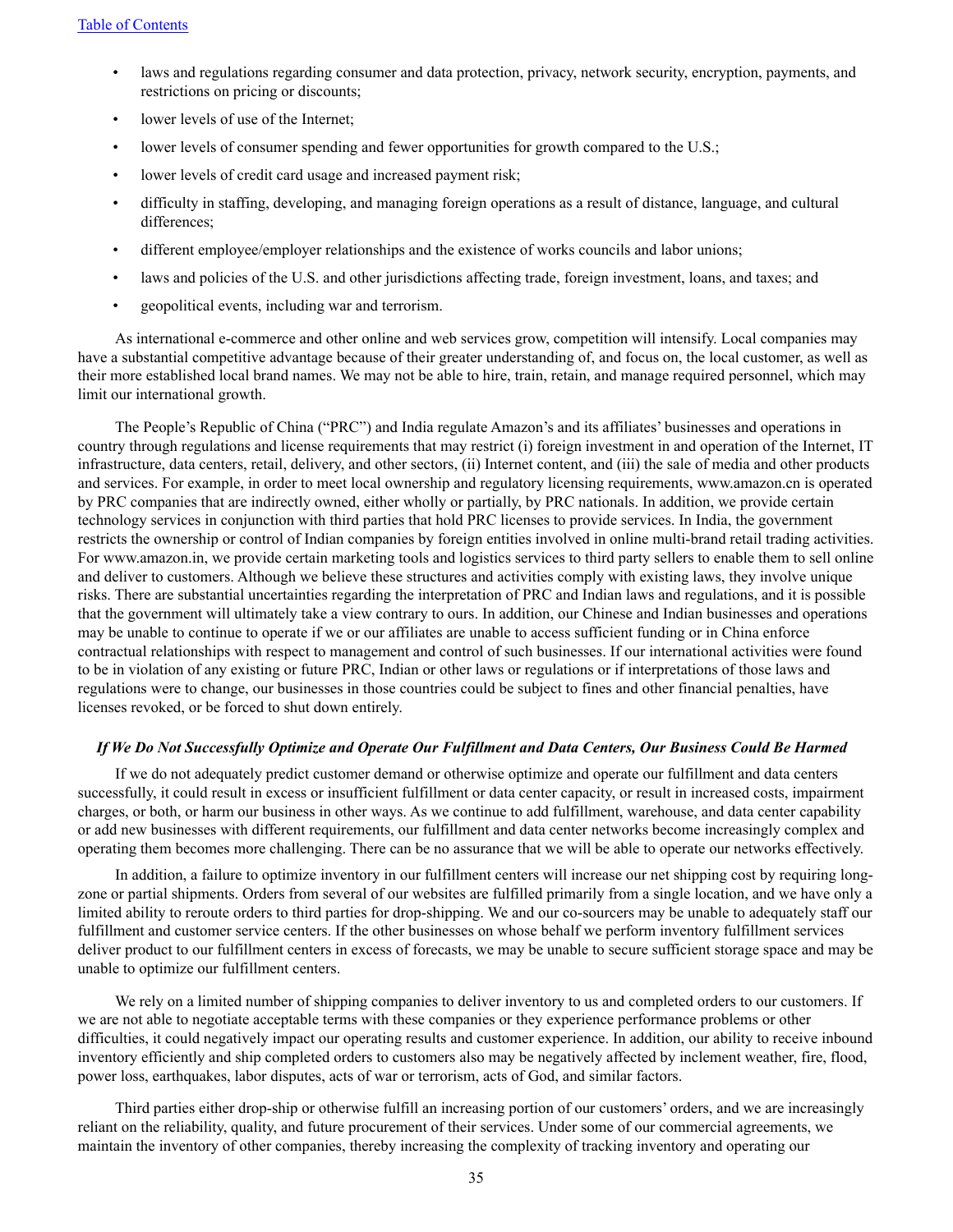- laws and regulations regarding consumer and data protection, privacy, network security, encryption, payments, and restrictions on pricing or discounts;
- lower levels of use of the Internet;
- lower levels of consumer spending and fewer opportunities for growth compared to the U.S.;
- lower levels of credit card usage and increased payment risk;
- difficulty in staffing, developing, and managing foreign operations as a result of distance, language, and cultural differences;
- different employee/employer relationships and the existence of works councils and labor unions;
- laws and policies of the U.S. and other jurisdictions affecting trade, foreign investment, loans, and taxes; and
- geopolitical events, including war and terrorism.

As international e-commerce and other online and web services grow, competition will intensify. Local companies may have a substantial competitive advantage because of their greater understanding of, and focus on, the local customer, as well as their more established local brand names. We may not be able to hire, train, retain, and manage required personnel, which may limit our international growth.

The People's Republic of China ("PRC") and India regulate Amazon's and its affiliates' businesses and operations in country through regulations and license requirements that may restrict (i) foreign investment in and operation of the Internet, IT infrastructure, data centers, retail, delivery, and other sectors, (ii) Internet content, and (iii) the sale of media and other products and services. For example, in order to meet local ownership and regulatory licensing requirements, www.amazon.cn is operated by PRC companies that are indirectly owned, either wholly or partially, by PRC nationals. In addition, we provide certain technology services in conjunction with third parties that hold PRC licenses to provide services. In India, the government restricts the ownership or control of Indian companies by foreign entities involved in online multi-brand retail trading activities. For www.amazon.in, we provide certain marketing tools and logistics services to third party sellers to enable them to sell online and deliver to customers. Although we believe these structures and activities comply with existing laws, they involve unique risks. There are substantial uncertainties regarding the interpretation of PRC and Indian laws and regulations, and it is possible that the government will ultimately take a view contrary to ours. In addition, our Chinese and Indian businesses and operations may be unable to continue to operate if we or our affiliates are unable to access sufficient funding or in China enforce contractual relationships with respect to management and control of such businesses. If our international activities were found to be in violation of any existing or future PRC, Indian or other laws or regulations or if interpretations of those laws and regulations were to change, our businesses in those countries could be subject to fines and other financial penalties, have licenses revoked, or be forced to shut down entirely.

### *If We Do Not Successfully Optimize and Operate Our Fulfillment and Data Centers, Our Business Could Be Harmed*

If we do not adequately predict customer demand or otherwise optimize and operate our fulfillment and data centers successfully, it could result in excess or insufficient fulfillment or data center capacity, or result in increased costs, impairment charges, or both, or harm our business in other ways. As we continue to add fulfillment, warehouse, and data center capability or add new businesses with different requirements, our fulfillment and data center networks become increasingly complex and operating them becomes more challenging. There can be no assurance that we will be able to operate our networks effectively.

In addition, a failure to optimize inventory in our fulfillment centers will increase our net shipping cost by requiring long-zone or partial shipments. Orders from several of our websites are fulfilled primarily from a single location, and we have only a limited ability to reroute orders to third parties for drop-shipping. We and our co-sourcers may be unable to adequately staff our fulfillment and customer service centers. If the other businesses on whose behalf we perform inventory fulfillment services deliver product to our fulfillment centers in excess of forecasts, we may be unable to secure sufficient storage space and may be unable to optimize our fulfillment centers.

We rely on a limited number of shipping companies to deliver inventory to us and completed orders to our customers. If we are not able to negotiate acceptable terms with these companies or they experience performance problems or other difficulties, it could negatively impact our operating results and customer experience. In addition, our ability to receive inbound inventory efficiently and ship completed orders to customers also may be negatively affected by inclement weather, fire, flood, power loss, earthquakes, labor disputes, acts of war or terrorism, acts of God, and similar factors.

Third parties either drop-ship or otherwise fulfill an increasing portion of our customers' orders, and we are increasingly reliant on the reliability, quality, and future procurement of their services. Under some of our commercial agreements, we maintain the inventory of other companies, thereby increasing the complexity of tracking inventory and operating our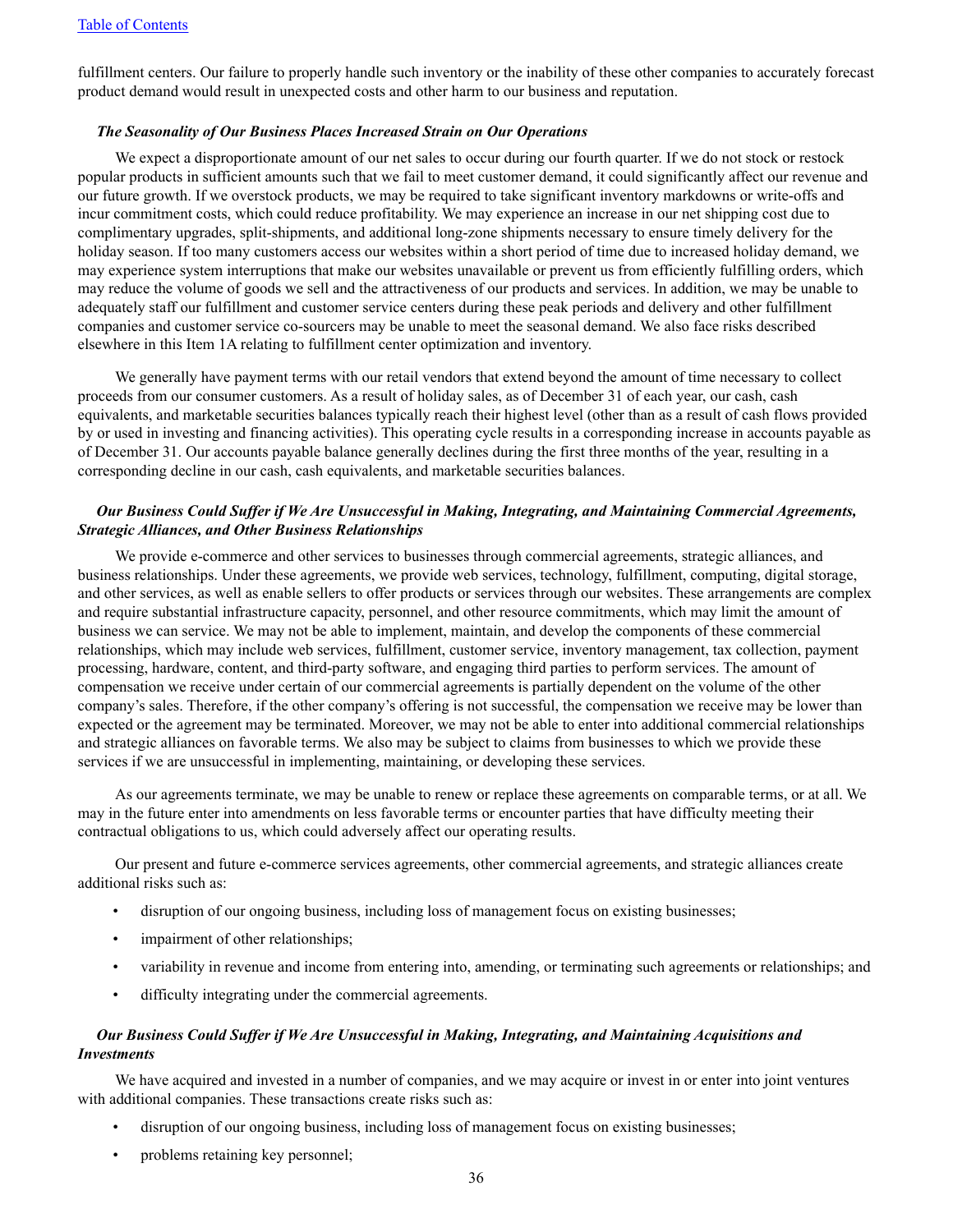fulfillment centers. Our failure to properly handle such inventory or the inability of these other companies to accurately forecast product demand would result in unexpected costs and other harm to our business and reputation.

***The Seasonality of Our Business Places Increased Strain on Our Operations***

We expect a disproportionate amount of our net sales to occur during our fourth quarter. If we do not stock or restock popular products in sufficient amounts such that we fail to meet customer demand, it could significantly affect our revenue and our future growth. If we overstock products, we may be required to take significant inventory markdowns or write-offs and incur commitment costs, which could reduce profitability. We may experience an increase in our net shipping cost due to complimentary upgrades, split-shipments, and additional long-zone shipments necessary to ensure timely delivery for the holiday season. If too many customers access our websites within a short period of time due to increased holiday demand, we may experience system interruptions that make our websites unavailable or prevent us from efficiently fulfilling orders, which may reduce the volume of goods we sell and the attractiveness of our products and services. In addition, we may be unable to adequately staff our fulfillment and customer service centers during these peak periods and delivery and other fulfillment companies and customer service co-sourcers may be unable to meet the seasonal demand. We also face risks described elsewhere in this Item 1A relating to fulfillment center optimization and inventory.

We generally have payment terms with our retail vendors that extend beyond the amount of time necessary to collect proceeds from our consumer customers. As a result of holiday sales, as of December 31 of each year, our cash, cash equivalents, and marketable securities balances typically reach their highest level (other than as a result of cash flows provided by or used in investing and financing activities). This operating cycle results in a corresponding increase in accounts payable as of December 31. Our accounts payable balance generally declines during the first three months of the year, resulting in a corresponding decline in our cash, cash equivalents, and marketable securities balances.

***Our Business Could Suffer if We Are Unsuccessful in Making, Integrating, and Maintaining Commercial Agreements, Strategic Alliances, and Other Business Relationships***

We provide e-commerce and other services to businesses through commercial agreements, strategic alliances, and business relationships. Under these agreements, we provide web services, technology, fulfillment, computing, digital storage, and other services, as well as enable sellers to offer products or services through our websites. These arrangements are complex and require substantial infrastructure capacity, personnel, and other resource commitments, which may limit the amount of business we can service. We may not be able to implement, maintain, and develop the components of these commercial relationships, which may include web services, fulfillment, customer service, inventory management, tax collection, payment processing, hardware, content, and third-party software, and engaging third parties to perform services. The amount of compensation we receive under certain of our commercial agreements is partially dependent on the volume of the other company's sales. Therefore, if the other company's offering is not successful, the compensation we receive may be lower than expected or the agreement may be terminated. Moreover, we may not be able to enter into additional commercial relationships and strategic alliances on favorable terms. We also may be subject to claims from businesses to which we provide these services if we are unsuccessful in implementing, maintaining, or developing these services.

As our agreements terminate, we may be unable to renew or replace these agreements on comparable terms, or at all. We may in the future enter into amendments on less favorable terms or encounter parties that have difficulty meeting their contractual obligations to us, which could adversely affect our operating results.

Our present and future e-commerce services agreements, other commercial agreements, and strategic alliances create additional risks such as:

- disruption of our ongoing business, including loss of management focus on existing businesses;
- impairment of other relationships;
- variability in revenue and income from entering into, amending, or terminating such agreements or relationships; and
- difficulty integrating under the commercial agreements.

***Our Business Could Suffer if We Are Unsuccessful in Making, Integrating, and Maintaining Acquisitions and Investments***

We have acquired and invested in a number of companies, and we may acquire or invest in or enter into joint ventures with additional companies. These transactions create risks such as:

- disruption of our ongoing business, including loss of management focus on existing businesses;
- problems retaining key personnel;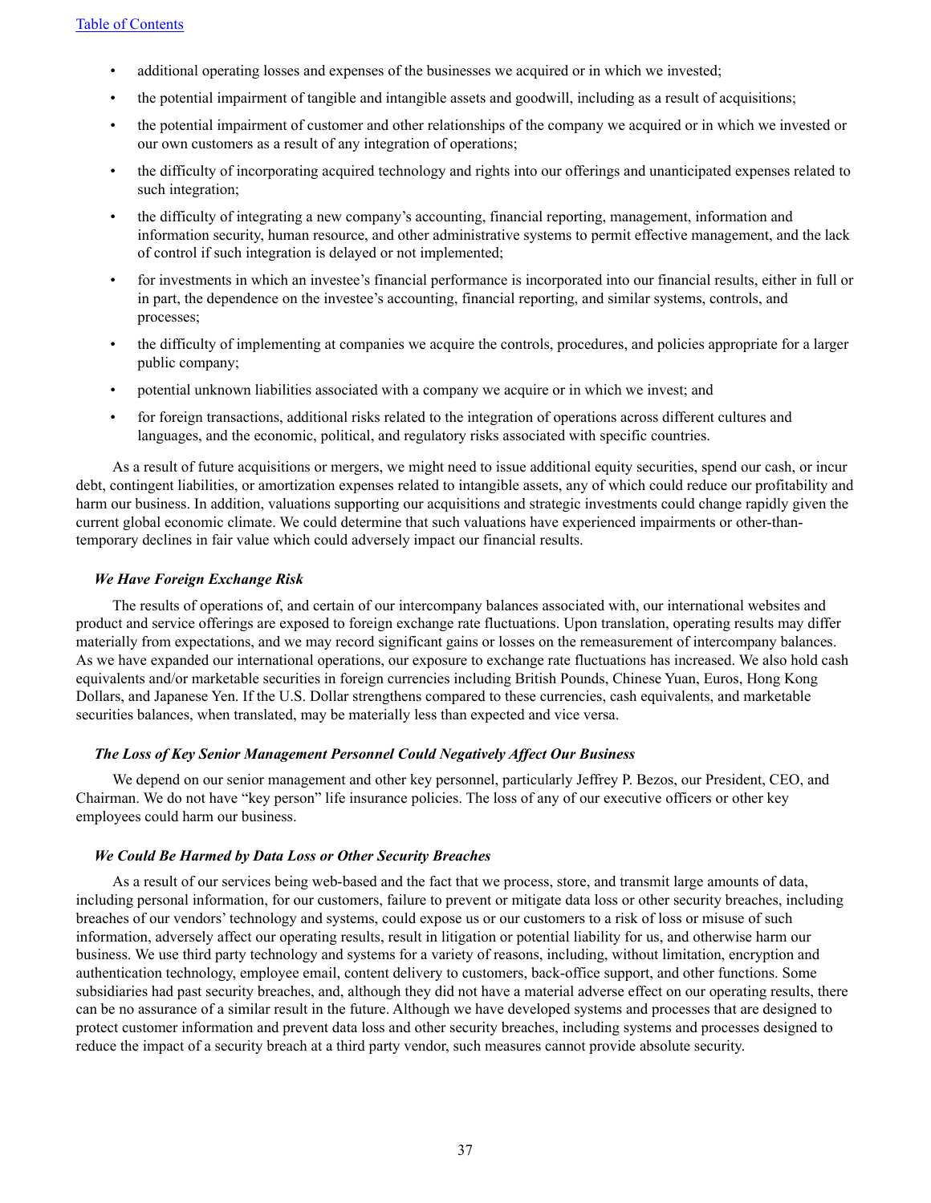- additional operating losses and expenses of the businesses we acquired or in which we invested;
- the potential impairment of tangible and intangible assets and goodwill, including as a result of acquisitions;
- the potential impairment of customer and other relationships of the company we acquired or in which we invested or our own customers as a result of any integration of operations;
- the difficulty of incorporating acquired technology and rights into our offerings and unanticipated expenses related to such integration;
- the difficulty of integrating a new company's accounting, financial reporting, management, information and information security, human resource, and other administrative systems to permit effective management, and the lack of control if such integration is delayed or not implemented;
- for investments in which an investee's financial performance is incorporated into our financial results, either in full or in part, the dependence on the investee's accounting, financial reporting, and similar systems, controls, and processes;
- the difficulty of implementing at companies we acquire the controls, procedures, and policies appropriate for a larger public company;
- potential unknown liabilities associated with a company we acquire or in which we invest; and
- for foreign transactions, additional risks related to the integration of operations across different cultures and languages, and the economic, political, and regulatory risks associated with specific countries.

As a result of future acquisitions or mergers, we might need to issue additional equity securities, spend our cash, or incur debt, contingent liabilities, or amortization expenses related to intangible assets, any of which could reduce our profitability and harm our business. In addition, valuations supporting our acquisitions and strategic investments could change rapidly given the current global economic climate. We could determine that such valuations have experienced impairments or other-than-temporary declines in fair value which could adversely impact our financial results.

***We Have Foreign Exchange Risk***

The results of operations of, and certain of our intercompany balances associated with, our international websites and product and service offerings are exposed to foreign exchange rate fluctuations. Upon translation, operating results may differ materially from expectations, and we may record significant gains or losses on the remeasurement of intercompany balances. As we have expanded our international operations, our exposure to exchange rate fluctuations has increased. We also hold cash equivalents and/or marketable securities in foreign currencies including British Pounds, Chinese Yuan, Euros, Hong Kong Dollars, and Japanese Yen. If the U.S. Dollar strengthens compared to these currencies, cash equivalents, and marketable securities balances, when translated, may be materially less than expected and vice versa.

***The Loss of Key Senior Management Personnel Could Negatively Affect Our Business***

We depend on our senior management and other key personnel, particularly Jeffrey P. Bezos, our President, CEO, and Chairman. We do not have "key person" life insurance policies. The loss of any of our executive officers or other key employees could harm our business.

***We Could Be Harmed by Data Loss or Other Security Breaches***

As a result of our services being web-based and the fact that we process, store, and transmit large amounts of data, including personal information, for our customers, failure to prevent or mitigate data loss or other security breaches, including breaches of our vendors' technology and systems, could expose us or our customers to a risk of loss or misuse of such information, adversely affect our operating results, result in litigation or potential liability for us, and otherwise harm our business. We use third party technology and systems for a variety of reasons, including, without limitation, encryption and authentication technology, employee email, content delivery to customers, back-office support, and other functions. Some subsidiaries had past security breaches, and, although they did not have a material adverse effect on our operating results, there can be no assurance of a similar result in the future. Although we have developed systems and processes that are designed to protect customer information and prevent data loss and other security breaches, including systems and processes designed to reduce the impact of a security breach at a third party vendor, such measures cannot provide absolute security.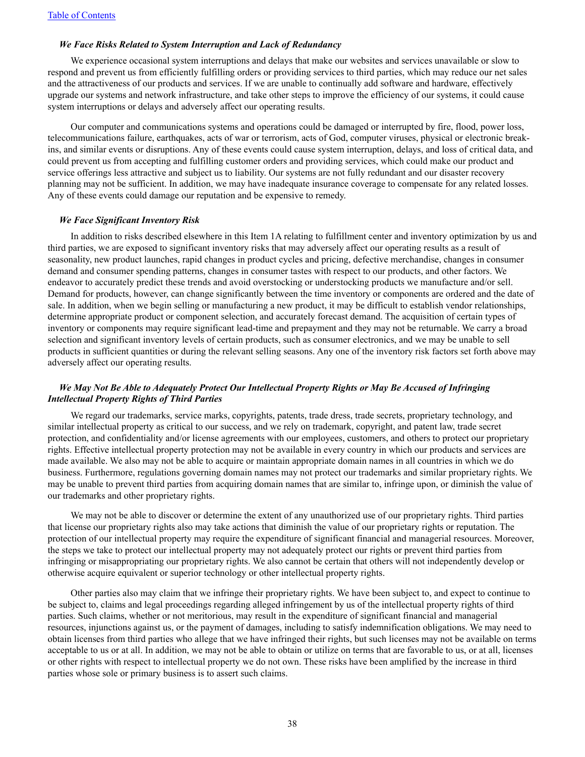### *We Face Risks Related to System Interruption and Lack of Redundancy*

We experience occasional system interruptions and delays that make our websites and services unavailable or slow to respond and prevent us from efficiently fulfilling orders or providing services to third parties, which may reduce our net sales and the attractiveness of our products and services. If we are unable to continually add software and hardware, effectively upgrade our systems and network infrastructure, and take other steps to improve the efficiency of our systems, it could cause system interruptions or delays and adversely affect our operating results.

Our computer and communications systems and operations could be damaged or interrupted by fire, flood, power loss, telecommunications failure, earthquakes, acts of war or terrorism, acts of God, computer viruses, physical or electronic break-ins, and similar events or disruptions. Any of these events could cause system interruption, delays, and loss of critical data, and could prevent us from accepting and fulfilling customer orders and providing services, which could make our product and service offerings less attractive and subject us to liability. Our systems are not fully redundant and our disaster recovery planning may not be sufficient. In addition, we may have inadequate insurance coverage to compensate for any related losses. Any of these events could damage our reputation and be expensive to remedy.

### *We Face Significant Inventory Risk*

In addition to risks described elsewhere in this Item 1A relating to fulfillment center and inventory optimization by us and third parties, we are exposed to significant inventory risks that may adversely affect our operating results as a result of seasonality, new product launches, rapid changes in product cycles and pricing, defective merchandise, changes in consumer demand and consumer spending patterns, changes in consumer tastes with respect to our products, and other factors. We endeavor to accurately predict these trends and avoid overstocking or understocking products we manufacture and/or sell. Demand for products, however, can change significantly between the time inventory or components are ordered and the date of sale. In addition, when we begin selling or manufacturing a new product, it may be difficult to establish vendor relationships, determine appropriate product or component selection, and accurately forecast demand. The acquisition of certain types of inventory or components may require significant lead-time and prepayment and they may not be returnable. We carry a broad selection and significant inventory levels of certain products, such as consumer electronics, and we may be unable to sell products in sufficient quantities or during the relevant selling seasons. Any one of the inventory risk factors set forth above may adversely affect our operating results.

### *We May Not Be Able to Adequately Protect Our Intellectual Property Rights or May Be Accused of Infringing Intellectual Property Rights of Third Parties*

We regard our trademarks, service marks, copyrights, patents, trade dress, trade secrets, proprietary technology, and similar intellectual property as critical to our success, and we rely on trademark, copyright, and patent law, trade secret protection, and confidentiality and/or license agreements with our employees, customers, and others to protect our proprietary rights. Effective intellectual property protection may not be available in every country in which our products and services are made available. We also may not be able to acquire or maintain appropriate domain names in all countries in which we do business. Furthermore, regulations governing domain names may not protect our trademarks and similar proprietary rights. We may be unable to prevent third parties from acquiring domain names that are similar to, infringe upon, or diminish the value of our trademarks and other proprietary rights.

We may not be able to discover or determine the extent of any unauthorized use of our proprietary rights. Third parties that license our proprietary rights also may take actions that diminish the value of our proprietary rights or reputation. The protection of our intellectual property may require the expenditure of significant financial and managerial resources. Moreover, the steps we take to protect our intellectual property may not adequately protect our rights or prevent third parties from infringing or misappropriating our proprietary rights. We also cannot be certain that others will not independently develop or otherwise acquire equivalent or superior technology or other intellectual property rights.

Other parties also may claim that we infringe their proprietary rights. We have been subject to, and expect to continue to be subject to, claims and legal proceedings regarding alleged infringement by us of the intellectual property rights of third parties. Such claims, whether or not meritorious, may result in the expenditure of significant financial and managerial resources, injunctions against us, or the payment of damages, including to satisfy indemnification obligations. We may need to obtain licenses from third parties who allege that we have infringed their rights, but such licenses may not be available on terms acceptable to us or at all. In addition, we may not be able to obtain or utilize on terms that are favorable to us, or at all, licenses or other rights with respect to intellectual property we do not own. These risks have been amplified by the increase in third parties whose sole or primary business is to assert such claims.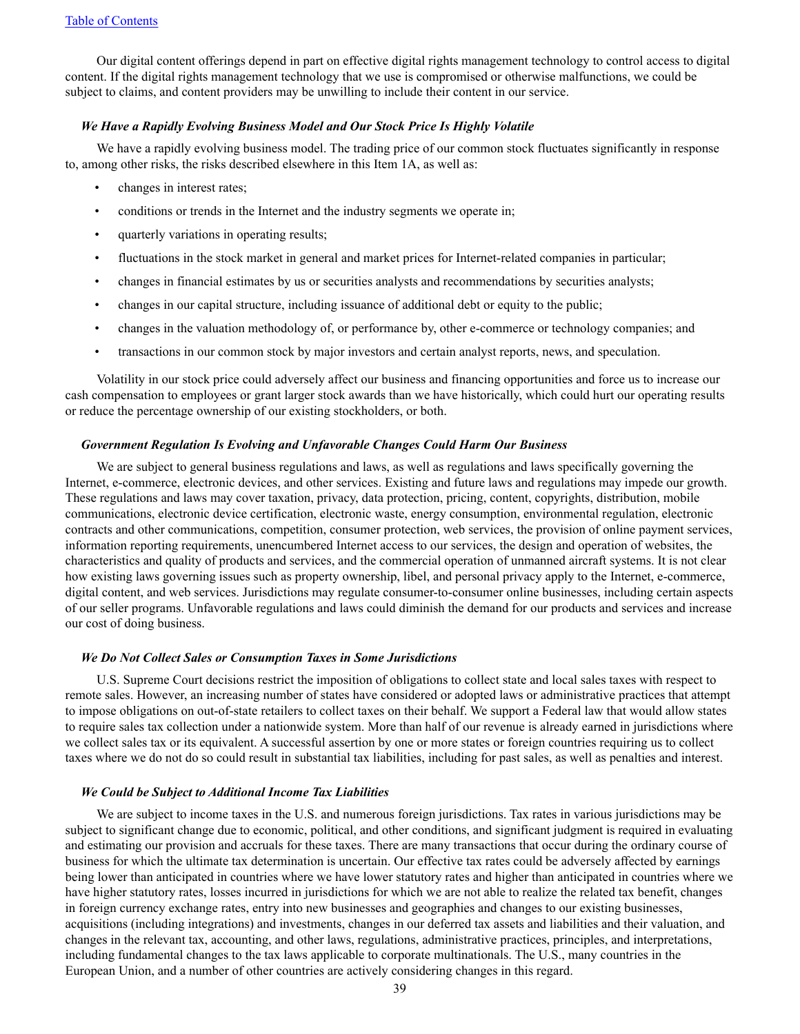Our digital content offerings depend in part on effective digital rights management technology to control access to digital content. If the digital rights management technology that we use is compromised or otherwise malfunctions, we could be subject to claims, and content providers may be unwilling to include their content in our service.

### *We Have a Rapidly Evolving Business Model and Our Stock Price Is Highly Volatile*

We have a rapidly evolving business model. The trading price of our common stock fluctuates significantly in response to, among other risks, the risks described elsewhere in this Item 1A, as well as:

- changes in interest rates;
- conditions or trends in the Internet and the industry segments we operate in;
- quarterly variations in operating results;
- fluctuations in the stock market in general and market prices for Internet-related companies in particular;
- changes in financial estimates by us or securities analysts and recommendations by securities analysts;
- changes in our capital structure, including issuance of additional debt or equity to the public;
- changes in the valuation methodology of, or performance by, other e-commerce or technology companies; and
- transactions in our common stock by major investors and certain analyst reports, news, and speculation.

Volatility in our stock price could adversely affect our business and financing opportunities and force us to increase our cash compensation to employees or grant larger stock awards than we have historically, which could hurt our operating results or reduce the percentage ownership of our existing stockholders, or both.

### *Government Regulation Is Evolving and Unfavorable Changes Could Harm Our Business*

We are subject to general business regulations and laws, as well as regulations and laws specifically governing the Internet, e-commerce, electronic devices, and other services. Existing and future laws and regulations may impede our growth. These regulations and laws may cover taxation, privacy, data protection, pricing, content, copyrights, distribution, mobile communications, electronic device certification, electronic waste, energy consumption, environmental regulation, electronic contracts and other communications, competition, consumer protection, web services, the provision of online payment services, information reporting requirements, unencumbered Internet access to our services, the design and operation of websites, the characteristics and quality of products and services, and the commercial operation of unmanned aircraft systems. It is not clear how existing laws governing issues such as property ownership, libel, and personal privacy apply to the Internet, e-commerce, digital content, and web services. Jurisdictions may regulate consumer-to-consumer online businesses, including certain aspects of our seller programs. Unfavorable regulations and laws could diminish the demand for our products and services and increase our cost of doing business.

### *We Do Not Collect Sales or Consumption Taxes in Some Jurisdictions*

U.S. Supreme Court decisions restrict the imposition of obligations to collect state and local sales taxes with respect to remote sales. However, an increasing number of states have considered or adopted laws or administrative practices that attempt to impose obligations on out-of-state retailers to collect taxes on their behalf. We support a Federal law that would allow states to require sales tax collection under a nationwide system. More than half of our revenue is already earned in jurisdictions where we collect sales tax or its equivalent. A successful assertion by one or more states or foreign countries requiring us to collect taxes where we do not do so could result in substantial tax liabilities, including for past sales, as well as penalties and interest.

### *We Could be Subject to Additional Income Tax Liabilities*

We are subject to income taxes in the U.S. and numerous foreign jurisdictions. Tax rates in various jurisdictions may be subject to significant change due to economic, political, and other conditions, and significant judgment is required in evaluating and estimating our provision and accruals for these taxes. There are many transactions that occur during the ordinary course of business for which the ultimate tax determination is uncertain. Our effective tax rates could be adversely affected by earnings being lower than anticipated in countries where we have lower statutory rates and higher than anticipated in countries where we have higher statutory rates, losses incurred in jurisdictions for which we are not able to realize the related tax benefit, changes in foreign currency exchange rates, entry into new businesses and geographies and changes to our existing businesses, acquisitions (including integrations) and investments, changes in our deferred tax assets and liabilities and their valuation, and changes in the relevant tax, accounting, and other laws, regulations, administrative practices, principles, and interpretations, including fundamental changes to the tax laws applicable to corporate multinationals. The U.S., many countries in the European Union, and a number of other countries are actively considering changes in this regard.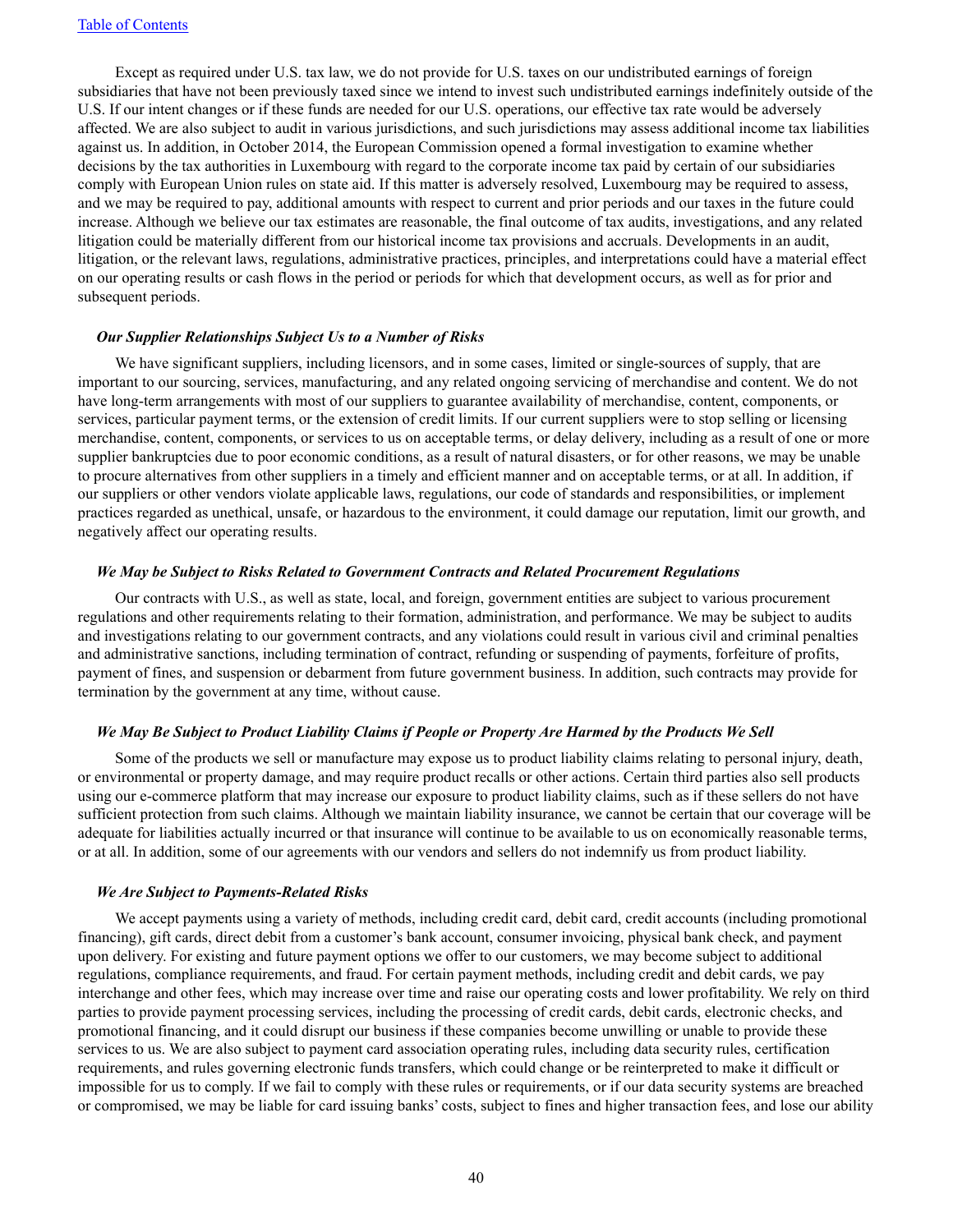Except as required under U.S. tax law, we do not provide for U.S. taxes on our undistributed earnings of foreign subsidiaries that have not been previously taxed since we intend to invest such undistributed earnings indefinitely outside of the U.S. If our intent changes or if these funds are needed for our U.S. operations, our effective tax rate would be adversely affected. We are also subject to audit in various jurisdictions, and such jurisdictions may assess additional income tax liabilities against us. In addition, in October 2014, the European Commission opened a formal investigation to examine whether decisions by the tax authorities in Luxembourg with regard to the corporate income tax paid by certain of our subsidiaries comply with European Union rules on state aid. If this matter is adversely resolved, Luxembourg may be required to assess, and we may be required to pay, additional amounts with respect to current and prior periods and our taxes in the future could increase. Although we believe our tax estimates are reasonable, the final outcome of tax audits, investigations, and any related litigation could be materially different from our historical income tax provisions and accruals. Developments in an audit, litigation, or the relevant laws, regulations, administrative practices, principles, and interpretations could have a material effect on our operating results or cash flows in the period or periods for which that development occurs, as well as for prior and subsequent periods.

***Our Supplier Relationships Subject Us to a Number of Risks***

We have significant suppliers, including licensors, and in some cases, limited or single-sources of supply, that are important to our sourcing, services, manufacturing, and any related ongoing servicing of merchandise and content. We do not have long-term arrangements with most of our suppliers to guarantee availability of merchandise, content, components, or services, particular payment terms, or the extension of credit limits. If our current suppliers were to stop selling or licensing merchandise, content, components, or services to us on acceptable terms, or delay delivery, including as a result of one or more supplier bankruptcies due to poor economic conditions, as a result of natural disasters, or for other reasons, we may be unable to procure alternatives from other suppliers in a timely and efficient manner and on acceptable terms, or at all. In addition, if our suppliers or other vendors violate applicable laws, regulations, our code of standards and responsibilities, or implement practices regarded as unethical, unsafe, or hazardous to the environment, it could damage our reputation, limit our growth, and negatively affect our operating results.

***We May be Subject to Risks Related to Government Contracts and Related Procurement Regulations***

Our contracts with U.S., as well as state, local, and foreign, government entities are subject to various procurement regulations and other requirements relating to their formation, administration, and performance. We may be subject to audits and investigations relating to our government contracts, and any violations could result in various civil and criminal penalties and administrative sanctions, including termination of contract, refunding or suspending of payments, forfeiture of profits, payment of fines, and suspension or debarment from future government business. In addition, such contracts may provide for termination by the government at any time, without cause.

***We May Be Subject to Product Liability Claims if People or Property Are Harmed by the Products We Sell***

Some of the products we sell or manufacture may expose us to product liability claims relating to personal injury, death, or environmental or property damage, and may require product recalls or other actions. Certain third parties also sell products using our e-commerce platform that may increase our exposure to product liability claims, such as if these sellers do not have sufficient protection from such claims. Although we maintain liability insurance, we cannot be certain that our coverage will be adequate for liabilities actually incurred or that insurance will continue to be available to us on economically reasonable terms, or at all. In addition, some of our agreements with our vendors and sellers do not indemnify us from product liability.

***We Are Subject to Payments-Related Risks***

We accept payments using a variety of methods, including credit card, debit card, credit accounts (including promotional financing), gift cards, direct debit from a customer's bank account, consumer invoicing, physical bank check, and payment upon delivery. For existing and future payment options we offer to our customers, we may become subject to additional regulations, compliance requirements, and fraud. For certain payment methods, including credit and debit cards, we pay interchange and other fees, which may increase over time and raise our operating costs and lower profitability. We rely on third parties to provide payment processing services, including the processing of credit cards, debit cards, electronic checks, and promotional financing, and it could disrupt our business if these companies become unwilling or unable to provide these services to us. We are also subject to payment card association operating rules, including data security rules, certification requirements, and rules governing electronic funds transfers, which could change or be reinterpreted to make it difficult or impossible for us to comply. If we fail to comply with these rules or requirements, or if our data security systems are breached or compromised, we may be liable for card issuing banks' costs, subject to fines and higher transaction fees, and lose our ability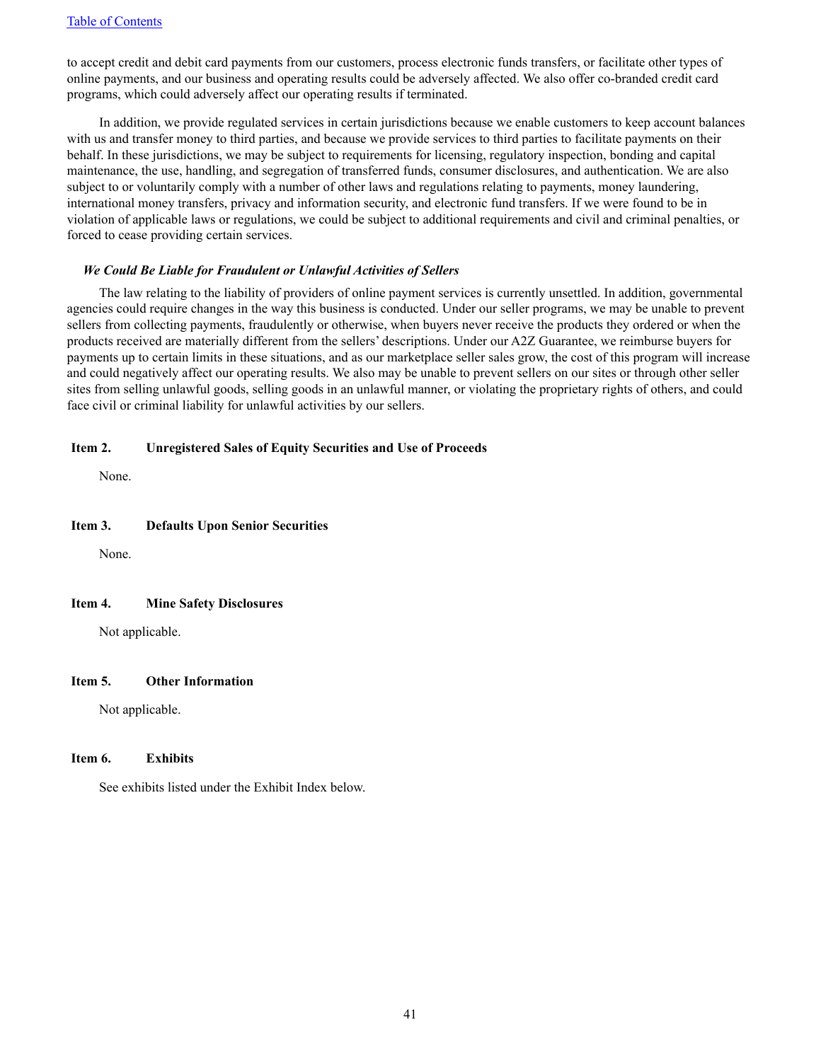to accept credit and debit card payments from our customers, process electronic funds transfers, or facilitate other types of online payments, and our business and operating results could be adversely affected. We also offer co-branded credit card programs, which could adversely affect our operating results if terminated.

In addition, we provide regulated services in certain jurisdictions because we enable customers to keep account balances with us and transfer money to third parties, and because we provide services to third parties to facilitate payments on their behalf. In these jurisdictions, we may be subject to requirements for licensing, regulatory inspection, bonding and capital maintenance, the use, handling, and segregation of transferred funds, consumer disclosures, and authentication. We are also subject to or voluntarily comply with a number of other laws and regulations relating to payments, money laundering, international money transfers, privacy and information security, and electronic fund transfers. If we were found to be in violation of applicable laws or regulations, we could be subject to additional requirements and civil and criminal penalties, or forced to cease providing certain services.

***We Could Be Liable for Fraudulent or Unlawful Activities of Sellers***

The law relating to the liability of providers of online payment services is currently unsettled. In addition, governmental agencies could require changes in the way this business is conducted. Under our seller programs, we may be unable to prevent sellers from collecting payments, fraudulently or otherwise, when buyers never receive the products they ordered or when the products received are materially different from the sellers' descriptions. Under our A2Z Guarantee, we reimburse buyers for payments up to certain limits in these situations, and as our marketplace seller sales grow, the cost of this program will increase and could negatively affect our operating results. We also may be unable to prevent sellers on our sites or through other seller sites from selling unlawful goods, selling goods in an unlawful manner, or violating the proprietary rights of others, and could face civil or criminal liability for unlawful activities by our sellers.

## Item 2. Unregistered Sales of Equity Securities and Use of Proceeds

None.

## Item 3. Defaults Upon Senior Securities

None.

## Item 4. Mine Safety Disclosures

Not applicable.

## Item 5. Other Information

Not applicable.

## Item 6. Exhibits

See exhibits listed under the Exhibit Index below.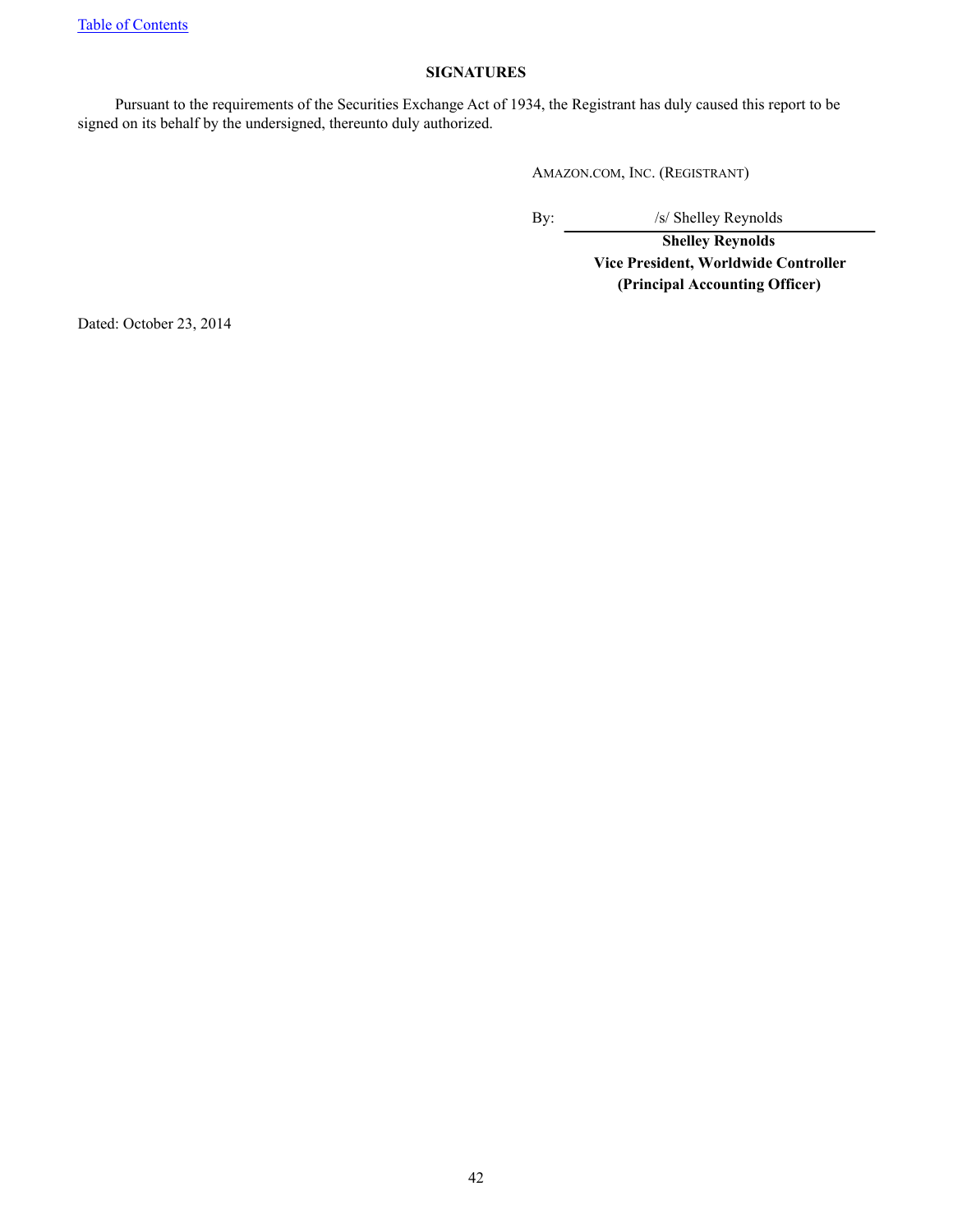[Table of Contents](#)

## SIGNATURES

Pursuant to the requirements of the Securities Exchange Act of 1934, the Registrant has duly caused this report to be signed on its behalf by the undersigned, thereunto duly authorized.

AMAZON.COM, INC. (REGISTRANT)

By: /s/ Shelley Reynolds

**Shelley Reynolds**
**Vice President, Worldwide Controller**
**(Principal Accounting Officer)**

Dated: October 23, 2014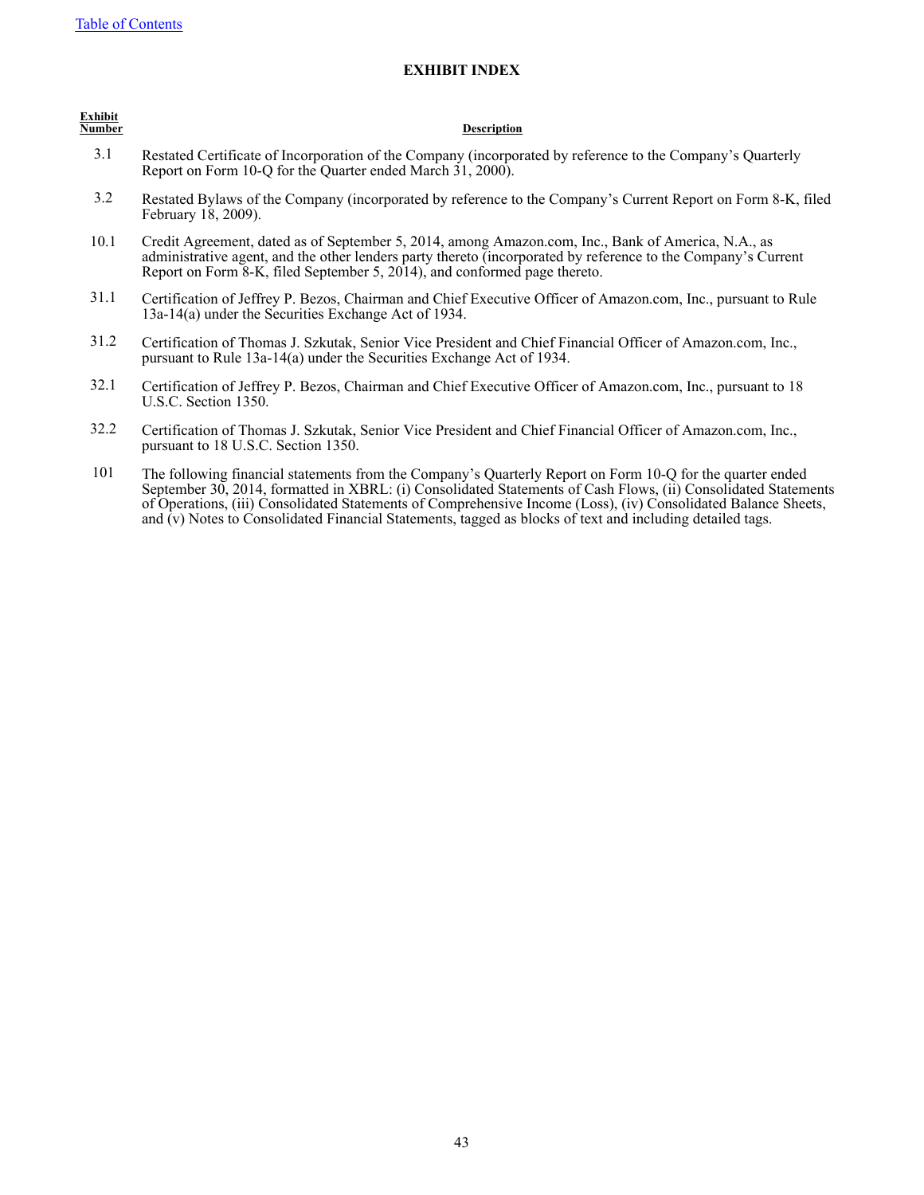[Table of Contents](#)

## EXHIBIT INDEX

| Exhibit Number | Description |
|---|---|
| 3.1 | Restated Certificate of Incorporation of the Company (incorporated by reference to the Company's Quarterly Report on Form 10-Q for the Quarter ended March 31, 2000). |
| 3.2 | Restated Bylaws of the Company (incorporated by reference to the Company's Current Report on Form 8-K, filed February 18, 2009). |
| 10.1 | Credit Agreement, dated as of September 5, 2014, among Amazon.com, Inc., Bank of America, N.A., as administrative agent, and the other lenders party thereto (incorporated by reference to the Company's Current Report on Form 8-K, filed September 5, 2014), and conformed page thereto. |
| 31.1 | Certification of Jeffrey P. Bezos, Chairman and Chief Executive Officer of Amazon.com, Inc., pursuant to Rule 13a-14(a) under the Securities Exchange Act of 1934. |
| 31.2 | Certification of Thomas J. Szkutak, Senior Vice President and Chief Financial Officer of Amazon.com, Inc., pursuant to Rule 13a-14(a) under the Securities Exchange Act of 1934. |
| 32.1 | Certification of Jeffrey P. Bezos, Chairman and Chief Executive Officer of Amazon.com, Inc., pursuant to 18 U.S.C. Section 1350. |
| 32.2 | Certification of Thomas J. Szkutak, Senior Vice President and Chief Financial Officer of Amazon.com, Inc., pursuant to 18 U.S.C. Section 1350. |
| 101 | The following financial statements from the Company's Quarterly Report on Form 10-Q for the quarter ended September 30, 2014, formatted in XBRL: (i) Consolidated Statements of Cash Flows, (ii) Consolidated Statements of Operations, (iii) Consolidated Statements of Comprehensive Income (Loss), (iv) Consolidated Balance Sheets, and (v) Notes to Consolidated Financial Statements, tagged as blocks of text and including detailed tags. |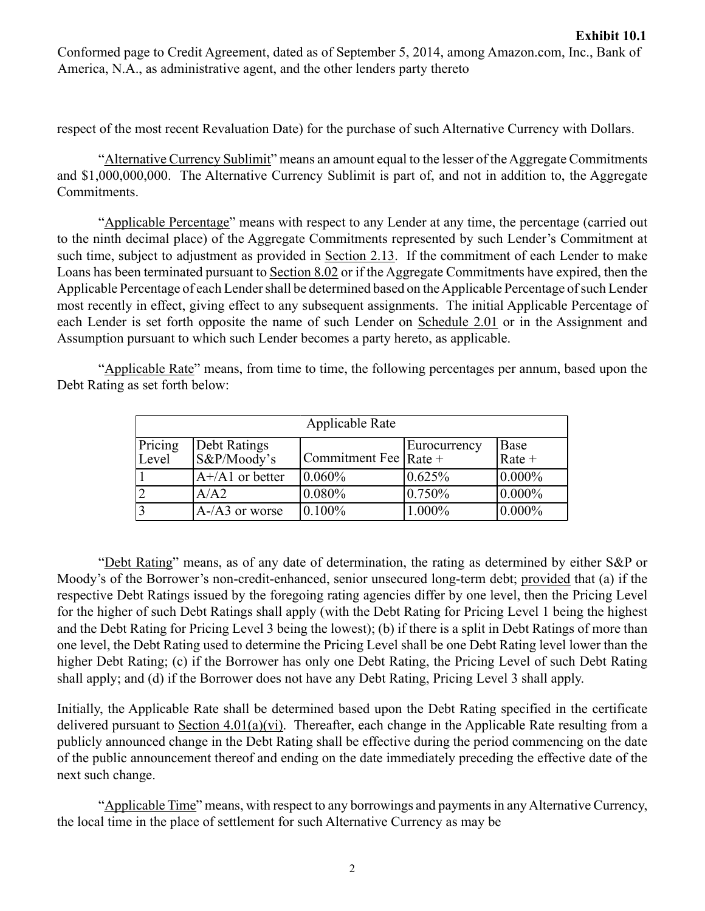**Exhibit 10.1**

Conformed page to Credit Agreement, dated as of September 5, 2014, among Amazon.com, Inc., Bank of America, N.A., as administrative agent, and the other lenders party thereto

respect of the most recent Revaluation Date) for the purchase of such Alternative Currency with Dollars.

"Alternative Currency Sublimit" means an amount equal to the lesser of the Aggregate Commitments and $1,000,000,000. The Alternative Currency Sublimit is part of, and not in addition to, the Aggregate Commitments.

"Applicable Percentage" means with respect to any Lender at any time, the percentage (carried out to the ninth decimal place) of the Aggregate Commitments represented by such Lender's Commitment at such time, subject to adjustment as provided in Section 2.13. If the commitment of each Lender to make Loans has been terminated pursuant to Section 8.02 or if the Aggregate Commitments have expired, then the Applicable Percentage of each Lender shall be determined based on the Applicable Percentage of such Lender most recently in effect, giving effect to any subsequent assignments. The initial Applicable Percentage of each Lender is set forth opposite the name of such Lender on Schedule 2.01 or in the Assignment and Assumption pursuant to which such Lender becomes a party hereto, as applicable.

"Applicable Rate" means, from time to time, the following percentages per annum, based upon the Debt Rating as set forth below:

| Applicable Rate | | | | |
|---|---|---|---|---|
| Pricing Level | Debt Ratings S&P/Moody's | Commitment Fee | Eurocurrency Rate + | Base Rate + |
| 1 | A+/A1 or better | 0.060% | 0.625% | 0.000% |
| 2 | A/A2 | 0.080% | 0.750% | 0.000% |
| 3 | A-/A3 or worse | 0.100% | 1.000% | 0.000% |

"Debt Rating" means, as of any date of determination, the rating as determined by either S&P or Moody's of the Borrower's non-credit-enhanced, senior unsecured long-term debt; provided that (a) if the respective Debt Ratings issued by the foregoing rating agencies differ by one level, then the Pricing Level for the higher of such Debt Ratings shall apply (with the Debt Rating for Pricing Level 1 being the highest and the Debt Rating for Pricing Level 3 being the lowest); (b) if there is a split in Debt Ratings of more than one level, the Debt Rating used to determine the Pricing Level shall be one Debt Rating level lower than the higher Debt Rating; (c) if the Borrower has only one Debt Rating, the Pricing Level of such Debt Rating shall apply; and (d) if the Borrower does not have any Debt Rating, Pricing Level 3 shall apply.

Initially, the Applicable Rate shall be determined based upon the Debt Rating specified in the certificate delivered pursuant to Section 4.01(a)(vi). Thereafter, each change in the Applicable Rate resulting from a publicly announced change in the Debt Rating shall be effective during the period commencing on the date of the public announcement thereof and ending on the date immediately preceding the effective date of the next such change.

"Applicable Time" means, with respect to any borrowings and payments in any Alternative Currency, the local time in the place of settlement for such Alternative Currency as may be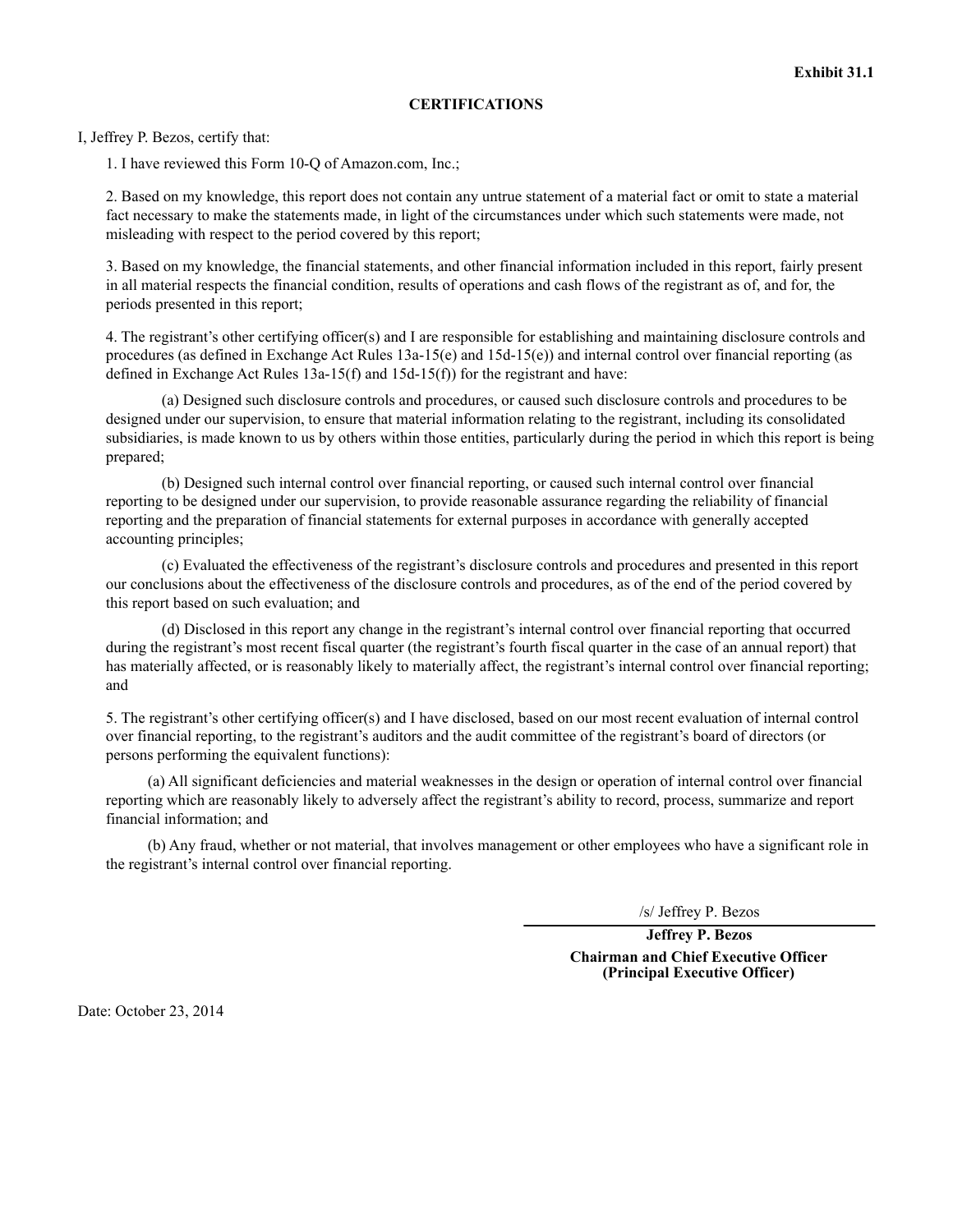**Exhibit 31.1**

**CERTIFICATIONS**

I, Jeffrey P. Bezos, certify that:

1. I have reviewed this Form 10-Q of Amazon.com, Inc.;

2. Based on my knowledge, this report does not contain any untrue statement of a material fact or omit to state a material fact necessary to make the statements made, in light of the circumstances under which such statements were made, not misleading with respect to the period covered by this report;

3. Based on my knowledge, the financial statements, and other financial information included in this report, fairly present in all material respects the financial condition, results of operations and cash flows of the registrant as of, and for, the periods presented in this report;

4. The registrant's other certifying officer(s) and I are responsible for establishing and maintaining disclosure controls and procedures (as defined in Exchange Act Rules 13a-15(e) and 15d-15(e)) and internal control over financial reporting (as defined in Exchange Act Rules 13a-15(f) and 15d-15(f)) for the registrant and have:

(a) Designed such disclosure controls and procedures, or caused such disclosure controls and procedures to be designed under our supervision, to ensure that material information relating to the registrant, including its consolidated subsidiaries, is made known to us by others within those entities, particularly during the period in which this report is being prepared;

(b) Designed such internal control over financial reporting, or caused such internal control over financial reporting to be designed under our supervision, to provide reasonable assurance regarding the reliability of financial reporting and the preparation of financial statements for external purposes in accordance with generally accepted accounting principles;

(c) Evaluated the effectiveness of the registrant's disclosure controls and procedures and presented in this report our conclusions about the effectiveness of the disclosure controls and procedures, as of the end of the period covered by this report based on such evaluation; and

(d) Disclosed in this report any change in the registrant's internal control over financial reporting that occurred during the registrant's most recent fiscal quarter (the registrant's fourth fiscal quarter in the case of an annual report) that has materially affected, or is reasonably likely to materially affect, the registrant's internal control over financial reporting; and

5. The registrant's other certifying officer(s) and I have disclosed, based on our most recent evaluation of internal control over financial reporting, to the registrant's auditors and the audit committee of the registrant's board of directors (or persons performing the equivalent functions):

(a) All significant deficiencies and material weaknesses in the design or operation of internal control over financial reporting which are reasonably likely to adversely affect the registrant's ability to record, process, summarize and report financial information; and

(b) Any fraud, whether or not material, that involves management or other employees who have a significant role in the registrant's internal control over financial reporting.

/s/ Jeffrey P. Bezos

**Jeffrey P. Bezos**
**Chairman and Chief Executive Officer**
**(Principal Executive Officer)**

Date: October 23, 2014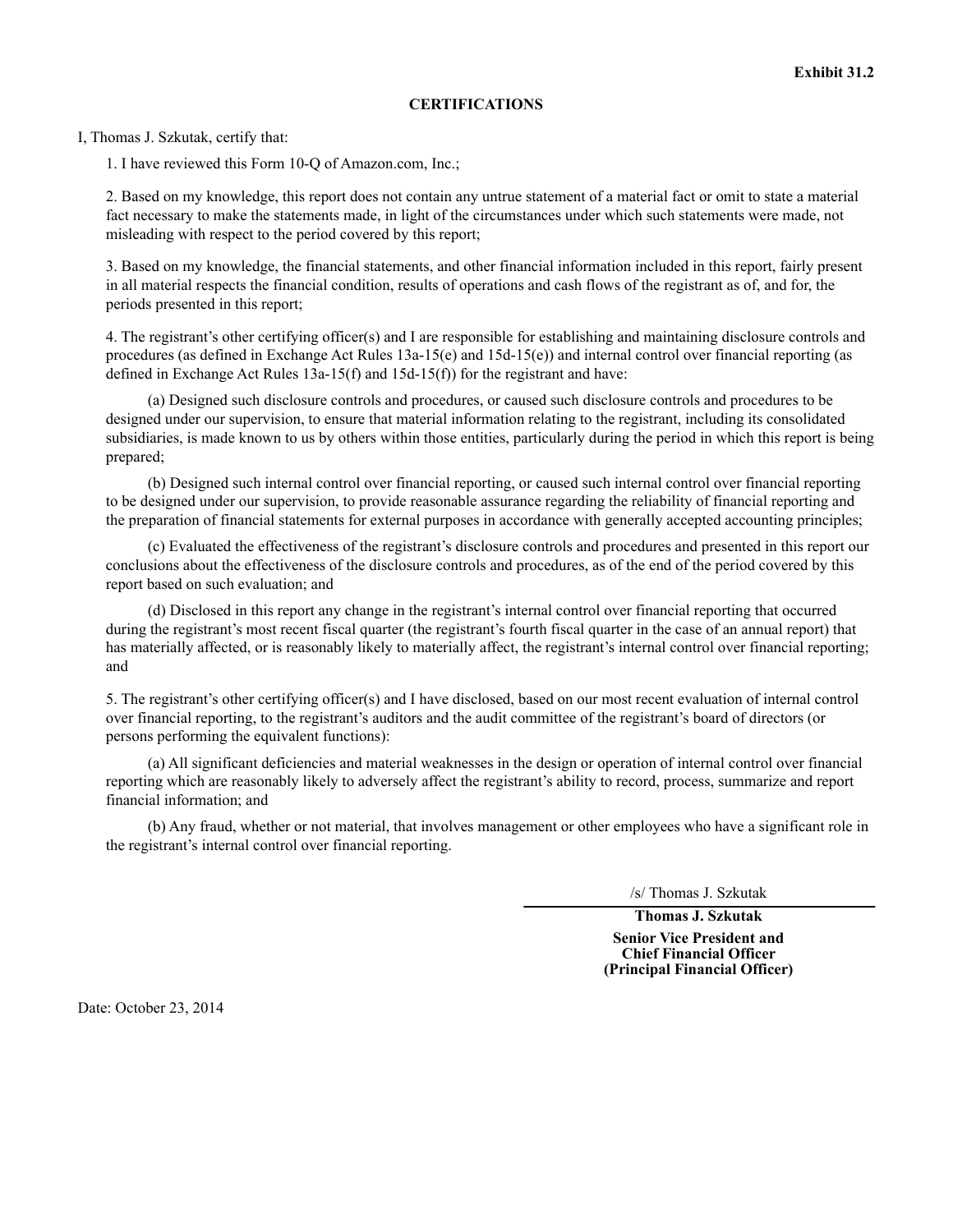**Exhibit 31.2**

## CERTIFICATIONS

I, Thomas J. Szkutak, certify that:

1. I have reviewed this Form 10-Q of Amazon.com, Inc.;

2. Based on my knowledge, this report does not contain any untrue statement of a material fact or omit to state a material fact necessary to make the statements made, in light of the circumstances under which such statements were made, not misleading with respect to the period covered by this report;

3. Based on my knowledge, the financial statements, and other financial information included in this report, fairly present in all material respects the financial condition, results of operations and cash flows of the registrant as of, and for, the periods presented in this report;

4. The registrant's other certifying officer(s) and I are responsible for establishing and maintaining disclosure controls and procedures (as defined in Exchange Act Rules 13a-15(e) and 15d-15(e)) and internal control over financial reporting (as defined in Exchange Act Rules 13a-15(f) and 15d-15(f)) for the registrant and have:

(a) Designed such disclosure controls and procedures, or caused such disclosure controls and procedures to be designed under our supervision, to ensure that material information relating to the registrant, including its consolidated subsidiaries, is made known to us by others within those entities, particularly during the period in which this report is being prepared;

(b) Designed such internal control over financial reporting, or caused such internal control over financial reporting to be designed under our supervision, to provide reasonable assurance regarding the reliability of financial reporting and the preparation of financial statements for external purposes in accordance with generally accepted accounting principles;

(c) Evaluated the effectiveness of the registrant's disclosure controls and procedures and presented in this report our conclusions about the effectiveness of the disclosure controls and procedures, as of the end of the period covered by this report based on such evaluation; and

(d) Disclosed in this report any change in the registrant's internal control over financial reporting that occurred during the registrant's most recent fiscal quarter (the registrant's fourth fiscal quarter in the case of an annual report) that has materially affected, or is reasonably likely to materially affect, the registrant's internal control over financial reporting; and

5. The registrant's other certifying officer(s) and I have disclosed, based on our most recent evaluation of internal control over financial reporting, to the registrant's auditors and the audit committee of the registrant's board of directors (or persons performing the equivalent functions):

(a) All significant deficiencies and material weaknesses in the design or operation of internal control over financial reporting which are reasonably likely to adversely affect the registrant's ability to record, process, summarize and report financial information; and

(b) Any fraud, whether or not material, that involves management or other employees who have a significant role in the registrant's internal control over financial reporting.

/s/ Thomas J. Szkutak

**Thomas J. Szkutak**
**Senior Vice President and Chief Financial Officer (Principal Financial Officer)**

Date: October 23, 2014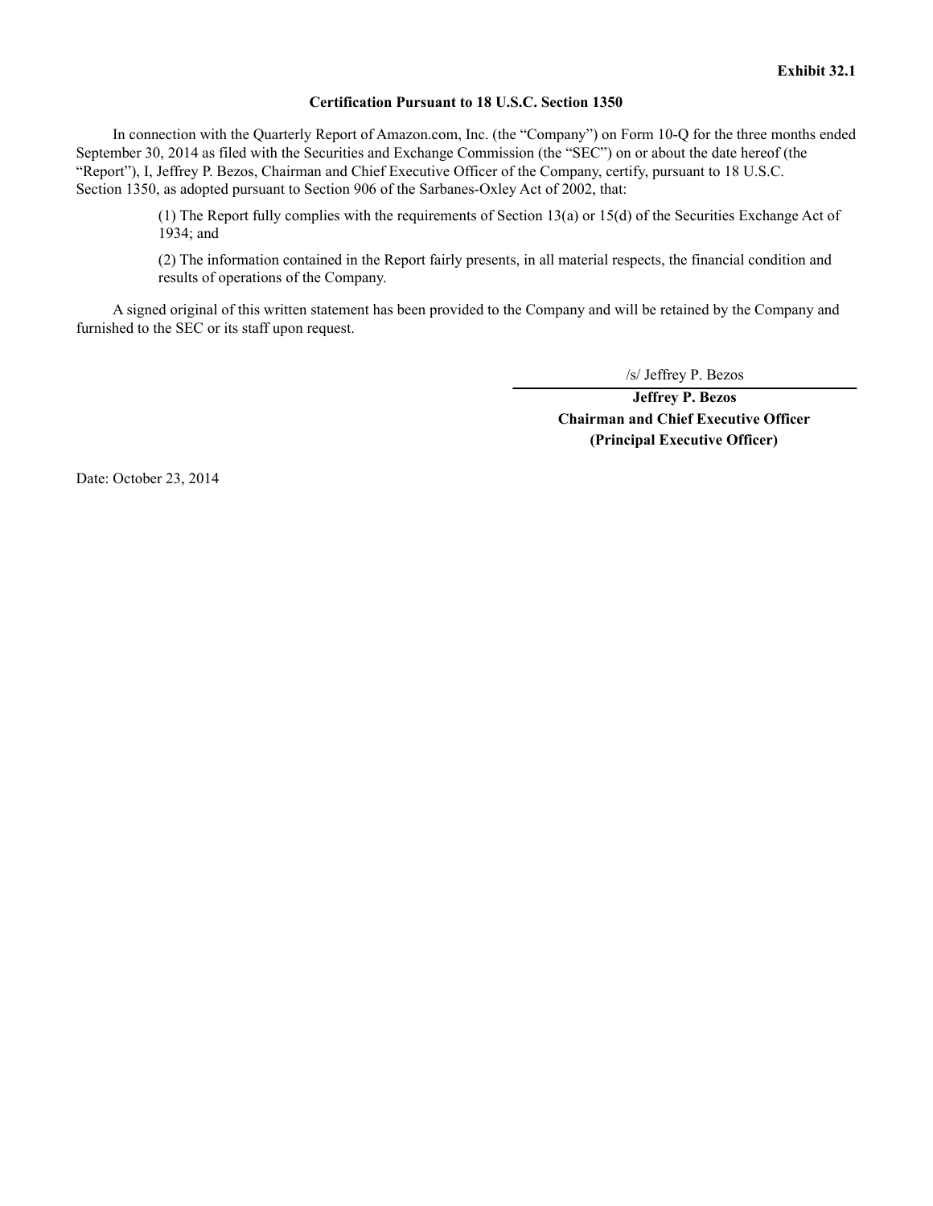**Exhibit 32.1**

**Certification Pursuant to 18 U.S.C. Section 1350**

In connection with the Quarterly Report of Amazon.com, Inc. (the “Company”) on Form 10-Q for the three months ended September 30, 2014 as filed with the Securities and Exchange Commission (the “SEC”) on or about the date hereof (the “Report”), I, Jeffrey P. Bezos, Chairman and Chief Executive Officer of the Company, certify, pursuant to 18 U.S.C. Section 1350, as adopted pursuant to Section 906 of the Sarbanes-Oxley Act of 2002, that:

(1) The Report fully complies with the requirements of Section 13(a) or 15(d) of the Securities Exchange Act of 1934; and

(2) The information contained in the Report fairly presents, in all material respects, the financial condition and results of operations of the Company.

A signed original of this written statement has been provided to the Company and will be retained by the Company and furnished to the SEC or its staff upon request.

/s/ Jeffrey P. Bezos

**Jeffrey P. Bezos**
**Chairman and Chief Executive Officer**
**(Principal Executive Officer)**

Date: October 23, 2014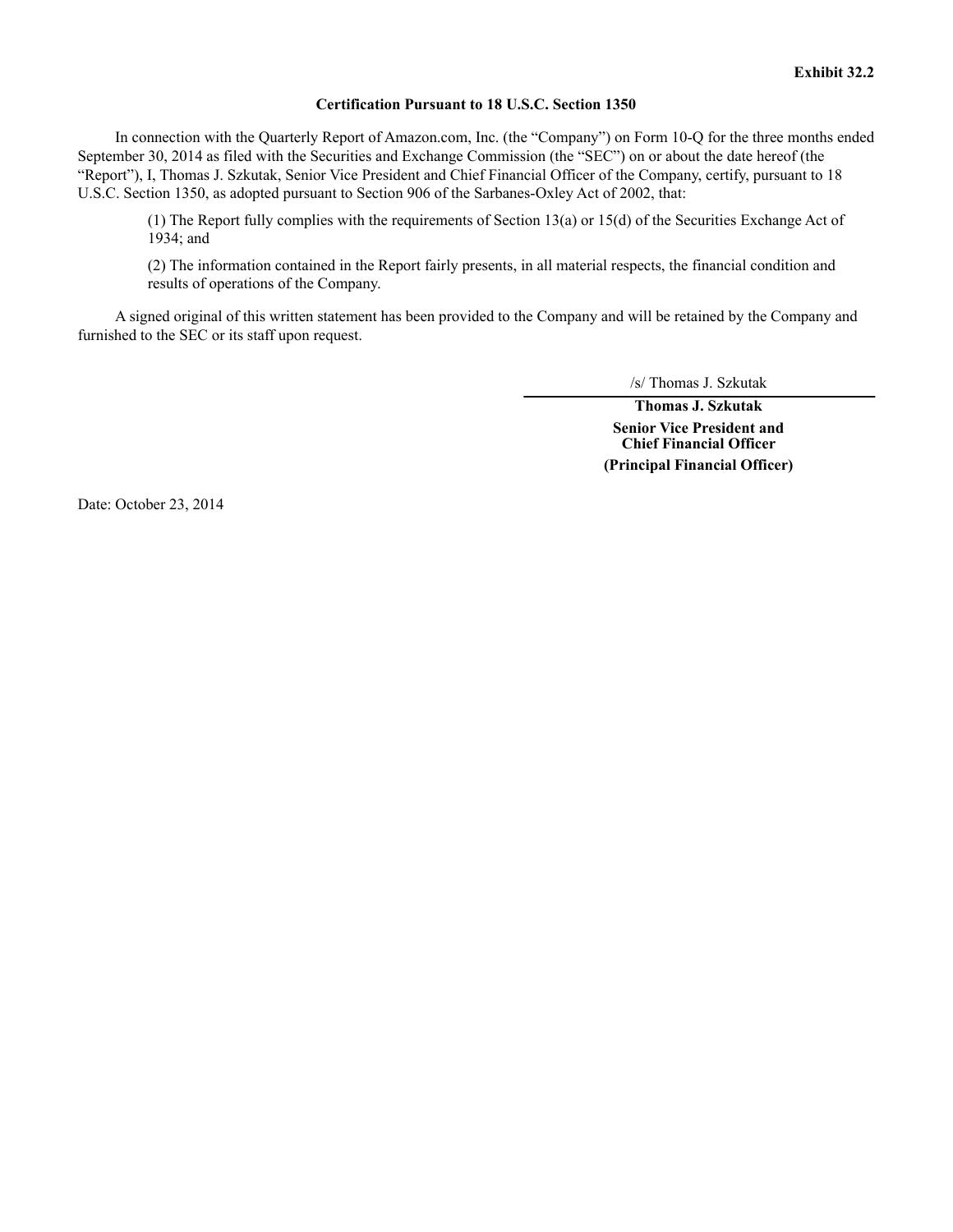**Exhibit 32.2**

**Certification Pursuant to 18 U.S.C. Section 1350**

In connection with the Quarterly Report of Amazon.com, Inc. (the "Company") on Form 10-Q for the three months ended September 30, 2014 as filed with the Securities and Exchange Commission (the "SEC") on or about the date hereof (the "Report"), I, Thomas J. Szkutak, Senior Vice President and Chief Financial Officer of the Company, certify, pursuant to 18 U.S.C. Section 1350, as adopted pursuant to Section 906 of the Sarbanes-Oxley Act of 2002, that:

(1) The Report fully complies with the requirements of Section 13(a) or 15(d) of the Securities Exchange Act of 1934; and

(2) The information contained in the Report fairly presents, in all material respects, the financial condition and results of operations of the Company.

A signed original of this written statement has been provided to the Company and will be retained by the Company and furnished to the SEC or its staff upon request.

/s/ Thomas J. Szkutak

**Thomas J. Szkutak**
**Senior Vice President and Chief Financial Officer**
**(Principal Financial Officer)**

Date: October 23, 2014